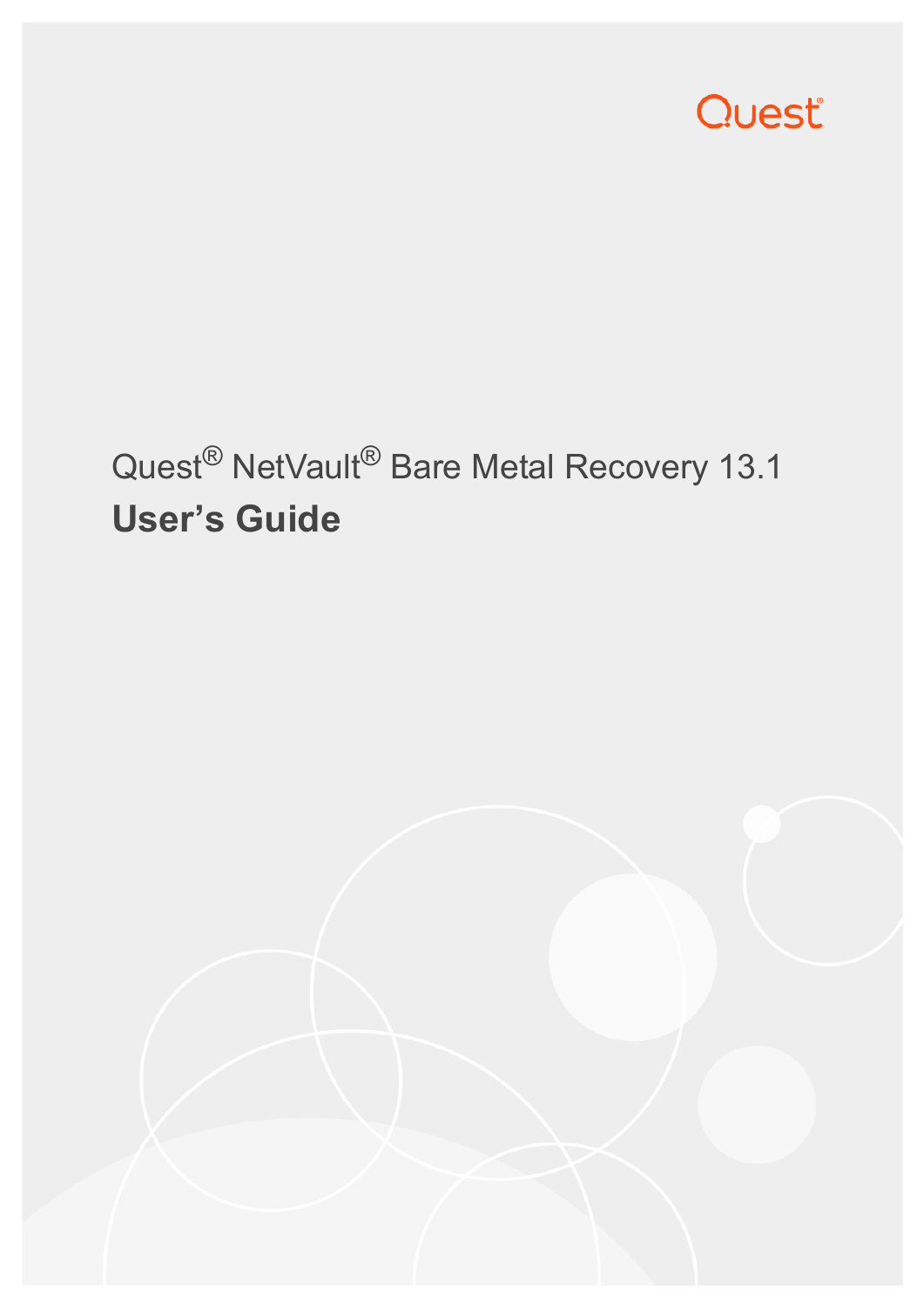Quest

# Quest® NetVault® Bare Metal Recovery 13.1

## User's Guide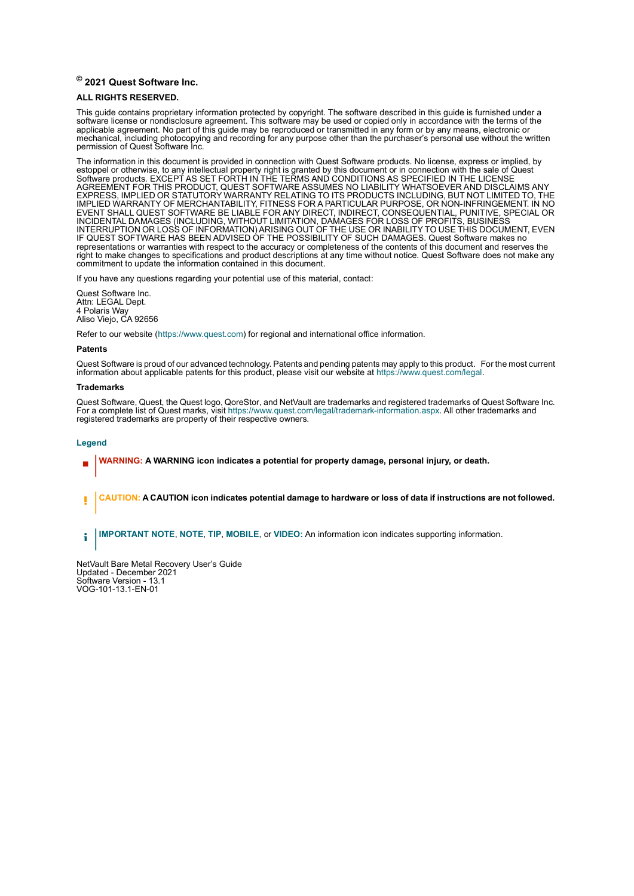**© 2021 Quest Software Inc.**

**ALL RIGHTS RESERVED.**

This guide contains proprietary information protected by copyright. The software described in this guide is furnished under a software license or nondisclosure agreement. This software may be used or copied only in accordance with the terms of the applicable agreement. No part of this guide may be reproduced or transmitted in any form or by any means, electronic or mechanical, including photocopying and recording for any purpose other than the purchaser's personal use without the written permission of Quest Software Inc.

The information in this document is provided in connection with Quest Software products. No license, express or implied, by estoppel or otherwise, to any intellectual property right is granted by this document or in connection with the sale of Quest Software products. EXCEPT AS SET FORTH IN THE TERMS AND CONDITIONS AS SPECIFIED IN THE LICENSE AGREEMENT FOR THIS PRODUCT, QUEST SOFTWARE ASSUMES NO LIABILITY WHATSOEVER AND DISCLAIMS ANY EXPRESS, IMPLIED OR STATUTORY WARRANTY RELATING TO ITS PRODUCTS INCLUDING, BUT NOT LIMITED TO, THE IMPLIED WARRANTY OF MERCHANTABILITY, FITNESS FOR A PARTICULAR PURPOSE, OR NON-INFRINGEMENT. IN NO EVENT SHALL QUEST SOFTWARE BE LIABLE FOR ANY DIRECT, INDIRECT, CONSEQUENTIAL, PUNITIVE, SPECIAL OR INCIDENTAL DAMAGES (INCLUDING, WITHOUT LIMITATION, DAMAGES FOR LOSS OF PROFITS, BUSINESS INTERRUPTION OR LOSS OF INFORMATION) ARISING OUT OF THE USE OR INABILITY TO USE THIS DOCUMENT, EVEN IF QUEST SOFTWARE HAS BEEN ADVISED OF THE POSSIBILITY OF SUCH DAMAGES. Quest Software makes no representations or warranties with respect to the accuracy or completeness of the contents of this document and reserves the right to make changes to specifications and product descriptions at any time without notice. Quest Software does not make any commitment to update the information contained in this document.

If you have any questions regarding your potential use of this material, contact:

Quest Software Inc.
Attn: LEGAL Dept.
4 Polaris Way
Aliso Viejo, CA 92656

Refer to our website (https://www.quest.com) for regional and international office information.

**Patents**

Quest Software is proud of our advanced technology. Patents and pending patents may apply to this product. For the most current information about applicable patents for this product, please visit our website at https://www.quest.com/legal.

**Trademarks**

Quest Software, Quest, the Quest logo, QoreStor, and NetVault are trademarks and registered trademarks of Quest Software Inc. For a complete list of Quest marks, visit https://www.quest.com/legal/trademark-information.aspx. All other trademarks and registered trademarks are property of their respective owners.

**Legend**

**WARNING: A WARNING icon indicates a potential for property damage, personal injury, or death.**

**CAUTION: A CAUTION icon indicates potential damage to hardware or loss of data if instructions are not followed.**

**IMPORTANT NOTE**, **NOTE**, **TIP**, **MOBILE**, or **VIDEO:** An information icon indicates supporting information.

NetVault Bare Metal Recovery User's Guide
Updated - December 2021
Software Version - 13.1
VOG-101-13.1-EN-01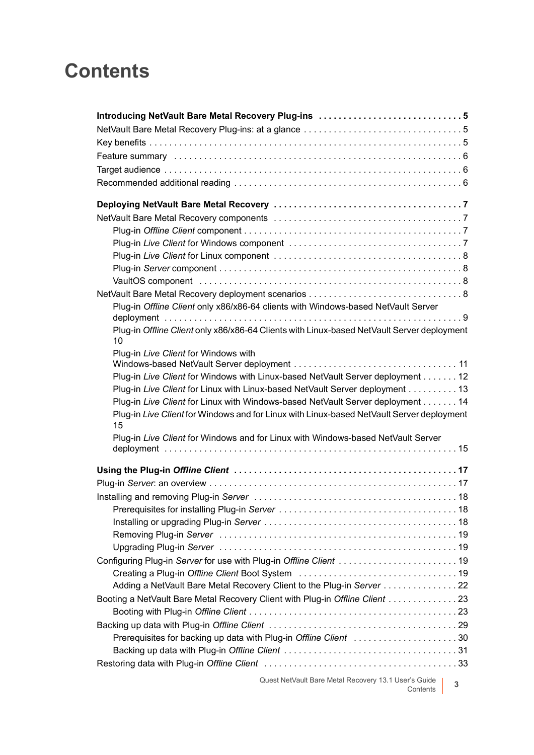# Contents

**Introducing NetVault Bare Metal Recovery Plug-ins . . . . . . . . . . . . . . . . . . . . . . . . . . . . 5**

NetVault Bare Metal Recovery Plug-ins: at a glance . . . . . . . . . . . . . . . . . . . . . . . . . . . . . . . 5

Key benefits . . . . . . . . . . . . . . . . . . . . . . . . . . . . . . . . . . . . . . . . . . . . . . . . . . . . . . . . . . . . . 5

Feature summary . . . . . . . . . . . . . . . . . . . . . . . . . . . . . . . . . . . . . . . . . . . . . . . . . . . . . . . . . 6

Target audience . . . . . . . . . . . . . . . . . . . . . . . . . . . . . . . . . . . . . . . . . . . . . . . . . . . . . . . . . . 6

Recommended additional reading . . . . . . . . . . . . . . . . . . . . . . . . . . . . . . . . . . . . . . . . . . . . 6

**Deploying NetVault Bare Metal Recovery . . . . . . . . . . . . . . . . . . . . . . . . . . . . . . . . . . . . . 7**

NetVault Bare Metal Recovery components . . . . . . . . . . . . . . . . . . . . . . . . . . . . . . . . . . . . 7

- Plug-in *Offline Client* component . . . . . . . . . . . . . . . . . . . . . . . . . . . . . . . . . . . . . . . . . . 7
- Plug-in *Live Client* for Windows component . . . . . . . . . . . . . . . . . . . . . . . . . . . . . . . . . . 7
- Plug-in *Live Client* for Linux component . . . . . . . . . . . . . . . . . . . . . . . . . . . . . . . . . . . . . 8
- Plug-in *Server* component . . . . . . . . . . . . . . . . . . . . . . . . . . . . . . . . . . . . . . . . . . . . . . . 8
- VaultOS component . . . . . . . . . . . . . . . . . . . . . . . . . . . . . . . . . . . . . . . . . . . . . . . . . . . . 8

NetVault Bare Metal Recovery deployment scenarios . . . . . . . . . . . . . . . . . . . . . . . . . . . . . . 8

- Plug-in *Offline Client* only x86/x86-64 clients with Windows-based NetVault Server deployment . . . . . . . . . . . . . . . . . . . . . . . . . . . . . . . . . . . . . . . . . . . . . . . . . . . . . . . . . . . 9
- Plug-in *Offline Client* only x86/x86-64 Clients with Linux-based NetVault Server deployment 10
- Plug-in *Live Client* for Windows with Windows-based NetVault Server deployment . . . . . . . . . . . . . . . . . . . . . . . . . . . . . . . . 11
- Plug-in *Live Client* for Windows with Linux-based NetVault Server deployment . . . . . . . 12
- Plug-in *Live Client* for Linux with Linux-based NetVault Server deployment . . . . . . . . . . 13
- Plug-in *Live Client* for Linux with Windows-based NetVault Server deployment . . . . . . . 14
- Plug-in *Live Client* for Windows and for Linux with Linux-based NetVault Server deployment 15
- Plug-in *Live Client* for Windows and for Linux with Windows-based NetVault Server deployment . . . . . . . . . . . . . . . . . . . . . . . . . . . . . . . . . . . . . . . . . . . . . . . . . . . . . . . . . . 15

**Using the Plug-in *Offline Client* . . . . . . . . . . . . . . . . . . . . . . . . . . . . . . . . . . . . . . . . . . . . 17**

Plug-in *Server*: an overview . . . . . . . . . . . . . . . . . . . . . . . . . . . . . . . . . . . . . . . . . . . . . . . . 17

Installing and removing Plug-in *Server* . . . . . . . . . . . . . . . . . . . . . . . . . . . . . . . . . . . . . . . . 18

- Prerequisites for installing Plug-in *Server* . . . . . . . . . . . . . . . . . . . . . . . . . . . . . . . . . . . . 18
- Installing or upgrading Plug-in *Server* . . . . . . . . . . . . . . . . . . . . . . . . . . . . . . . . . . . . . . . 18
- Removing Plug-in *Server* . . . . . . . . . . . . . . . . . . . . . . . . . . . . . . . . . . . . . . . . . . . . . . . . 19
- Upgrading Plug-in *Server* . . . . . . . . . . . . . . . . . . . . . . . . . . . . . . . . . . . . . . . . . . . . . . . . 19

Configuring Plug-in *Server* for use with Plug-in *Offline Client* . . . . . . . . . . . . . . . . . . . . . . . 19

- Creating a Plug-in *Offline Client* Boot System . . . . . . . . . . . . . . . . . . . . . . . . . . . . . . . . 19
- Adding a NetVault Bare Metal Recovery Client to the Plug-in *Server* . . . . . . . . . . . . . . . 22

Booting a NetVault Bare Metal Recovery Client with Plug-in *Offline Client* . . . . . . . . . . . . . 23

- Booting with Plug-in *Offline Client* . . . . . . . . . . . . . . . . . . . . . . . . . . . . . . . . . . . . . . . . . 23

Backing up data with Plug-in *Offline Client* . . . . . . . . . . . . . . . . . . . . . . . . . . . . . . . . . . . . . 29

- Prerequisites for backing up data with Plug-in *Offline Client* . . . . . . . . . . . . . . . . . . . . . 30
- Backing up data with Plug-in *Offline Client* . . . . . . . . . . . . . . . . . . . . . . . . . . . . . . . . . . 31

Restoring data with Plug-in *Offline Client* . . . . . . . . . . . . . . . . . . . . . . . . . . . . . . . . . . . . . . 33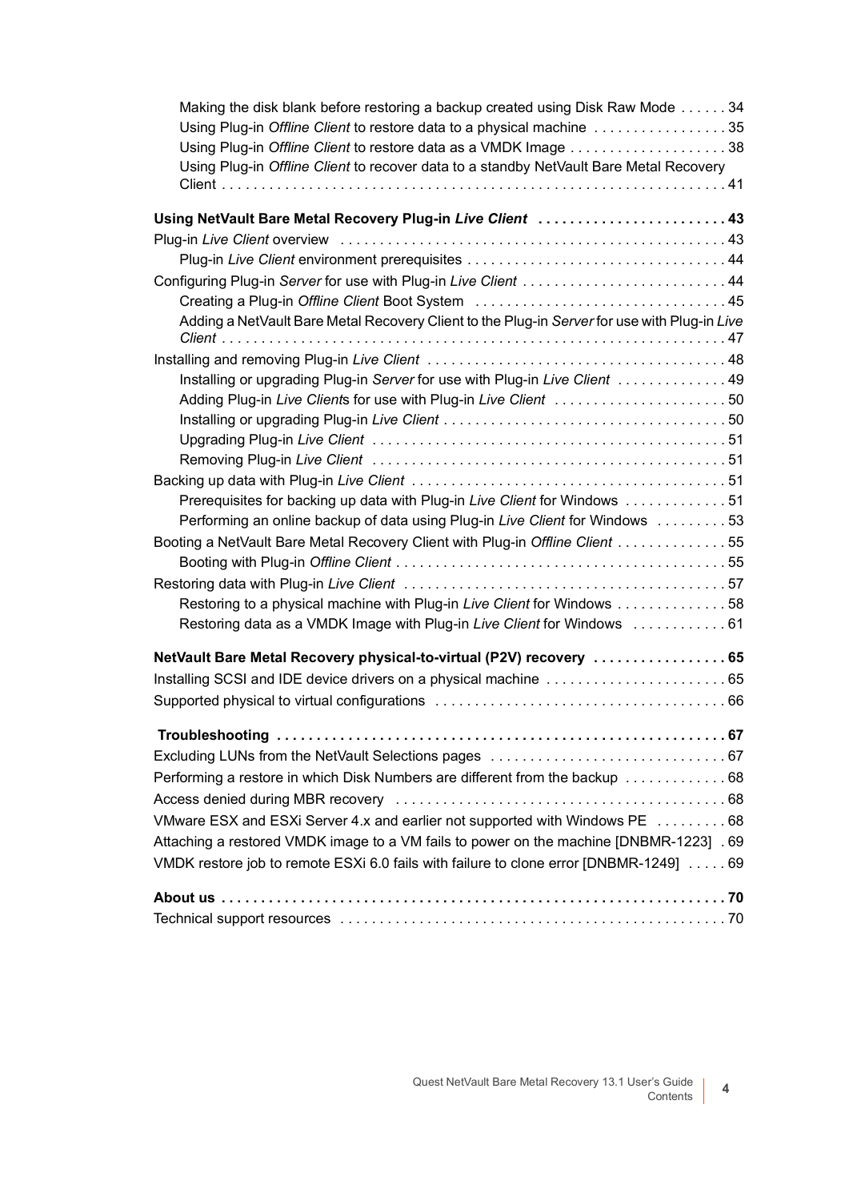- Making the disk blank before restoring a backup created using Disk Raw Mode . . . . . . 34
- Using Plug-in *Offline Client* to restore data to a physical machine . . . . . . . . . . . . . . . . 35
- Using Plug-in *Offline Client* to restore data as a VMDK Image . . . . . . . . . . . . . . . . . . . . 38
- Using Plug-in *Offline Client* to recover data to a standby NetVault Bare Metal Recovery Client . . . . . . . . . . . . . . . . . . . . . . . . . . . . . . . . . . . . . . . . . . . . . . . . . . . . . . . . . . . . . . . 41

**Using NetVault Bare Metal Recovery Plug-in *Live Client* . . . . . . . . . . . . . . . . . . . . . . . . 43**

Plug-in *Live Client* overview . . . . . . . . . . . . . . . . . . . . . . . . . . . . . . . . . . . . . . . . . . . . . . . . 43
- Plug-in *Live Client* environment prerequisites . . . . . . . . . . . . . . . . . . . . . . . . . . . . . . . . 44

Configuring Plug-in *Server* for use with Plug-in *Live Client* . . . . . . . . . . . . . . . . . . . . . . . . . . 44
- Creating a Plug-in *Offline Client* Boot System . . . . . . . . . . . . . . . . . . . . . . . . . . . . . . . 45
- Adding a NetVault Bare Metal Recovery Client to the Plug-in *Server* for use with Plug-in *Live Client* . . . . . . . . . . . . . . . . . . . . . . . . . . . . . . . . . . . . . . . . . . . . . . . . . . . . . . . . . . . . . . . . . 47

Installing and removing Plug-in *Live Client* . . . . . . . . . . . . . . . . . . . . . . . . . . . . . . . . . . . . . 48
- Installing or upgrading Plug-in *Server* for use with Plug-in *Live Client* . . . . . . . . . . . . . . 49
- Adding Plug-in *Live Client*s for use with Plug-in *Live Client* . . . . . . . . . . . . . . . . . . . . . . 50
- Installing or upgrading Plug-in *Live Client* . . . . . . . . . . . . . . . . . . . . . . . . . . . . . . . . . . . 50
- Upgrading Plug-in *Live Client* . . . . . . . . . . . . . . . . . . . . . . . . . . . . . . . . . . . . . . . . . . . . 51
- Removing Plug-in *Live Client* . . . . . . . . . . . . . . . . . . . . . . . . . . . . . . . . . . . . . . . . . . . . 51

Backing up data with Plug-in *Live Client* . . . . . . . . . . . . . . . . . . . . . . . . . . . . . . . . . . . . . . . 51
- Prerequisites for backing up data with Plug-in *Live Client* for Windows . . . . . . . . . . . . . 51
- Performing an online backup of data using Plug-in *Live Client* for Windows . . . . . . . . . 53

Booting a NetVault Bare Metal Recovery Client with Plug-in *Offline Client* . . . . . . . . . . . . . . 55
- Booting with Plug-in *Offline Client* . . . . . . . . . . . . . . . . . . . . . . . . . . . . . . . . . . . . . . . . . 55

Restoring data with Plug-in *Live Client* . . . . . . . . . . . . . . . . . . . . . . . . . . . . . . . . . . . . . . . . 57
- Restoring to a physical machine with Plug-in *Live Client* for Windows . . . . . . . . . . . . . . 58
- Restoring data as a VMDK Image with Plug-in *Live Client* for Windows . . . . . . . . . . . . 61

**NetVault Bare Metal Recovery physical-to-virtual (P2V) recovery . . . . . . . . . . . . . . . . . 65**

Installing SCSI and IDE device drivers on a physical machine . . . . . . . . . . . . . . . . . . . . . . . 65

Supported physical to virtual configurations . . . . . . . . . . . . . . . . . . . . . . . . . . . . . . . . . . . . 66

**Troubleshooting . . . . . . . . . . . . . . . . . . . . . . . . . . . . . . . . . . . . . . . . . . . . . . . . . . . . . . . . 67**

Excluding LUNs from the NetVault Selections pages . . . . . . . . . . . . . . . . . . . . . . . . . . . . . . 67

Performing a restore in which Disk Numbers are different from the backup . . . . . . . . . . . . . 68

Access denied during MBR recovery . . . . . . . . . . . . . . . . . . . . . . . . . . . . . . . . . . . . . . . . . . 68

VMware ESX and ESXi Server 4.x and earlier not supported with Windows PE . . . . . . . . . 68

Attaching a restored VMDK image to a VM fails to power on the machine [DNBMR-1223] . 69

VMDK restore job to remote ESXi 6.0 fails with failure to clone error [DNBMR-1249] . . . . . 69

**About us . . . . . . . . . . . . . . . . . . . . . . . . . . . . . . . . . . . . . . . . . . . . . . . . . . . . . . . . . . . . . . . 70**

Technical support resources . . . . . . . . . . . . . . . . . . . . . . . . . . . . . . . . . . . . . . . . . . . . . . . . 70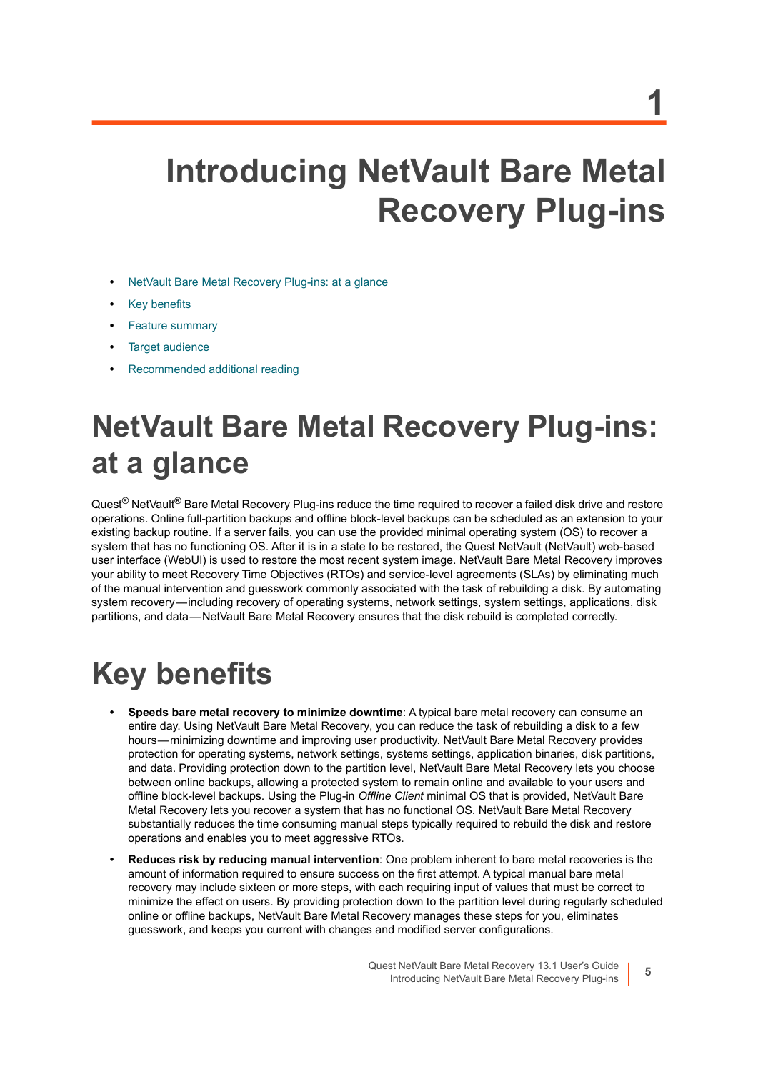# 1

# Introducing NetVault Bare Metal Recovery Plug-ins

- NetVault Bare Metal Recovery Plug-ins: at a glance
- Key benefits
- Feature summary
- Target audience
- Recommended additional reading

## NetVault Bare Metal Recovery Plug-ins: at a glance

Quest® NetVault® Bare Metal Recovery Plug-ins reduce the time required to recover a failed disk drive and restore operations. Online full-partition backups and offline block-level backups can be scheduled as an extension to your existing backup routine. If a server fails, you can use the provided minimal operating system (OS) to recover a system that has no functioning OS. After it is in a state to be restored, the Quest NetVault (NetVault) web-based user interface (WebUI) is used to restore the most recent system image. NetVault Bare Metal Recovery improves your ability to meet Recovery Time Objectives (RTOs) and service-level agreements (SLAs) by eliminating much of the manual intervention and guesswork commonly associated with the task of rebuilding a disk. By automating system recovery—including recovery of operating systems, network settings, system settings, applications, disk partitions, and data—NetVault Bare Metal Recovery ensures that the disk rebuild is completed correctly.

## Key benefits

- **Speeds bare metal recovery to minimize downtime**: A typical bare metal recovery can consume an entire day. Using NetVault Bare Metal Recovery, you can reduce the task of rebuilding a disk to a few hours—minimizing downtime and improving user productivity. NetVault Bare Metal Recovery provides protection for operating systems, network settings, systems settings, application binaries, disk partitions, and data. Providing protection down to the partition level, NetVault Bare Metal Recovery lets you choose between online backups, allowing a protected system to remain online and available to your users and offline block-level backups. Using the Plug-in *Offline Client* minimal OS that is provided, NetVault Bare Metal Recovery lets you recover a system that has no functional OS. NetVault Bare Metal Recovery substantially reduces the time consuming manual steps typically required to rebuild the disk and restore operations and enables you to meet aggressive RTOs.
- **Reduces risk by reducing manual intervention**: One problem inherent to bare metal recoveries is the amount of information required to ensure success on the first attempt. A typical manual bare metal recovery may include sixteen or more steps, with each requiring input of values that must be correct to minimize the effect on users. By providing protection down to the partition level during regularly scheduled online or offline backups, NetVault Bare Metal Recovery manages these steps for you, eliminates guesswork, and keeps you current with changes and modified server configurations.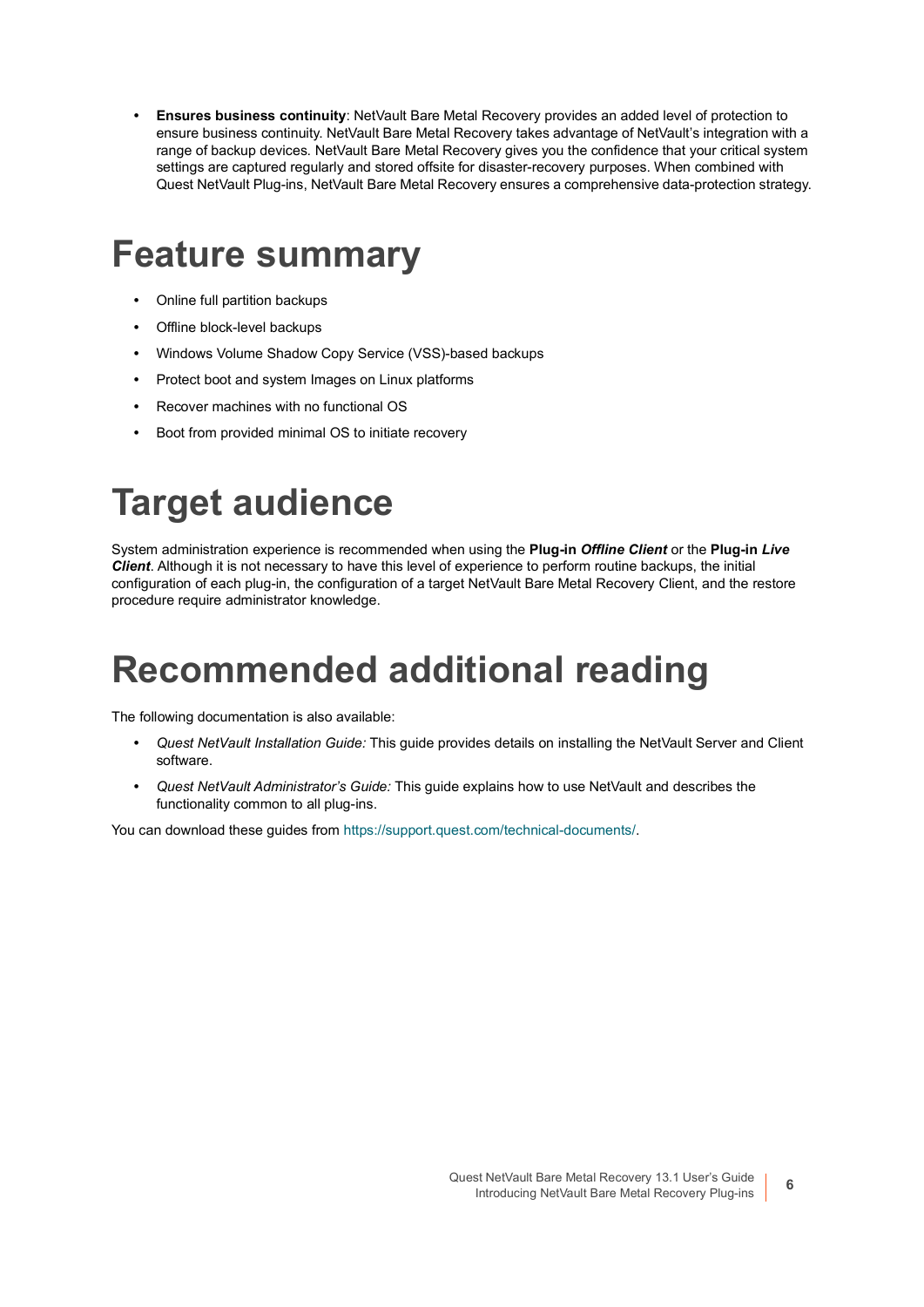- **Ensures business continuity**: NetVault Bare Metal Recovery provides an added level of protection to ensure business continuity. NetVault Bare Metal Recovery takes advantage of NetVault's integration with a range of backup devices. NetVault Bare Metal Recovery gives you the confidence that your critical system settings are captured regularly and stored offsite for disaster-recovery purposes. When combined with Quest NetVault Plug-ins, NetVault Bare Metal Recovery ensures a comprehensive data-protection strategy.

# Feature summary

- Online full partition backups
- Offline block-level backups
- Windows Volume Shadow Copy Service (VSS)-based backups
- Protect boot and system Images on Linux platforms
- Recover machines with no functional OS
- Boot from provided minimal OS to initiate recovery

# Target audience

System administration experience is recommended when using the **Plug-in *Offline Client*** or the **Plug-in *Live Client***. Although it is not necessary to have this level of experience to perform routine backups, the initial configuration of each plug-in, the configuration of a target NetVault Bare Metal Recovery Client, and the restore procedure require administrator knowledge.

# Recommended additional reading

The following documentation is also available:

- *Quest NetVault Installation Guide:* This guide provides details on installing the NetVault Server and Client software.
- *Quest NetVault Administrator's Guide:* This guide explains how to use NetVault and describes the functionality common to all plug-ins.

You can download these guides from https://support.quest.com/technical-documents/.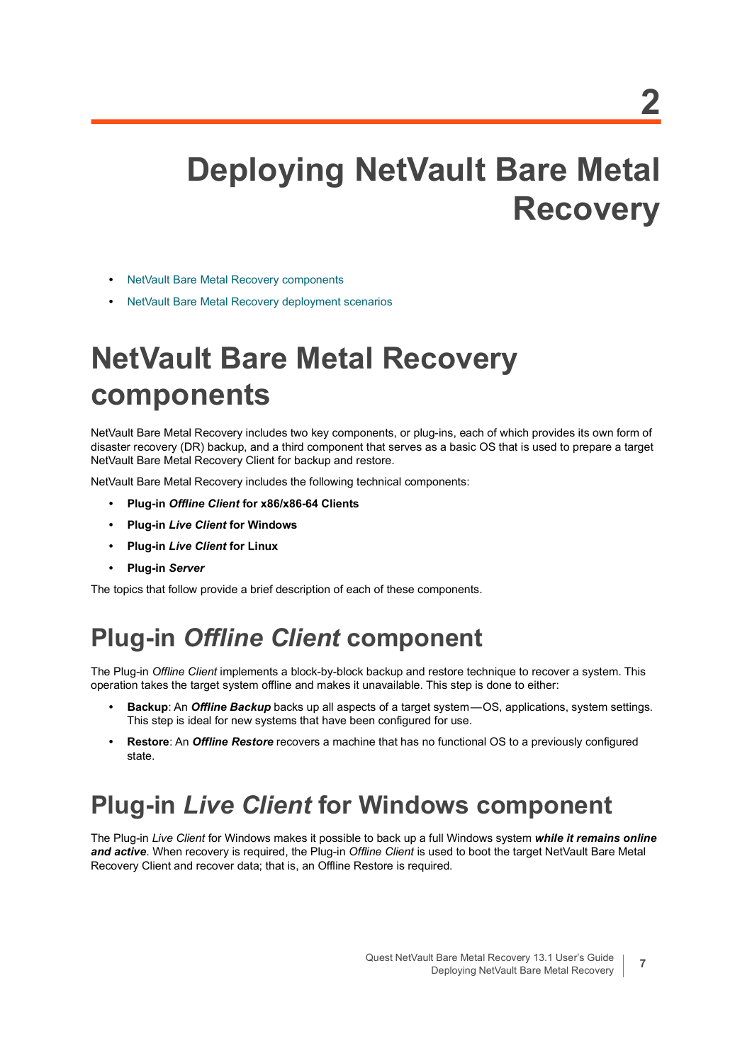# 2 Deploying NetVault Bare Metal Recovery

- NetVault Bare Metal Recovery components
- NetVault Bare Metal Recovery deployment scenarios

## NetVault Bare Metal Recovery components

NetVault Bare Metal Recovery includes two key components, or plug-ins, each of which provides its own form of disaster recovery (DR) backup, and a third component that serves as a basic OS that is used to prepare a target NetVault Bare Metal Recovery Client for backup and restore.

NetVault Bare Metal Recovery includes the following technical components:

- **Plug-in *Offline Client* for x86/x86-64 Clients**
- **Plug-in *Live Client* for Windows**
- **Plug-in *Live Client* for Linux**
- **Plug-in *Server***

The topics that follow provide a brief description of each of these components.

### Plug-in *Offline Client* component

The Plug-in *Offline Client* implements a block-by-block backup and restore technique to recover a system. This operation takes the target system offline and makes it unavailable. This step is done to either:

- **Backup**: An ***Offline Backup*** backs up all aspects of a target system—OS, applications, system settings. This step is ideal for new systems that have been configured for use.
- **Restore**: An ***Offline Restore*** recovers a machine that has no functional OS to a previously configured state.

### Plug-in *Live Client* for Windows component

The Plug-in *Live Client* for Windows makes it possible to back up a full Windows system ***while it remains online and active***. When recovery is required, the Plug-in *Offline Client* is used to boot the target NetVault Bare Metal Recovery Client and recover data; that is, an Offline Restore is required.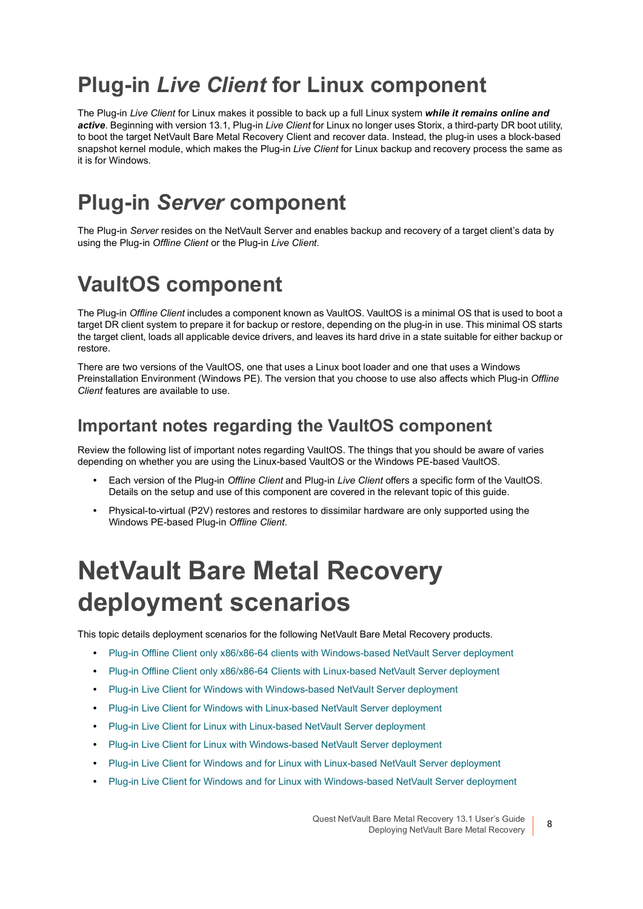# Plug-in *Live Client* for Linux component

The Plug-in *Live Client* for Linux makes it possible to back up a full Linux system ***while it remains online and active***. Beginning with version 13.1, Plug-in *Live Client* for Linux no longer uses Storix, a third-party DR boot utility, to boot the target NetVault Bare Metal Recovery Client and recover data. Instead, the plug-in uses a block-based snapshot kernel module, which makes the Plug-in *Live Client* for Linux backup and recovery process the same as it is for Windows.

# Plug-in *Server* component

The Plug-in *Server* resides on the NetVault Server and enables backup and recovery of a target client's data by using the Plug-in *Offline Client* or the Plug-in *Live Client*.

# VaultOS component

The Plug-in *Offline Client* includes a component known as VaultOS. VaultOS is a minimal OS that is used to boot a target DR client system to prepare it for backup or restore, depending on the plug-in in use. This minimal OS starts the target client, loads all applicable device drivers, and leaves its hard drive in a state suitable for either backup or restore.

There are two versions of the VaultOS, one that uses a Linux boot loader and one that uses a Windows Preinstallation Environment (Windows PE). The version that you choose to use also affects which Plug-in *Offline Client* features are available to use.

## Important notes regarding the VaultOS component

Review the following list of important notes regarding VaultOS. The things that you should be aware of varies depending on whether you are using the Linux-based VaultOS or the Windows PE-based VaultOS.

- Each version of the Plug-in *Offline Client* and Plug-in *Live Client* offers a specific form of the VaultOS. Details on the setup and use of this component are covered in the relevant topic of this guide.
- Physical-to-virtual (P2V) restores and restores to dissimilar hardware are only supported using the Windows PE-based Plug-in *Offline Client*.

# NetVault Bare Metal Recovery deployment scenarios

This topic details deployment scenarios for the following NetVault Bare Metal Recovery products.

- Plug-in Offline Client only x86/x86-64 clients with Windows-based NetVault Server deployment
- Plug-in Offline Client only x86/x86-64 Clients with Linux-based NetVault Server deployment
- Plug-in Live Client for Windows with Windows-based NetVault Server deployment
- Plug-in Live Client for Windows with Linux-based NetVault Server deployment
- Plug-in Live Client for Linux with Linux-based NetVault Server deployment
- Plug-in Live Client for Linux with Windows-based NetVault Server deployment
- Plug-in Live Client for Windows and for Linux with Linux-based NetVault Server deployment
- Plug-in Live Client for Windows and for Linux with Windows-based NetVault Server deployment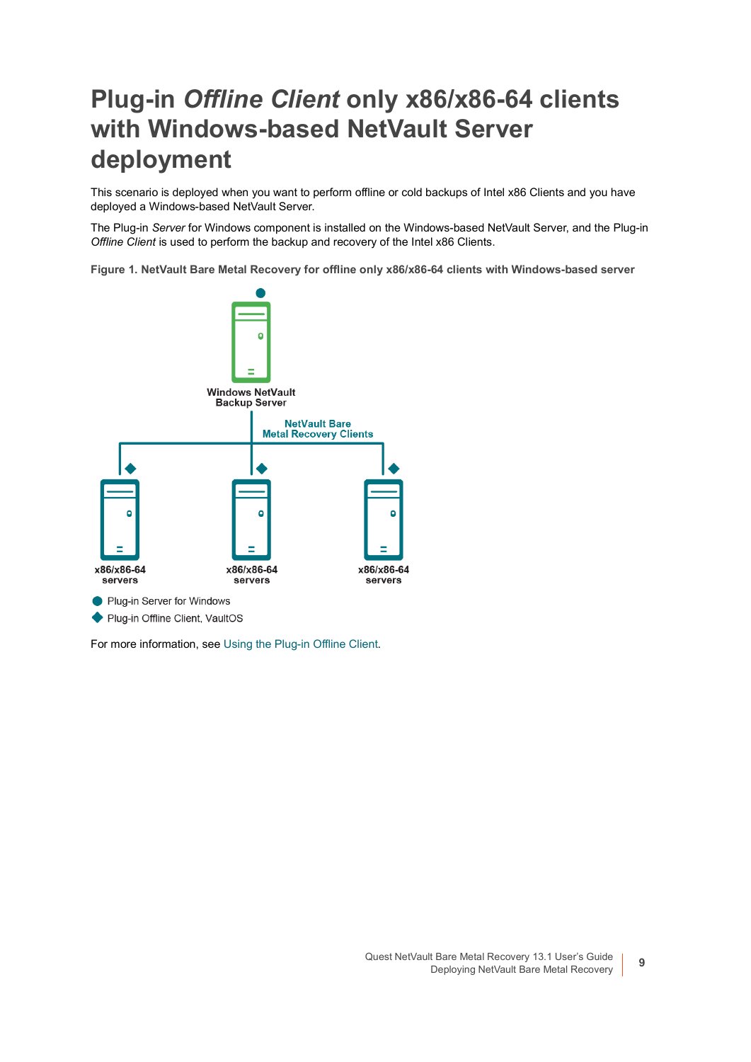# Plug-in *Offline Client* only x86/x86-64 clients with Windows-based NetVault Server deployment

This scenario is deployed when you want to perform offline or cold backups of Intel x86 Clients and you have deployed a Windows-based NetVault Server.

The Plug-in *Server* for Windows component is installed on the Windows-based NetVault Server, and the Plug-in *Offline Client* is used to perform the backup and recovery of the Intel x86 Clients.

**Figure 1. NetVault Bare Metal Recovery for offline only x86/x86-64 clients with Windows-based server**

Windows NetVault Backup Server

NetVault Bare Metal Recovery Clients

x86/x86-64 servers

x86/x86-64 servers

x86/x86-64 servers

Plug-in Server for Windows

Plug-in Offline Client, VaultOS

For more information, see Using the Plug-in Offline Client.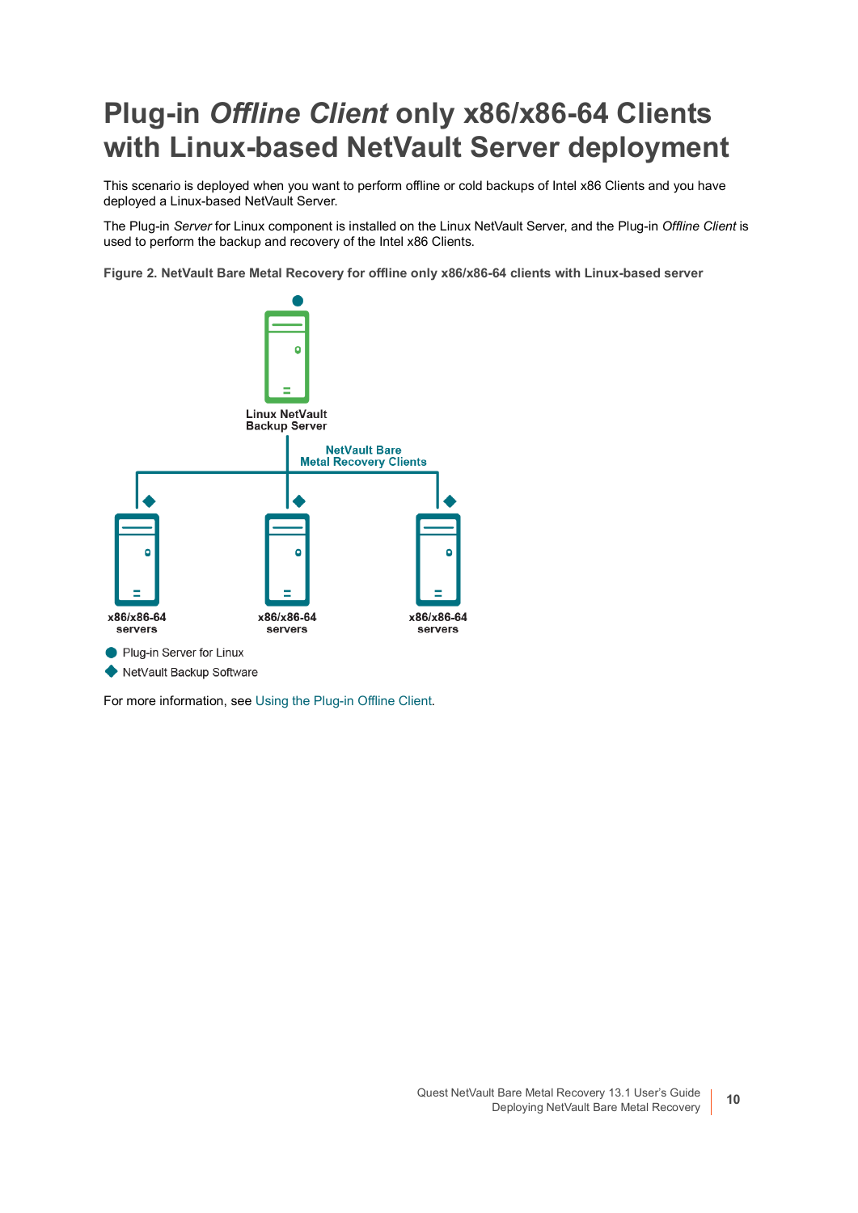# Plug-in *Offline Client* only x86/x86-64 Clients with Linux-based NetVault Server deployment

This scenario is deployed when you want to perform offline or cold backups of Intel x86 Clients and you have deployed a Linux-based NetVault Server.

The Plug-in *Server* for Linux component is installed on the Linux NetVault Server, and the Plug-in *Offline Client* is used to perform the backup and recovery of the Intel x86 Clients.

**Figure 2. NetVault Bare Metal Recovery for offline only x86/x86-64 clients with Linux-based server**

Linux NetVault Backup Server

NetVault Bare Metal Recovery Clients

x86/x86-64 servers

x86/x86-64 servers

x86/x86-64 servers

- Plug-in Server for Linux
- NetVault Backup Software

For more information, see Using the Plug-in Offline Client.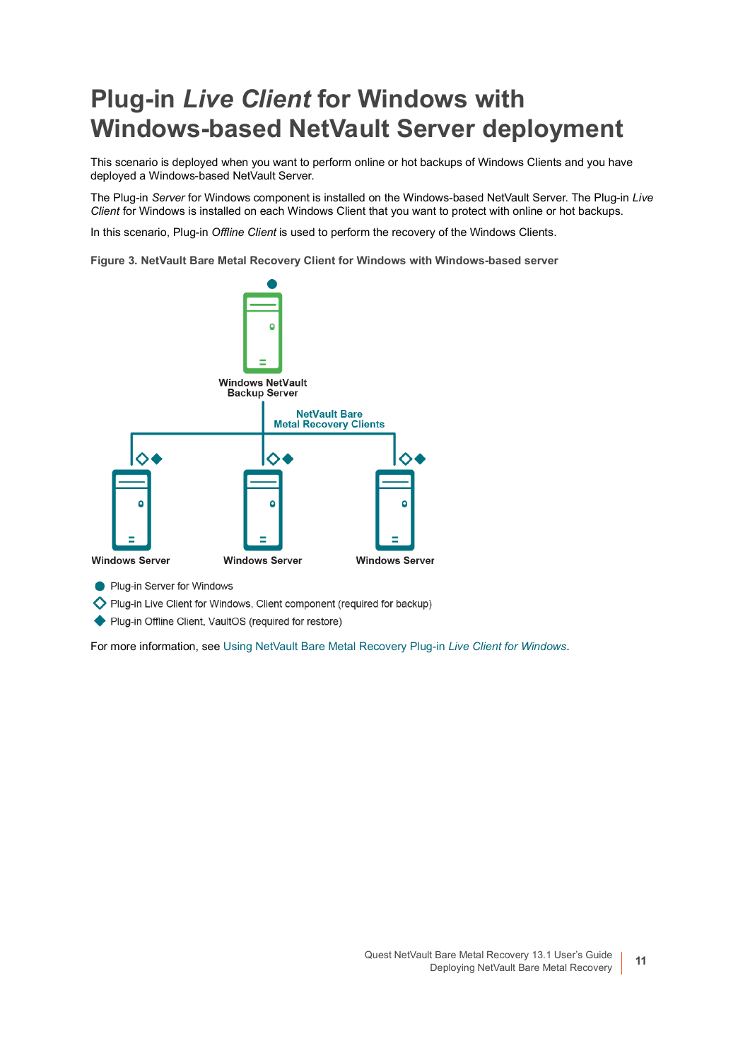# Plug-in *Live Client* for Windows with Windows-based NetVault Server deployment

This scenario is deployed when you want to perform online or hot backups of Windows Clients and you have deployed a Windows-based NetVault Server.

The Plug-in *Server* for Windows component is installed on the Windows-based NetVault Server. The Plug-in *Live Client* for Windows is installed on each Windows Client that you want to protect with online or hot backups.

In this scenario, Plug-in *Offline Client* is used to perform the recovery of the Windows Clients.

**Figure 3. NetVault Bare Metal Recovery Client for Windows with Windows-based server**

Windows NetVault Backup Server

NetVault Bare Metal Recovery Clients

Windows Server Windows Server Windows Server

- Plug-in Server for Windows
- Plug-in Live Client for Windows, Client component (required for backup)
- Plug-in Offline Client, VaultOS (required for restore)

For more information, see Using NetVault Bare Metal Recovery Plug-in *Live Client for Windows*.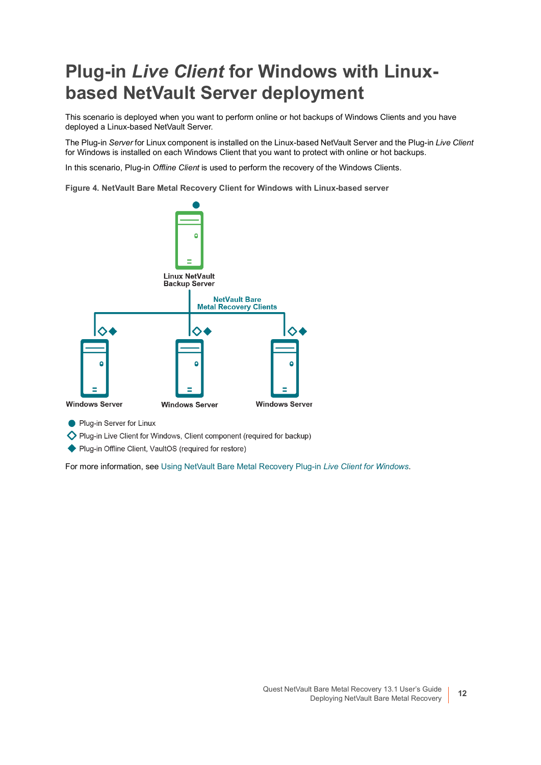# Plug-in *Live Client* for Windows with Linux-based NetVault Server deployment

This scenario is deployed when you want to perform online or hot backups of Windows Clients and you have deployed a Linux-based NetVault Server.

The Plug-in *Server* for Linux component is installed on the Linux-based NetVault Server and the Plug-in *Live Client* for Windows is installed on each Windows Client that you want to protect with online or hot backups.

In this scenario, Plug-in *Offline Client* is used to perform the recovery of the Windows Clients.

**Figure 4. NetVault Bare Metal Recovery Client for Windows with Linux-based server**

Linux NetVault Backup Server

NetVault Bare Metal Recovery Clients

Windows Server　Windows Server　Windows Server

- ● Plug-in Server for Linux
- ◇ Plug-in Live Client for Windows, Client component (required for backup)
- ◆ Plug-in Offline Client, VaultOS (required for restore)

For more information, see Using NetVault Bare Metal Recovery Plug-in *Live Client for Windows*.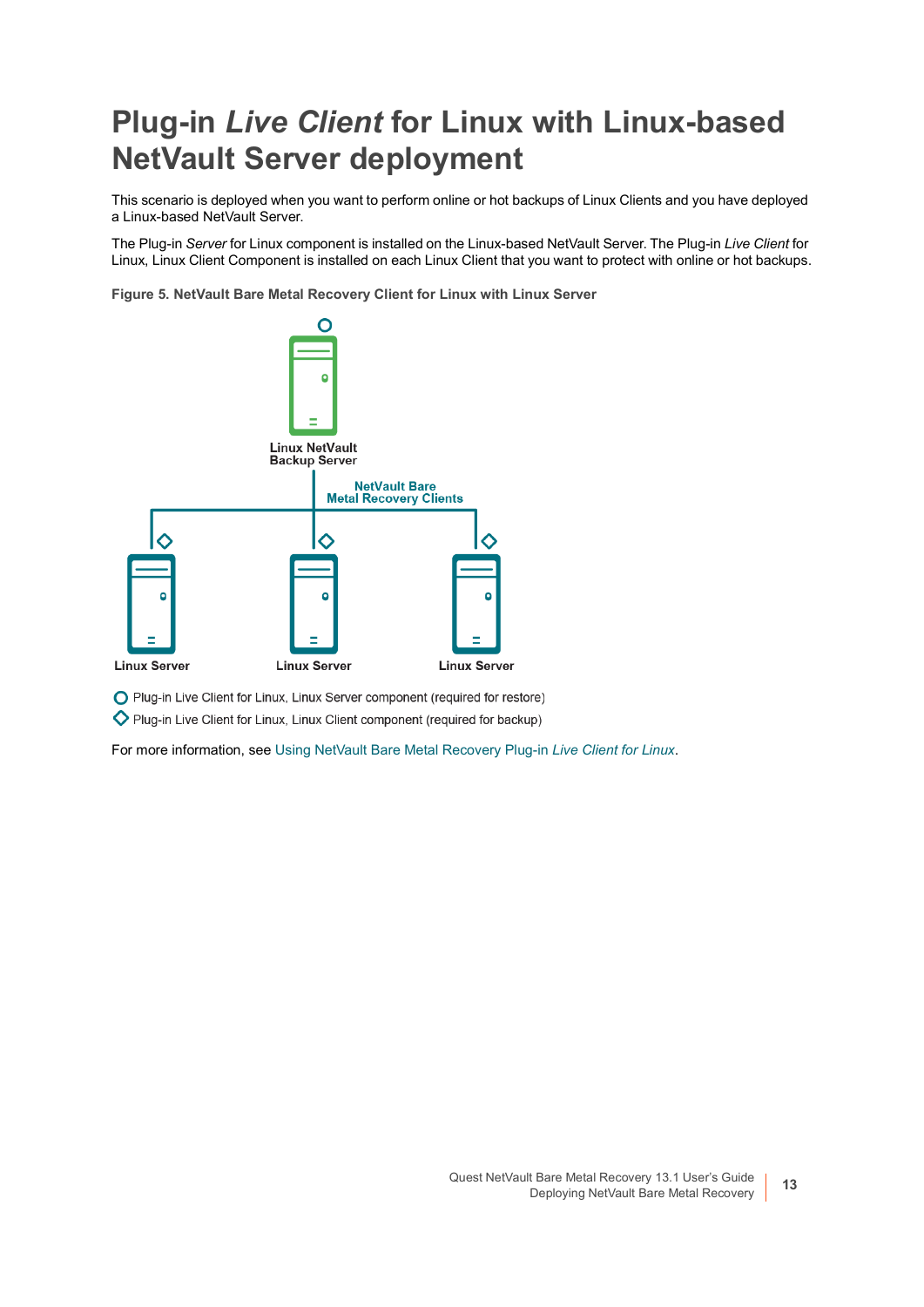# Plug-in *Live Client* for Linux with Linux-based NetVault Server deployment

This scenario is deployed when you want to perform online or hot backups of Linux Clients and you have deployed a Linux-based NetVault Server.

The Plug-in *Server* for Linux component is installed on the Linux-based NetVault Server. The Plug-in *Live Client* for Linux, Linux Client Component is installed on each Linux Client that you want to protect with online or hot backups.

**Figure 5. NetVault Bare Metal Recovery Client for Linux with Linux Server**

Linux NetVault Backup Server

NetVault Bare Metal Recovery Clients

Linux Server

Linux Server

Linux Server

○ Plug-in Live Client for Linux, Linux Server component (required for restore)

◇ Plug-in Live Client for Linux, Linux Client component (required for backup)

For more information, see Using NetVault Bare Metal Recovery Plug-in *Live Client for Linux*.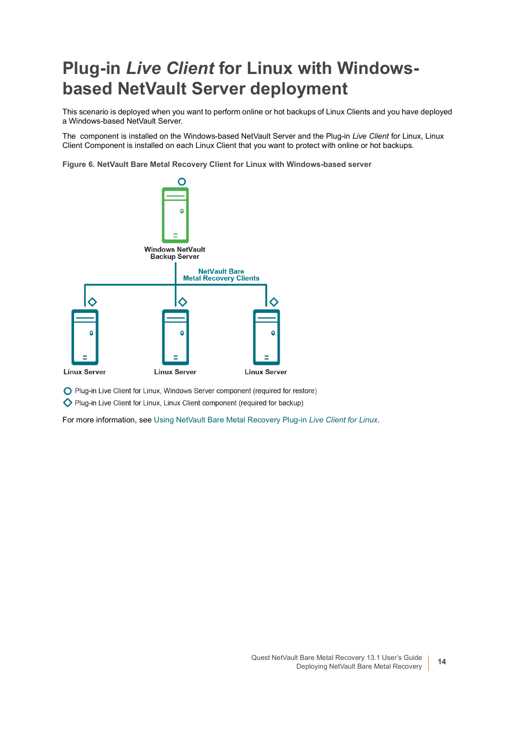# Plug-in *Live Client* for Linux with Windows-based NetVault Server deployment

This scenario is deployed when you want to perform online or hot backups of Linux Clients and you have deployed a Windows-based NetVault Server.

The  component is installed on the Windows-based NetVault Server and the Plug-in *Live Client* for Linux, Linux Client Component is installed on each Linux Client that you want to protect with online or hot backups.

**Figure 6. NetVault Bare Metal Recovery Client for Linux with Windows-based server**

Windows NetVault Backup Server

NetVault Bare Metal Recovery Clients

Linux Server

Linux Server

Linux Server

○ Plug-in Live Client for Linux, Windows Server component (required for restore)

◇ Plug-in Live Client for Linux, Linux Client component (required for backup)

For more information, see Using NetVault Bare Metal Recovery Plug-in *Live Client for Linux*.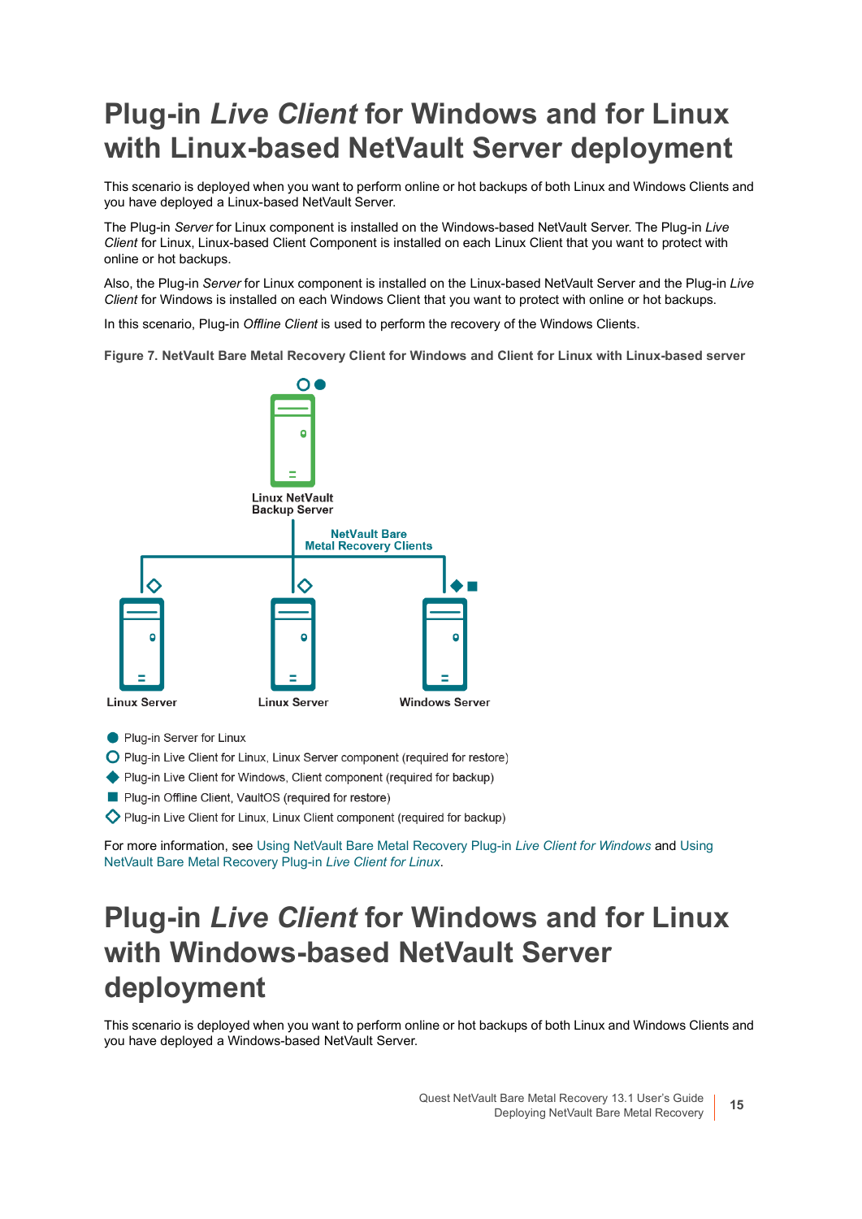# Plug-in *Live Client* for Windows and for Linux with Linux-based NetVault Server deployment

This scenario is deployed when you want to perform online or hot backups of both Linux and Windows Clients and you have deployed a Linux-based NetVault Server.

The Plug-in *Server* for Linux component is installed on the Windows-based NetVault Server. The Plug-in *Live Client* for Linux, Linux-based Client Component is installed on each Linux Client that you want to protect with online or hot backups.

Also, the Plug-in *Server* for Linux component is installed on the Linux-based NetVault Server and the Plug-in *Live Client* for Windows is installed on each Windows Client that you want to protect with online or hot backups.

In this scenario, Plug-in *Offline Client* is used to perform the recovery of the Windows Clients.

**Figure 7. NetVault Bare Metal Recovery Client for Windows and Client for Linux with Linux-based server**

Linux NetVault Backup Server

NetVault Bare Metal Recovery Clients

Linux Server

Linux Server

Windows Server

- ● Plug-in Server for Linux
- ○ Plug-in Live Client for Linux, Linux Server component (required for restore)
- ◆ Plug-in Live Client for Windows, Client component (required for backup)
- ■ Plug-in Offline Client, VaultOS (required for restore)
- ◇ Plug-in Live Client for Linux, Linux Client component (required for backup)

For more information, see Using NetVault Bare Metal Recovery Plug-in *Live Client for Windows* and Using NetVault Bare Metal Recovery Plug-in *Live Client for Linux*.

# Plug-in *Live Client* for Windows and for Linux with Windows-based NetVault Server deployment

This scenario is deployed when you want to perform online or hot backups of both Linux and Windows Clients and you have deployed a Windows-based NetVault Server.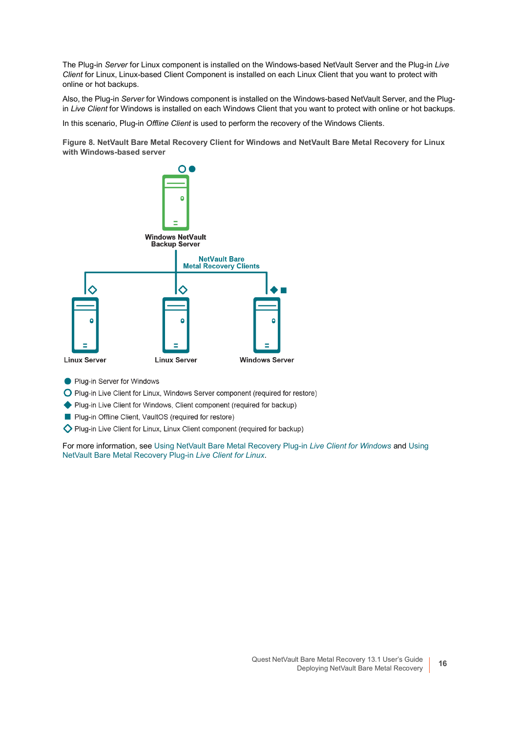The Plug-in *Server* for Linux component is installed on the Windows-based NetVault Server and the Plug-in *Live Client* for Linux, Linux-based Client Component is installed on each Linux Client that you want to protect with online or hot backups.

Also, the Plug-in *Server* for Windows component is installed on the Windows-based NetVault Server, and the Plug-in *Live Client* for Windows is installed on each Windows Client that you want to protect with online or hot backups.

In this scenario, Plug-in *Offline Client* is used to perform the recovery of the Windows Clients.

**Figure 8. NetVault Bare Metal Recovery Client for Windows and NetVault Bare Metal Recovery for Linux with Windows-based server**

Windows NetVault Backup Server

NetVault Bare Metal Recovery Clients

Linux Server

Linux Server

Windows Server

- ● Plug-in Server for Windows
- ○ Plug-in Live Client for Linux, Windows Server component (required for restore)
- ◆ Plug-in Live Client for Windows, Client component (required for backup)
- ■ Plug-in Offline Client, VaultOS (required for restore)
- ◇ Plug-in Live Client for Linux, Linux Client component (required for backup)

For more information, see Using NetVault Bare Metal Recovery Plug-in *Live Client for Windows* and Using NetVault Bare Metal Recovery Plug-in *Live Client for Linux*.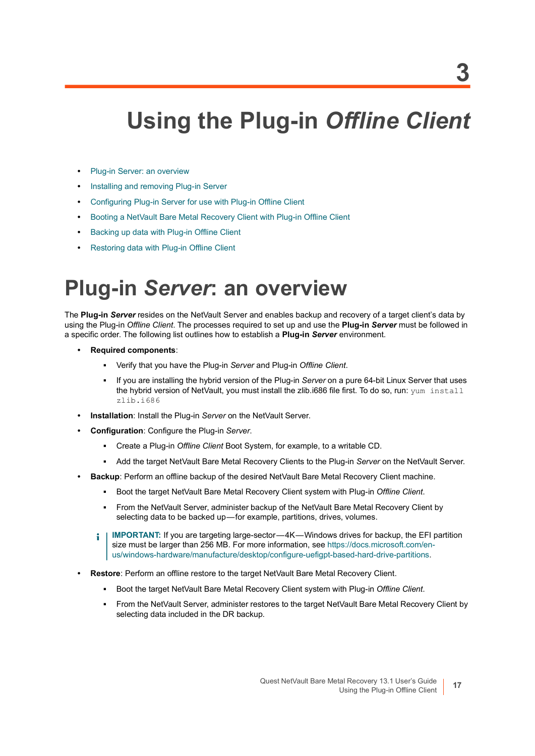# 3

# Using the Plug-in *Offline Client*

- Plug-in Server: an overview
- Installing and removing Plug-in Server
- Configuring Plug-in Server for use with Plug-in Offline Client
- Booting a NetVault Bare Metal Recovery Client with Plug-in Offline Client
- Backing up data with Plug-in Offline Client
- Restoring data with Plug-in Offline Client

## Plug-in *Server*: an overview

The **Plug-in *Server*** resides on the NetVault Server and enables backup and recovery of a target client's data by using the Plug-in *Offline Client*. The processes required to set up and use the **Plug-in *Server*** must be followed in a specific order. The following list outlines how to establish a **Plug-in *Server*** environment.

- **Required components**:
  - Verify that you have the Plug-in *Server* and Plug-in *Offline Client*.
  - If you are installing the hybrid version of the Plug-in *Server* on a pure 64-bit Linux Server that uses the hybrid version of NetVault, you must install the zlib.i686 file first. To do so, run: `yum install zlib.i686`
- **Installation**: Install the Plug-in *Server* on the NetVault Server.
- **Configuration**: Configure the Plug-in *Server*.
  - Create a Plug-in *Offline Client* Boot System, for example, to a writable CD.
  - Add the target NetVault Bare Metal Recovery Clients to the Plug-in *Server* on the NetVault Server.
- **Backup**: Perform an offline backup of the desired NetVault Bare Metal Recovery Client machine.
  - Boot the target NetVault Bare Metal Recovery Client system with Plug-in *Offline Client*.
  - From the NetVault Server, administer backup of the NetVault Bare Metal Recovery Client by selecting data to be backed up—for example, partitions, drives, volumes.

  **IMPORTANT:** If you are targeting large-sector—4K—Windows drives for backup, the EFI partition size must be larger than 256 MB. For more information, see https://docs.microsoft.com/en-us/windows-hardware/manufacture/desktop/configure-uefigpt-based-hard-drive-partitions.

- **Restore**: Perform an offline restore to the target NetVault Bare Metal Recovery Client.
  - Boot the target NetVault Bare Metal Recovery Client system with Plug-in *Offline Client*.
  - From the NetVault Server, administer restores to the target NetVault Bare Metal Recovery Client by selecting data included in the DR backup.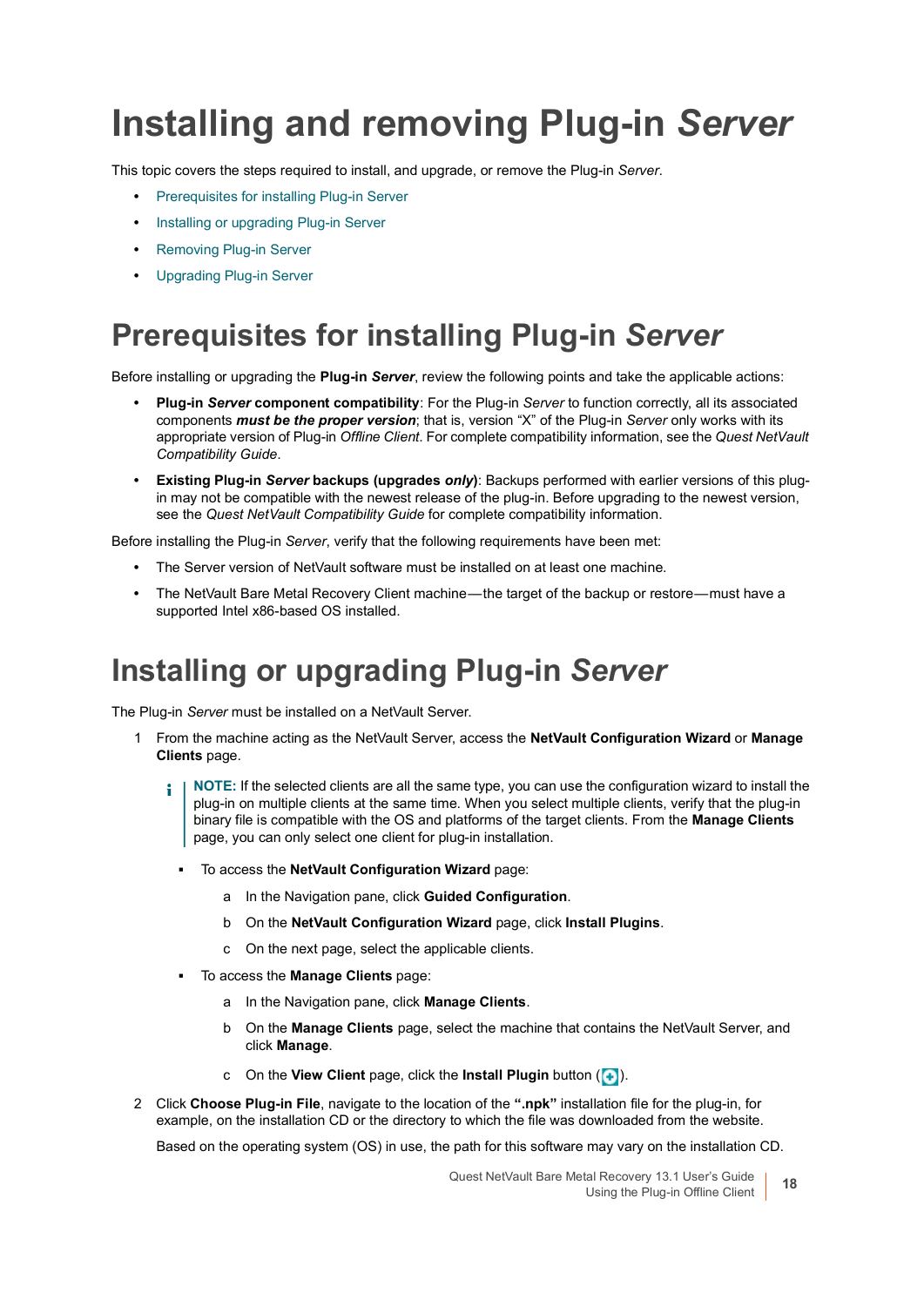# Installing and removing Plug-in *Server*

This topic covers the steps required to install, and upgrade, or remove the Plug-in *Server*.

- Prerequisites for installing Plug-in Server
- Installing or upgrading Plug-in Server
- Removing Plug-in Server
- Upgrading Plug-in Server

## Prerequisites for installing Plug-in *Server*

Before installing or upgrading the **Plug-in *Server***, review the following points and take the applicable actions:

- **Plug-in *Server* component compatibility**: For the Plug-in *Server* to function correctly, all its associated components ***must be the proper version***; that is, version "X" of the Plug-in *Server* only works with its appropriate version of Plug-in *Offline Client*. For complete compatibility information, see the *Quest NetVault Compatibility Guide*.
- **Existing Plug-in *Server* backups (upgrades *only*)**: Backups performed with earlier versions of this plug-in may not be compatible with the newest release of the plug-in. Before upgrading to the newest version, see the *Quest NetVault Compatibility Guide* for complete compatibility information.

Before installing the Plug-in *Server*, verify that the following requirements have been met:

- The Server version of NetVault software must be installed on at least one machine.
- The NetVault Bare Metal Recovery Client machine—the target of the backup or restore—must have a supported Intel x86-based OS installed.

## Installing or upgrading Plug-in *Server*

The Plug-in *Server* must be installed on a NetVault Server.

1. From the machine acting as the NetVault Server, access the **NetVault Configuration Wizard** or **Manage Clients** page.

   > **NOTE:** If the selected clients are all the same type, you can use the configuration wizard to install the plug-in on multiple clients at the same time. When you select multiple clients, verify that the plug-in binary file is compatible with the OS and platforms of the target clients. From the **Manage Clients** page, you can only select one client for plug-in installation.

   - To access the **NetVault Configuration Wizard** page:
     a. In the Navigation pane, click **Guided Configuration**.
     b. On the **NetVault Configuration Wizard** page, click **Install Plugins**.
     c. On the next page, select the applicable clients.
   - To access the **Manage Clients** page:
     a. In the Navigation pane, click **Manage Clients**.
     b. On the **Manage Clients** page, select the machine that contains the NetVault Server, and click **Manage**.
     c. On the **View Client** page, click the **Install Plugin** button ( ).

2. Click **Choose Plug-in File**, navigate to the location of the **".npk"** installation file for the plug-in, for example, on the installation CD or the directory to which the file was downloaded from the website.

   Based on the operating system (OS) in use, the path for this software may vary on the installation CD.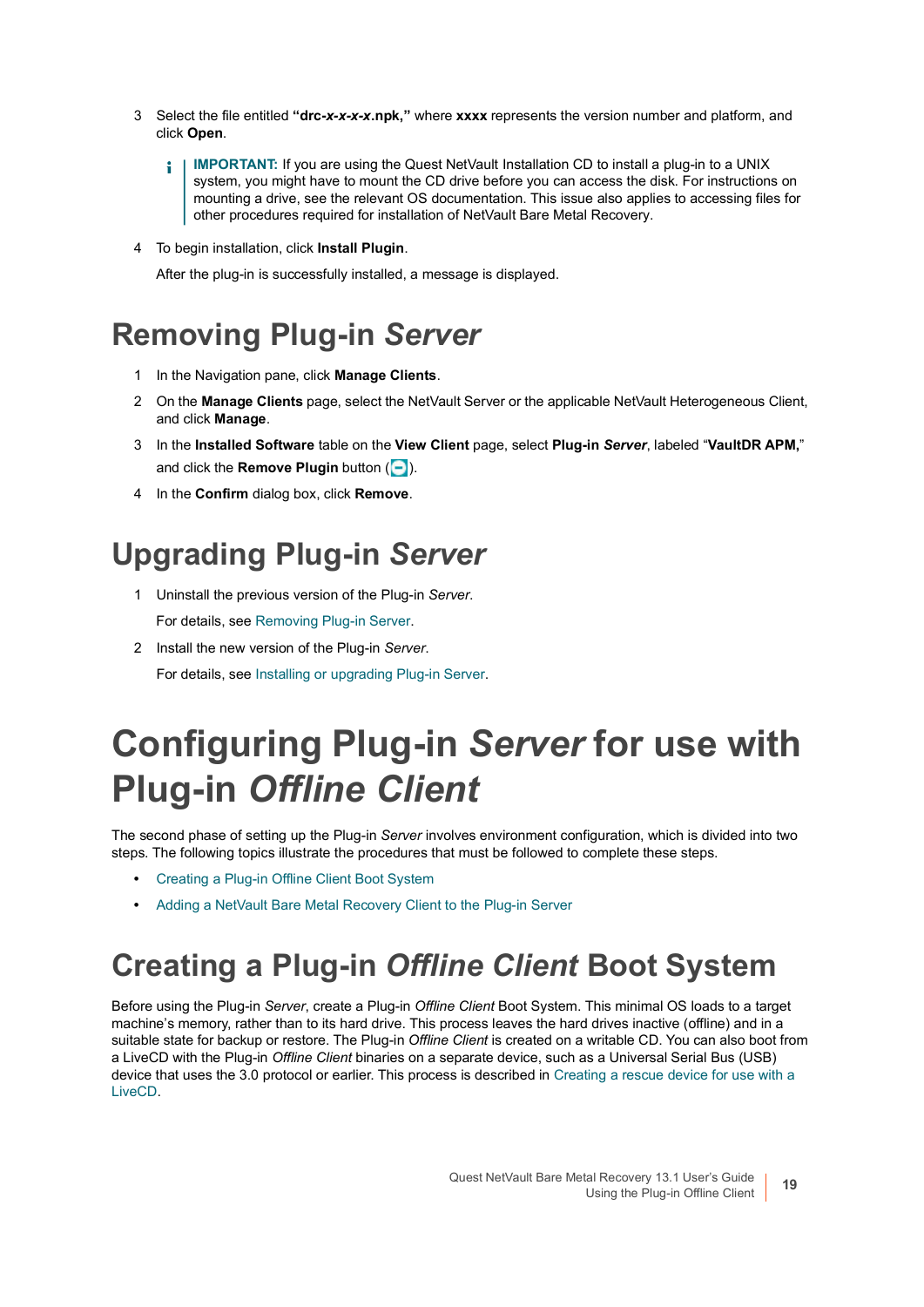3 Select the file entitled **"drc-*x*-*x*-*x*-*x*.npk,"** where **xxxx** represents the version number and platform, and click **Open**.

> **IMPORTANT:** If you are using the Quest NetVault Installation CD to install a plug-in to a UNIX system, you might have to mount the CD drive before you can access the disk. For instructions on mounting a drive, see the relevant OS documentation. This issue also applies to accessing files for other procedures required for installation of NetVault Bare Metal Recovery.

4 To begin installation, click **Install Plugin**.

After the plug-in is successfully installed, a message is displayed.

## Removing Plug-in *Server*

1 In the Navigation pane, click **Manage Clients**.
2 On the **Manage Clients** page, select the NetVault Server or the applicable NetVault Heterogeneous Client, and click **Manage**.
3 In the **Installed Software** table on the **View Client** page, select **Plug-in *Server***, labeled "**VaultDR APM,**" and click the **Remove Plugin** button ( ).
4 In the **Confirm** dialog box, click **Remove**.

## Upgrading Plug-in *Server*

1 Uninstall the previous version of the Plug-in *Server*.

For details, see Removing Plug-in Server.

2 Install the new version of the Plug-in *Server*.

For details, see Installing or upgrading Plug-in Server.

# Configuring Plug-in *Server* for use with Plug-in *Offline Client*

The second phase of setting up the Plug-in *Server* involves environment configuration, which is divided into two steps. The following topics illustrate the procedures that must be followed to complete these steps.

- Creating a Plug-in Offline Client Boot System
- Adding a NetVault Bare Metal Recovery Client to the Plug-in Server

## Creating a Plug-in *Offline Client* Boot System

Before using the Plug-in *Server*, create a Plug-in *Offline Client* Boot System. This minimal OS loads to a target machine's memory, rather than to its hard drive. This process leaves the hard drives inactive (offline) and in a suitable state for backup or restore. The Plug-in *Offline Client* is created on a writable CD. You can also boot from a LiveCD with the Plug-in *Offline Client* binaries on a separate device, such as a Universal Serial Bus (USB) device that uses the 3.0 protocol or earlier. This process is described in Creating a rescue device for use with a LiveCD.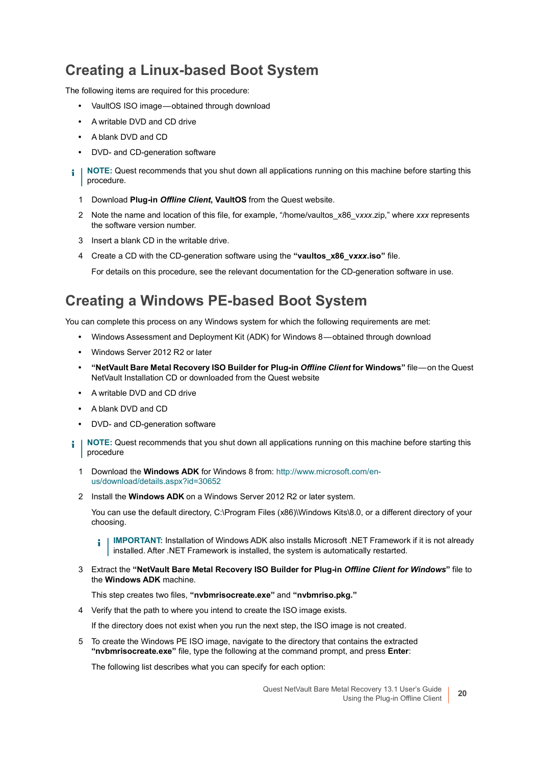## Creating a Linux-based Boot System

The following items are required for this procedure:

- VaultOS ISO image—obtained through download
- A writable DVD and CD drive
- A blank DVD and CD
- DVD- and CD-generation software

> **NOTE:** Quest recommends that you shut down all applications running on this machine before starting this procedure.

1. Download **Plug-in *Offline Client*, VaultOS** from the Quest website.
2. Note the name and location of this file, for example, "/home/vaultos_x86_v*xxx*.zip," where *xxx* represents the software version number.
3. Insert a blank CD in the writable drive.
4. Create a CD with the CD-generation software using the **"vaultos_x86_v*xxx*.iso"** file.

   For details on this procedure, see the relevant documentation for the CD-generation software in use.

## Creating a Windows PE-based Boot System

You can complete this process on any Windows system for which the following requirements are met:

- Windows Assessment and Deployment Kit (ADK) for Windows 8—obtained through download
- Windows Server 2012 R2 or later
- **"NetVault Bare Metal Recovery ISO Builder for Plug-in *Offline Client* for Windows"** file—on the Quest NetVault Installation CD or downloaded from the Quest website
- A writable DVD and CD drive
- A blank DVD and CD
- DVD- and CD-generation software

> **NOTE:** Quest recommends that you shut down all applications running on this machine before starting this procedure

1. Download the **Windows ADK** for Windows 8 from: http://www.microsoft.com/en-us/download/details.aspx?id=30652
2. Install the **Windows ADK** on a Windows Server 2012 R2 or later system.

   You can use the default directory, C:\Program Files (x86)\Windows Kits\8.0, or a different directory of your choosing.

   > **IMPORTANT:** Installation of Windows ADK also installs Microsoft .NET Framework if it is not already installed. After .NET Framework is installed, the system is automatically restarted.

3. Extract the **"NetVault Bare Metal Recovery ISO Builder for Plug-in *Offline Client for Windows*"** file to the **Windows ADK** machine.

   This step creates two files, **"nvbmrisocreate.exe"** and **"nvbmriso.pkg."**

4. Verify that the path to where you intend to create the ISO image exists.

   If the directory does not exist when you run the next step, the ISO image is not created.

5. To create the Windows PE ISO image, navigate to the directory that contains the extracted **"nvbmrisocreate.exe"** file, type the following at the command prompt, and press **Enter**:

   The following list describes what you can specify for each option: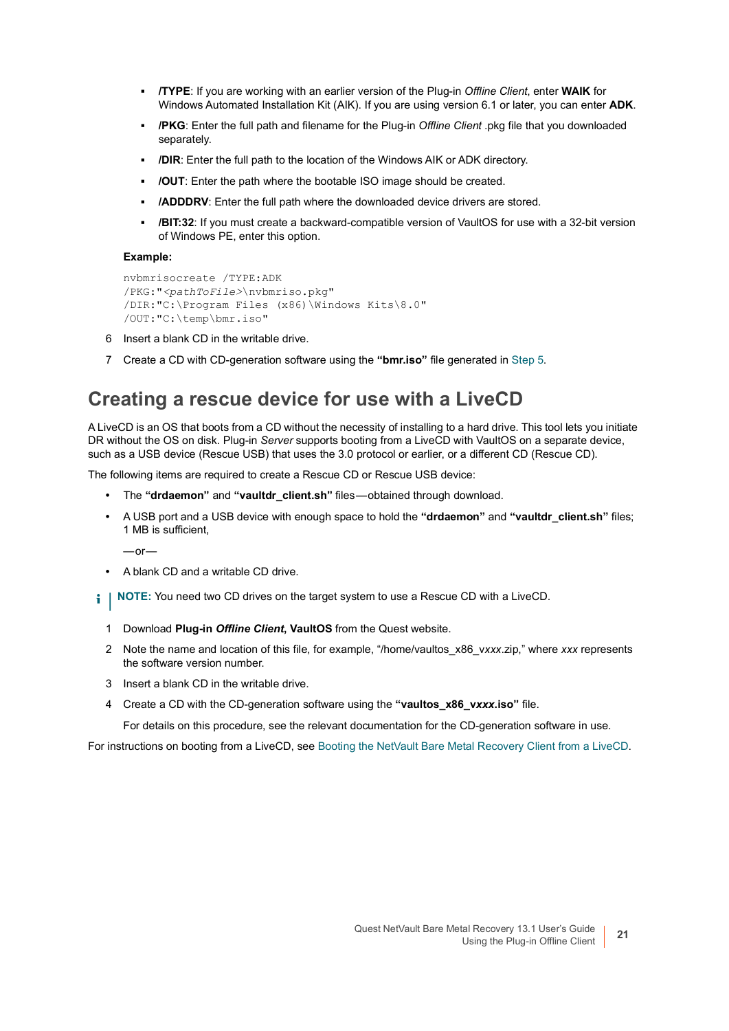- **/TYPE**: If you are working with an earlier version of the Plug-in *Offline Client*, enter **WAIK** for Windows Automated Installation Kit (AIK). If you are using version 6.1 or later, you can enter **ADK**.
- **/PKG**: Enter the full path and filename for the Plug-in *Offline Client* .pkg file that you downloaded separately.
- **/DIR**: Enter the full path to the location of the Windows AIK or ADK directory.
- **/OUT**: Enter the path where the bootable ISO image should be created.
- **/ADDDRV**: Enter the full path where the downloaded device drivers are stored.
- **/BIT:32**: If you must create a backward-compatible version of VaultOS for use with a 32-bit version of Windows PE, enter this option.

**Example:**

```
nvbmrisocreate /TYPE:ADK
/PKG:"<pathToFile>\nvbmriso.pkg"
/DIR:"C:\Program Files (x86)\Windows Kits\8.0"
/OUT:"C:\temp\bmr.iso"
```

6 Insert a blank CD in the writable drive.

7 Create a CD with CD-generation software using the **"bmr.iso"** file generated in Step 5.

## Creating a rescue device for use with a LiveCD

A LiveCD is an OS that boots from a CD without the necessity of installing to a hard drive. This tool lets you initiate DR without the OS on disk. Plug-in *Server* supports booting from a LiveCD with VaultOS on a separate device, such as a USB device (Rescue USB) that uses the 3.0 protocol or earlier, or a different CD (Rescue CD).

The following items are required to create a Rescue CD or Rescue USB device:

- The **"drdaemon"** and **"vaultdr_client.sh"** files—obtained through download.
- A USB port and a USB device with enough space to hold the **"drdaemon"** and **"vaultdr_client.sh"** files; 1 MB is sufficient,

  —or—

- A blank CD and a writable CD drive.

**NOTE:** You need two CD drives on the target system to use a Rescue CD with a LiveCD.

1 Download **Plug-in *Offline Client*, VaultOS** from the Quest website.

2 Note the name and location of this file, for example, "/home/vaultos_x86_v*xxx*.zip," where *xxx* represents the software version number.

3 Insert a blank CD in the writable drive.

4 Create a CD with the CD-generation software using the **"vaultos_x86_v*xxx*.iso"** file.

   For details on this procedure, see the relevant documentation for the CD-generation software in use.

For instructions on booting from a LiveCD, see Booting the NetVault Bare Metal Recovery Client from a LiveCD.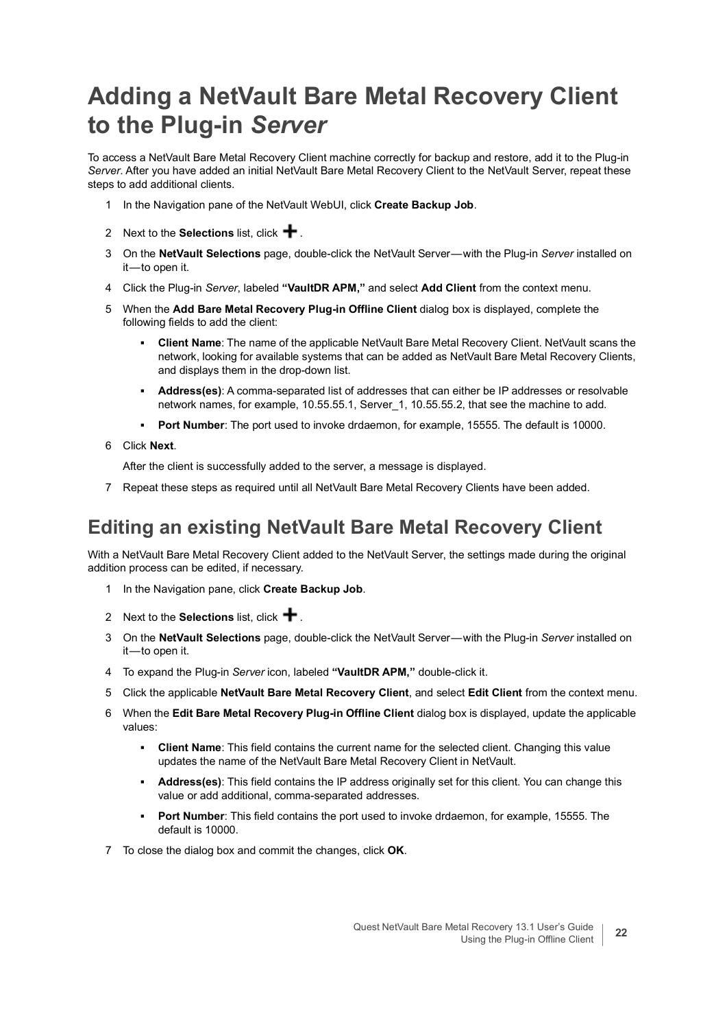# Adding a NetVault Bare Metal Recovery Client to the Plug-in *Server*

To access a NetVault Bare Metal Recovery Client machine correctly for backup and restore, add it to the Plug-in *Server*. After you have added an initial NetVault Bare Metal Recovery Client to the NetVault Server, repeat these steps to add additional clients.

1. In the Navigation pane of the NetVault WebUI, click **Create Backup Job**.
2. Next to the **Selections** list, click **+**.
3. On the **NetVault Selections** page, double-click the NetVault Server—with the Plug-in *Server* installed on it—to open it.
4. Click the Plug-in *Server*, labeled **"VaultDR APM,"** and select **Add Client** from the context menu.
5. When the **Add Bare Metal Recovery Plug-in Offline Client** dialog box is displayed, complete the following fields to add the client:
   - **Client Name**: The name of the applicable NetVault Bare Metal Recovery Client. NetVault scans the network, looking for available systems that can be added as NetVault Bare Metal Recovery Clients, and displays them in the drop-down list.
   - **Address(es)**: A comma-separated list of addresses that can either be IP addresses or resolvable network names, for example, 10.55.55.1, Server_1, 10.55.55.2, that see the machine to add.
   - **Port Number**: The port used to invoke drdaemon, for example, 15555. The default is 10000.
6. Click **Next**.

   After the client is successfully added to the server, a message is displayed.
7. Repeat these steps as required until all NetVault Bare Metal Recovery Clients have been added.

## Editing an existing NetVault Bare Metal Recovery Client

With a NetVault Bare Metal Recovery Client added to the NetVault Server, the settings made during the original addition process can be edited, if necessary.

1. In the Navigation pane, click **Create Backup Job**.
2. Next to the **Selections** list, click **+**.
3. On the **NetVault Selections** page, double-click the NetVault Server—with the Plug-in *Server* installed on it—to open it.
4. To expand the Plug-in *Server* icon, labeled **"VaultDR APM,"** double-click it.
5. Click the applicable **NetVault Bare Metal Recovery Client**, and select **Edit Client** from the context menu.
6. When the **Edit Bare Metal Recovery Plug-in Offline Client** dialog box is displayed, update the applicable values:
   - **Client Name**: This field contains the current name for the selected client. Changing this value updates the name of the NetVault Bare Metal Recovery Client in NetVault.
   - **Address(es)**: This field contains the IP address originally set for this client. You can change this value or add additional, comma-separated addresses.
   - **Port Number**: This field contains the port used to invoke drdaemon, for example, 15555. The default is 10000.
7. To close the dialog box and commit the changes, click **OK**.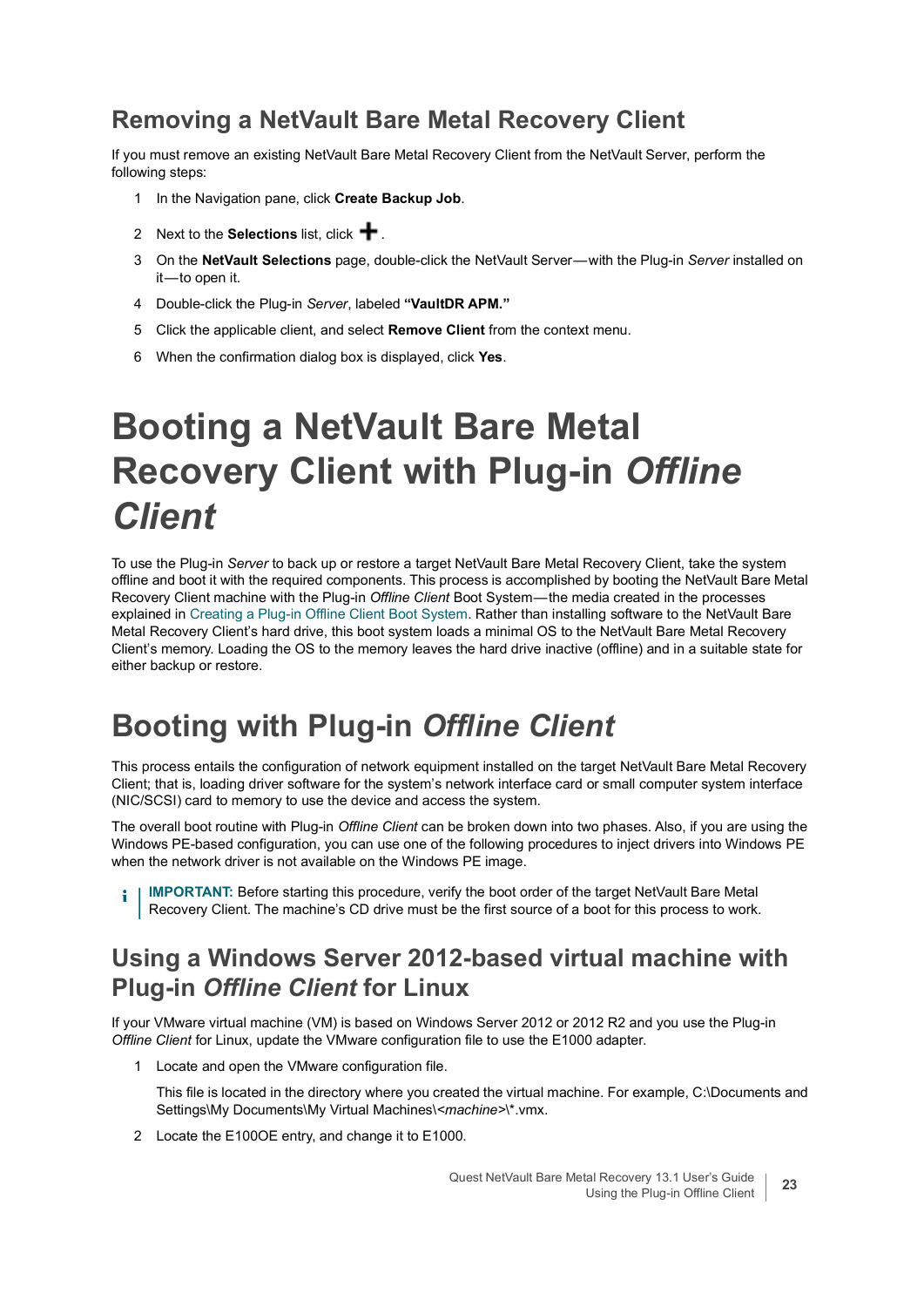## Removing a NetVault Bare Metal Recovery Client

If you must remove an existing NetVault Bare Metal Recovery Client from the NetVault Server, perform the following steps:

1. In the Navigation pane, click **Create Backup Job**.
2. Next to the **Selections** list, click **+**.
3. On the **NetVault Selections** page, double-click the NetVault Server—with the Plug-in *Server* installed on it—to open it.
4. Double-click the Plug-in *Server*, labeled **"VaultDR APM."**
5. Click the applicable client, and select **Remove Client** from the context menu.
6. When the confirmation dialog box is displayed, click **Yes**.

# Booting a NetVault Bare Metal Recovery Client with Plug-in *Offline Client*

To use the Plug-in *Server* to back up or restore a target NetVault Bare Metal Recovery Client, take the system offline and boot it with the required components. This process is accomplished by booting the NetVault Bare Metal Recovery Client machine with the Plug-in *Offline Client* Boot System—the media created in the processes explained in Creating a Plug-in Offline Client Boot System. Rather than installing software to the NetVault Bare Metal Recovery Client's hard drive, this boot system loads a minimal OS to the NetVault Bare Metal Recovery Client's memory. Loading the OS to the memory leaves the hard drive inactive (offline) and in a suitable state for either backup or restore.

# Booting with Plug-in *Offline Client*

This process entails the configuration of network equipment installed on the target NetVault Bare Metal Recovery Client; that is, loading driver software for the system's network interface card or small computer system interface (NIC/SCSI) card to memory to use the device and access the system.

The overall boot routine with Plug-in *Offline Client* can be broken down into two phases. Also, if you are using the Windows PE-based configuration, you can use one of the following procedures to inject drivers into Windows PE when the network driver is not available on the Windows PE image.

> **IMPORTANT:** Before starting this procedure, verify the boot order of the target NetVault Bare Metal Recovery Client. The machine's CD drive must be the first source of a boot for this process to work.

## Using a Windows Server 2012-based virtual machine with Plug-in *Offline Client* for Linux

If your VMware virtual machine (VM) is based on Windows Server 2012 or 2012 R2 and you use the Plug-in *Offline Client* for Linux, update the VMware configuration file to use the E1000 adapter.

1. Locate and open the VMware configuration file.

   This file is located in the directory where you created the virtual machine. For example, C:\Documents and Settings\My Documents\My Virtual Machines\<*machine*>\*.vmx.

2. Locate the E100OE entry, and change it to E1000.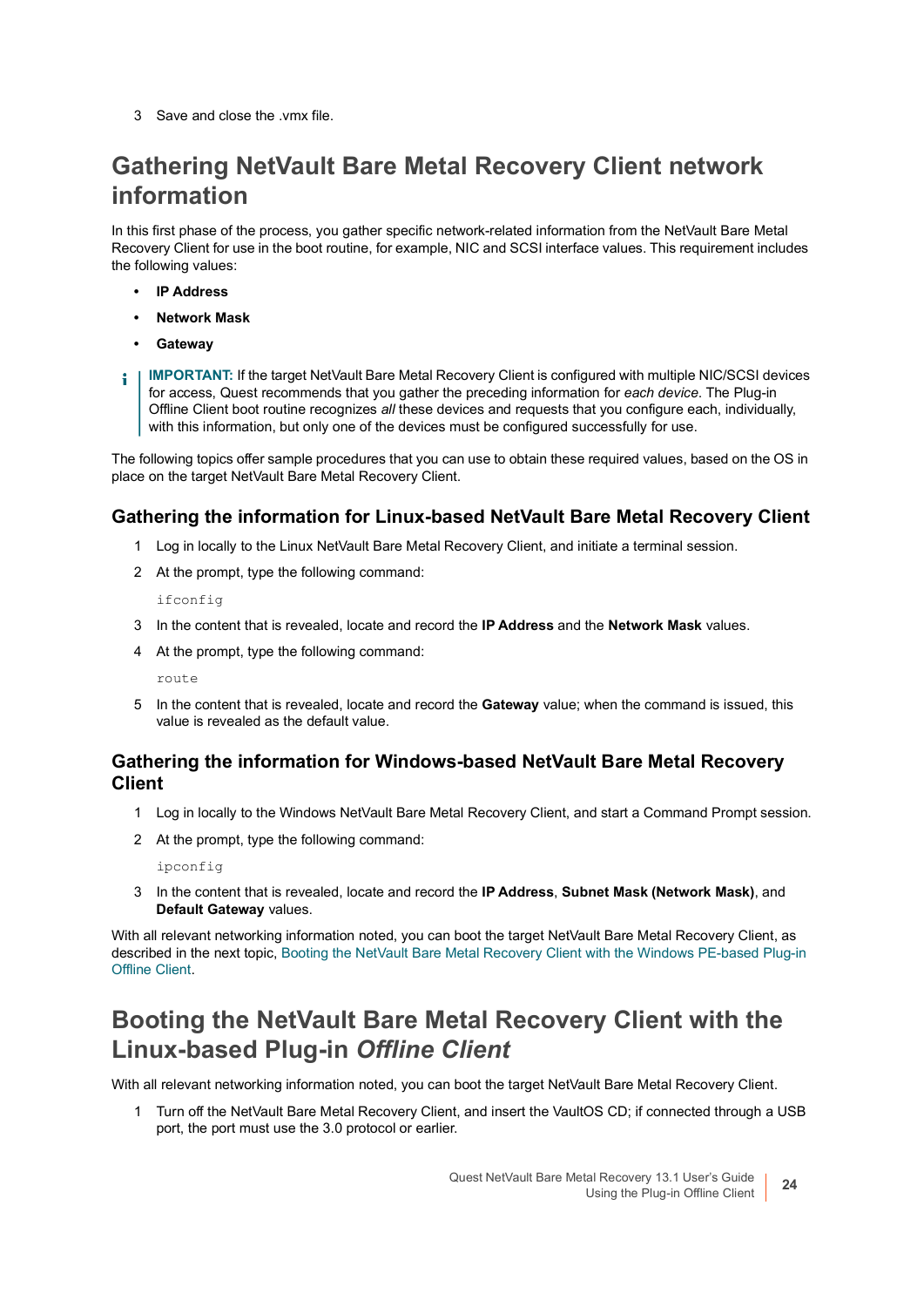3 Save and close the .vmx file.

# Gathering NetVault Bare Metal Recovery Client network information

In this first phase of the process, you gather specific network-related information from the NetVault Bare Metal Recovery Client for use in the boot routine, for example, NIC and SCSI interface values. This requirement includes the following values:

- **IP Address**
- **Network Mask**
- **Gateway**

**IMPORTANT:** If the target NetVault Bare Metal Recovery Client is configured with multiple NIC/SCSI devices for access, Quest recommends that you gather the preceding information for *each device*. The Plug-in Offline Client boot routine recognizes *all* these devices and requests that you configure each, individually, with this information, but only one of the devices must be configured successfully for use.

The following topics offer sample procedures that you can use to obtain these required values, based on the OS in place on the target NetVault Bare Metal Recovery Client.

## Gathering the information for Linux-based NetVault Bare Metal Recovery Client

1 Log in locally to the Linux NetVault Bare Metal Recovery Client, and initiate a terminal session.

2 At the prompt, type the following command:

```
ifconfig
```

3 In the content that is revealed, locate and record the **IP Address** and the **Network Mask** values.

4 At the prompt, type the following command:

```
route
```

5 In the content that is revealed, locate and record the **Gateway** value; when the command is issued, this value is revealed as the default value.

## Gathering the information for Windows-based NetVault Bare Metal Recovery Client

1 Log in locally to the Windows NetVault Bare Metal Recovery Client, and start a Command Prompt session.

2 At the prompt, type the following command:

```
ipconfig
```

3 In the content that is revealed, locate and record the **IP Address**, **Subnet Mask (Network Mask)**, and **Default Gateway** values.

With all relevant networking information noted, you can boot the target NetVault Bare Metal Recovery Client, as described in the next topic, Booting the NetVault Bare Metal Recovery Client with the Windows PE-based Plug-in Offline Client.

# Booting the NetVault Bare Metal Recovery Client with the Linux-based Plug-in *Offline Client*

With all relevant networking information noted, you can boot the target NetVault Bare Metal Recovery Client.

1 Turn off the NetVault Bare Metal Recovery Client, and insert the VaultOS CD; if connected through a USB port, the port must use the 3.0 protocol or earlier.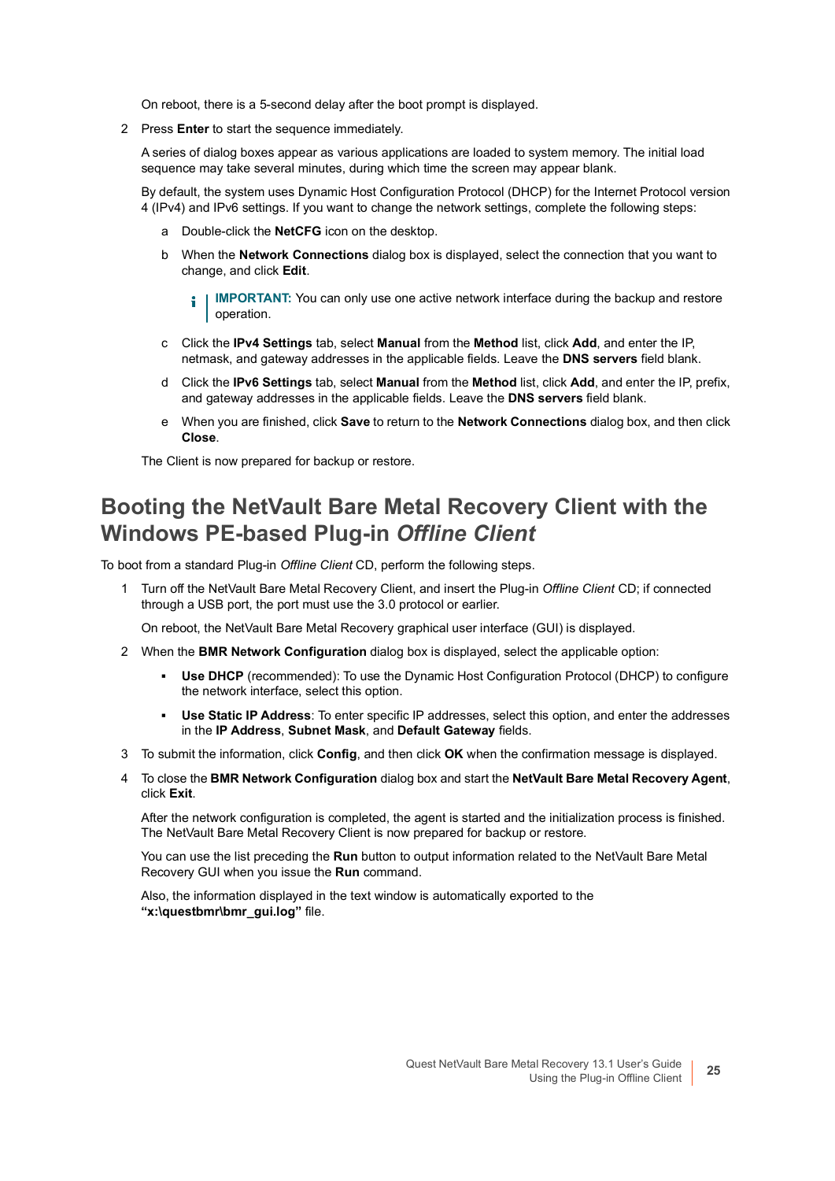On reboot, there is a 5-second delay after the boot prompt is displayed.

2 Press **Enter** to start the sequence immediately.

A series of dialog boxes appear as various applications are loaded to system memory. The initial load sequence may take several minutes, during which time the screen may appear blank.

By default, the system uses Dynamic Host Configuration Protocol (DHCP) for the Internet Protocol version 4 (IPv4) and IPv6 settings. If you want to change the network settings, complete the following steps:

a Double-click the **NetCFG** icon on the desktop.

b When the **Network Connections** dialog box is displayed, select the connection that you want to change, and click **Edit**.

> **IMPORTANT:** You can only use one active network interface during the backup and restore operation.

c Click the **IPv4 Settings** tab, select **Manual** from the **Method** list, click **Add**, and enter the IP, netmask, and gateway addresses in the applicable fields. Leave the **DNS servers** field blank.

d Click the **IPv6 Settings** tab, select **Manual** from the **Method** list, click **Add**, and enter the IP, prefix, and gateway addresses in the applicable fields. Leave the **DNS servers** field blank.

e When you are finished, click **Save** to return to the **Network Connections** dialog box, and then click **Close**.

The Client is now prepared for backup or restore.

## Booting the NetVault Bare Metal Recovery Client with the Windows PE-based Plug-in *Offline Client*

To boot from a standard Plug-in *Offline Client* CD, perform the following steps.

1 Turn off the NetVault Bare Metal Recovery Client, and insert the Plug-in *Offline Client* CD; if connected through a USB port, the port must use the 3.0 protocol or earlier.

On reboot, the NetVault Bare Metal Recovery graphical user interface (GUI) is displayed.

2 When the **BMR Network Configuration** dialog box is displayed, select the applicable option:

- **Use DHCP** (recommended): To use the Dynamic Host Configuration Protocol (DHCP) to configure the network interface, select this option.
- **Use Static IP Address**: To enter specific IP addresses, select this option, and enter the addresses in the **IP Address**, **Subnet Mask**, and **Default Gateway** fields.

3 To submit the information, click **Config**, and then click **OK** when the confirmation message is displayed.

4 To close the **BMR Network Configuration** dialog box and start the **NetVault Bare Metal Recovery Agent**, click **Exit**.

After the network configuration is completed, the agent is started and the initialization process is finished. The NetVault Bare Metal Recovery Client is now prepared for backup or restore.

You can use the list preceding the **Run** button to output information related to the NetVault Bare Metal Recovery GUI when you issue the **Run** command.

Also, the information displayed in the text window is automatically exported to the **"x:\questbmr\bmr_gui.log"** file.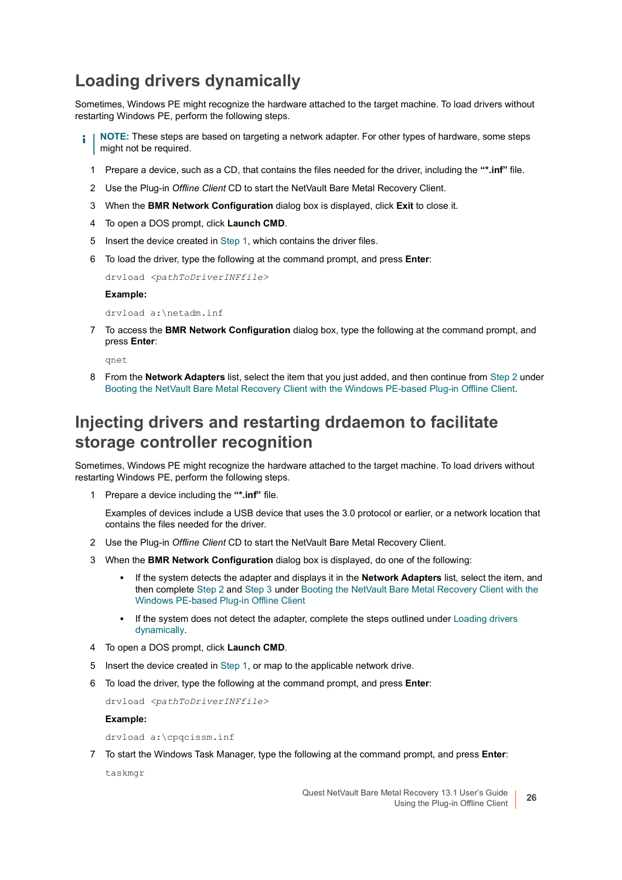## Loading drivers dynamically

Sometimes, Windows PE might recognize the hardware attached to the target machine. To load drivers without restarting Windows PE, perform the following steps.

> **NOTE:** These steps are based on targeting a network adapter. For other types of hardware, some steps might not be required.

1. Prepare a device, such as a CD, that contains the files needed for the driver, including the **"*.inf"** file.
2. Use the Plug-in *Offline Client* CD to start the NetVault Bare Metal Recovery Client.
3. When the **BMR Network Configuration** dialog box is displayed, click **Exit** to close it.
4. To open a DOS prompt, click **Launch CMD**.
5. Insert the device created in Step 1, which contains the driver files.
6. To load the driver, type the following at the command prompt, and press **Enter**:

   ```
   drvload <pathToDriverINFfile>
   ```

   **Example:**

   ```
   drvload a:\netadm.inf
   ```

7. To access the **BMR Network Configuration** dialog box, type the following at the command prompt, and press **Enter**:

   ```
   qnet
   ```

8. From the **Network Adapters** list, select the item that you just added, and then continue from Step 2 under Booting the NetVault Bare Metal Recovery Client with the Windows PE-based Plug-in Offline Client.

## Injecting drivers and restarting drdaemon to facilitate storage controller recognition

Sometimes, Windows PE might recognize the hardware attached to the target machine. To load drivers without restarting Windows PE, perform the following steps.

1. Prepare a device including the **"*.inf"** file.

   Examples of devices include a USB device that uses the 3.0 protocol or earlier, or a network location that contains the files needed for the driver.

2. Use the Plug-in *Offline Client* CD to start the NetVault Bare Metal Recovery Client.
3. When the **BMR Network Configuration** dialog box is displayed, do one of the following:
   - If the system detects the adapter and displays it in the **Network Adapters** list, select the item, and then complete Step 2 and Step 3 under Booting the NetVault Bare Metal Recovery Client with the Windows PE-based Plug-in Offline Client
   - If the system does not detect the adapter, complete the steps outlined under Loading drivers dynamically.
4. To open a DOS prompt, click **Launch CMD**.
5. Insert the device created in Step 1, or map to the applicable network drive.
6. To load the driver, type the following at the command prompt, and press **Enter**:

   ```
   drvload <pathToDriverINFfile>
   ```

   **Example:**

   ```
   drvload a:\cpqcissm.inf
   ```

7. To start the Windows Task Manager, type the following at the command prompt, and press **Enter**:

   ```
   taskmgr
   ```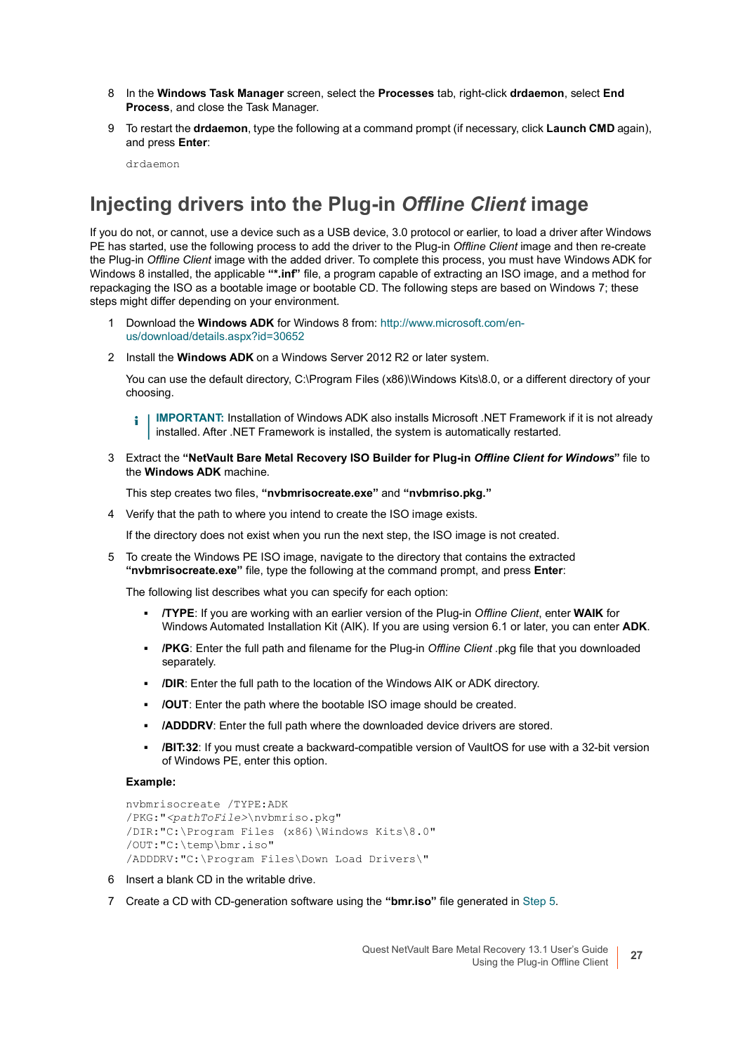8 In the **Windows Task Manager** screen, select the **Processes** tab, right-click **drdaemon**, select **End Process**, and close the Task Manager.

9 To restart the **drdaemon**, type the following at a command prompt (if necessary, click **Launch CMD** again), and press **Enter**:

```
drdaemon
```

## Injecting drivers into the Plug-in *Offline Client* image

If you do not, or cannot, use a device such as a USB device, 3.0 protocol or earlier, to load a driver after Windows PE has started, use the following process to add the driver to the Plug-in *Offline Client* image and then re-create the Plug-in *Offline Client* image with the added driver. To complete this process, you must have Windows ADK for Windows 8 installed, the applicable **"*.inf"** file, a program capable of extracting an ISO image, and a method for repackaging the ISO as a bootable image or bootable CD. The following steps are based on Windows 7; these steps might differ depending on your environment.

1 Download the **Windows ADK** for Windows 8 from: http://www.microsoft.com/en-us/download/details.aspx?id=30652

2 Install the **Windows ADK** on a Windows Server 2012 R2 or later system.

You can use the default directory, C:\Program Files (x86)\Windows Kits\8.0, or a different directory of your choosing.

> **IMPORTANT:** Installation of Windows ADK also installs Microsoft .NET Framework if it is not already installed. After .NET Framework is installed, the system is automatically restarted.

3 Extract the **"NetVault Bare Metal Recovery ISO Builder for Plug-in *Offline Client for Windows*"** file to the **Windows ADK** machine.

This step creates two files, **"nvbmrisocreate.exe"** and **"nvbmriso.pkg."**

4 Verify that the path to where you intend to create the ISO image exists.

If the directory does not exist when you run the next step, the ISO image is not created.

5 To create the Windows PE ISO image, navigate to the directory that contains the extracted **"nvbmrisocreate.exe"** file, type the following at the command prompt, and press **Enter**:

The following list describes what you can specify for each option:

- **/TYPE**: If you are working with an earlier version of the Plug-in *Offline Client*, enter **WAIK** for Windows Automated Installation Kit (AIK). If you are using version 6.1 or later, you can enter **ADK**.
- **/PKG**: Enter the full path and filename for the Plug-in *Offline Client* .pkg file that you downloaded separately.
- **/DIR**: Enter the full path to the location of the Windows AIK or ADK directory.
- **/OUT**: Enter the path where the bootable ISO image should be created.
- **/ADDDRV**: Enter the full path where the downloaded device drivers are stored.
- **/BIT:32**: If you must create a backward-compatible version of VaultOS for use with a 32-bit version of Windows PE, enter this option.

**Example:**

```
nvbmrisocreate /TYPE:ADK
/PKG:"<pathToFile>\nvbmriso.pkg"
/DIR:"C:\Program Files (x86)\Windows Kits\8.0"
/OUT:"C:\temp\bmr.iso"
/ADDDRV:"C:\Program Files\Down Load Drivers\"
```

6 Insert a blank CD in the writable drive.

7 Create a CD with CD-generation software using the **"bmr.iso"** file generated in Step 5.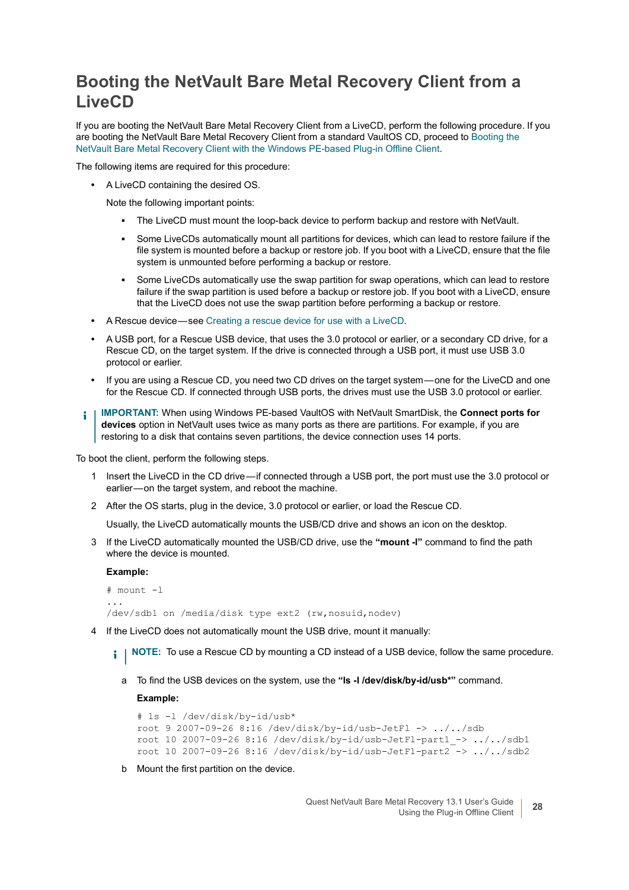## Booting the NetVault Bare Metal Recovery Client from a LiveCD

If you are booting the NetVault Bare Metal Recovery Client from a LiveCD, perform the following procedure. If you are booting the NetVault Bare Metal Recovery Client from a standard VaultOS CD, proceed to Booting the NetVault Bare Metal Recovery Client with the Windows PE-based Plug-in Offline Client.

The following items are required for this procedure:

- A LiveCD containing the desired OS.

  Note the following important points:

  - The LiveCD must mount the loop-back device to perform backup and restore with NetVault.
  - Some LiveCDs automatically mount all partitions for devices, which can lead to restore failure if the file system is mounted before a backup or restore job. If you boot with a LiveCD, ensure that the file system is unmounted before performing a backup or restore.
  - Some LiveCDs automatically use the swap partition for swap operations, which can lead to restore failure if the swap partition is used before a backup or restore job. If you boot with a LiveCD, ensure that the LiveCD does not use the swap partition before performing a backup or restore.

- A Rescue device—see Creating a rescue device for use with a LiveCD.
- A USB port, for a Rescue USB device, that uses the 3.0 protocol or earlier, or a secondary CD drive, for a Rescue CD, on the target system. If the drive is connected through a USB port, it must use USB 3.0 protocol or earlier.
- If you are using a Rescue CD, you need two CD drives on the target system—one for the LiveCD and one for the Rescue CD. If connected through USB ports, the drives must use the USB 3.0 protocol or earlier.

> **IMPORTANT:** When using Windows PE-based VaultOS with NetVault SmartDisk, the **Connect ports for devices** option in NetVault uses twice as many ports as there are partitions. For example, if you are restoring to a disk that contains seven partitions, the device connection uses 14 ports.

To boot the client, perform the following steps.

1. Insert the LiveCD in the CD drive—if connected through a USB port, the port must use the 3.0 protocol or earlier—on the target system, and reboot the machine.
2. After the OS starts, plug in the device, 3.0 protocol or earlier, or load the Rescue CD.

   Usually, the LiveCD automatically mounts the USB/CD drive and shows an icon on the desktop.

3. If the LiveCD automatically mounted the USB/CD drive, use the **"mount -l"** command to find the path where the device is mounted.

   **Example:**

   ```
   # mount -l
   ...
   /dev/sdb1 on /media/disk type ext2 (rw,nosuid,nodev)
   ```

4. If the LiveCD does not automatically mount the USB drive, mount it manually:

   > **NOTE:** To use a Rescue CD by mounting a CD instead of a USB device, follow the same procedure.

   a. To find the USB devices on the system, use the **"ls -l /dev/disk/by-id/usb*"** command.

      **Example:**

      ```
      # ls -l /dev/disk/by-id/usb*
      root 9 2007-09-26 8:16 /dev/disk/by-id/usb-JetFl -> ../../sdb
      root 10 2007-09-26 8:16 /dev/disk/by-id/usb-JetFl-part1_-> ../../sdb1
      root 10 2007-09-26 8:16 /dev/disk/by-id/usb-JetFl-part2 -> ../../sdb2
      ```

   b. Mount the first partition on the device.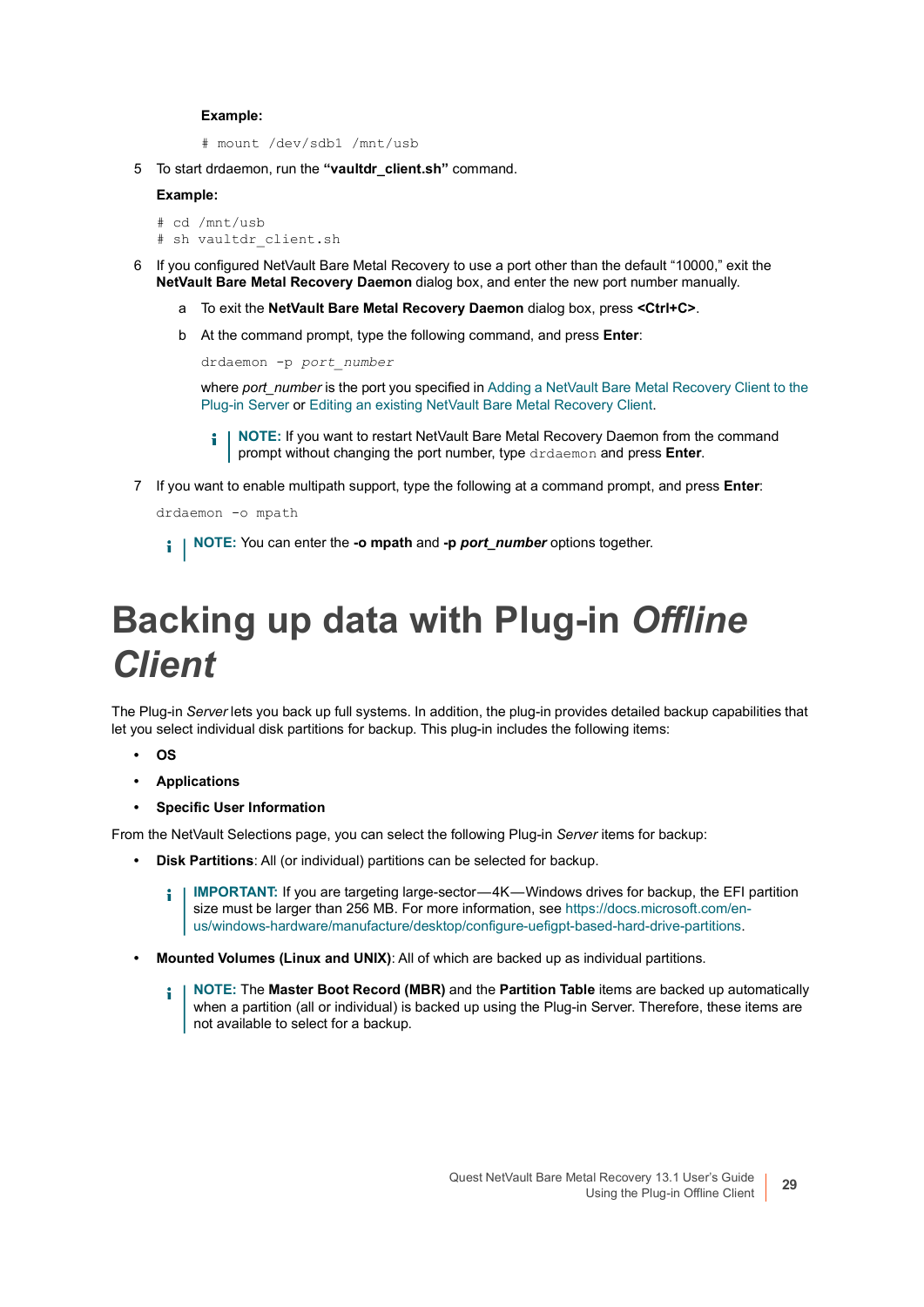**Example:**

```
# mount /dev/sdb1 /mnt/usb
```

5 To start drdaemon, run the **"vaultdr_client.sh"** command.

**Example:**

```
# cd /mnt/usb
# sh vaultdr_client.sh
```

6 If you configured NetVault Bare Metal Recovery to use a port other than the default "10000," exit the **NetVault Bare Metal Recovery Daemon** dialog box, and enter the new port number manually.

  a To exit the **NetVault Bare Metal Recovery Daemon** dialog box, press **<Ctrl+C>**.

  b At the command prompt, type the following command, and press **Enter**:

  ```
  drdaemon -p port_number
  ```

  where *port_number* is the port you specified in Adding a NetVault Bare Metal Recovery Client to the Plug-in Server or Editing an existing NetVault Bare Metal Recovery Client.

  > **NOTE:** If you want to restart NetVault Bare Metal Recovery Daemon from the command prompt without changing the port number, type `drdaemon` and press **Enter**.

7 If you want to enable multipath support, type the following at a command prompt, and press **Enter**:

```
drdaemon -o mpath
```

> **NOTE:** You can enter the **-o mpath** and **-p *port_number*** options together.

# Backing up data with Plug-in *Offline Client*

The Plug-in *Server* lets you back up full systems. In addition, the plug-in provides detailed backup capabilities that let you select individual disk partitions for backup. This plug-in includes the following items:

- **OS**
- **Applications**
- **Specific User Information**

From the NetVault Selections page, you can select the following Plug-in *Server* items for backup:

- **Disk Partitions**: All (or individual) partitions can be selected for backup.

  > **IMPORTANT:** If you are targeting large-sector—4K—Windows drives for backup, the EFI partition size must be larger than 256 MB. For more information, see https://docs.microsoft.com/en-us/windows-hardware/manufacture/desktop/configure-uefigpt-based-hard-drive-partitions.

- **Mounted Volumes (Linux and UNIX)**: All of which are backed up as individual partitions.

  > **NOTE:** The **Master Boot Record (MBR)** and the **Partition Table** items are backed up automatically when a partition (all or individual) is backed up using the Plug-in Server. Therefore, these items are not available to select for a backup.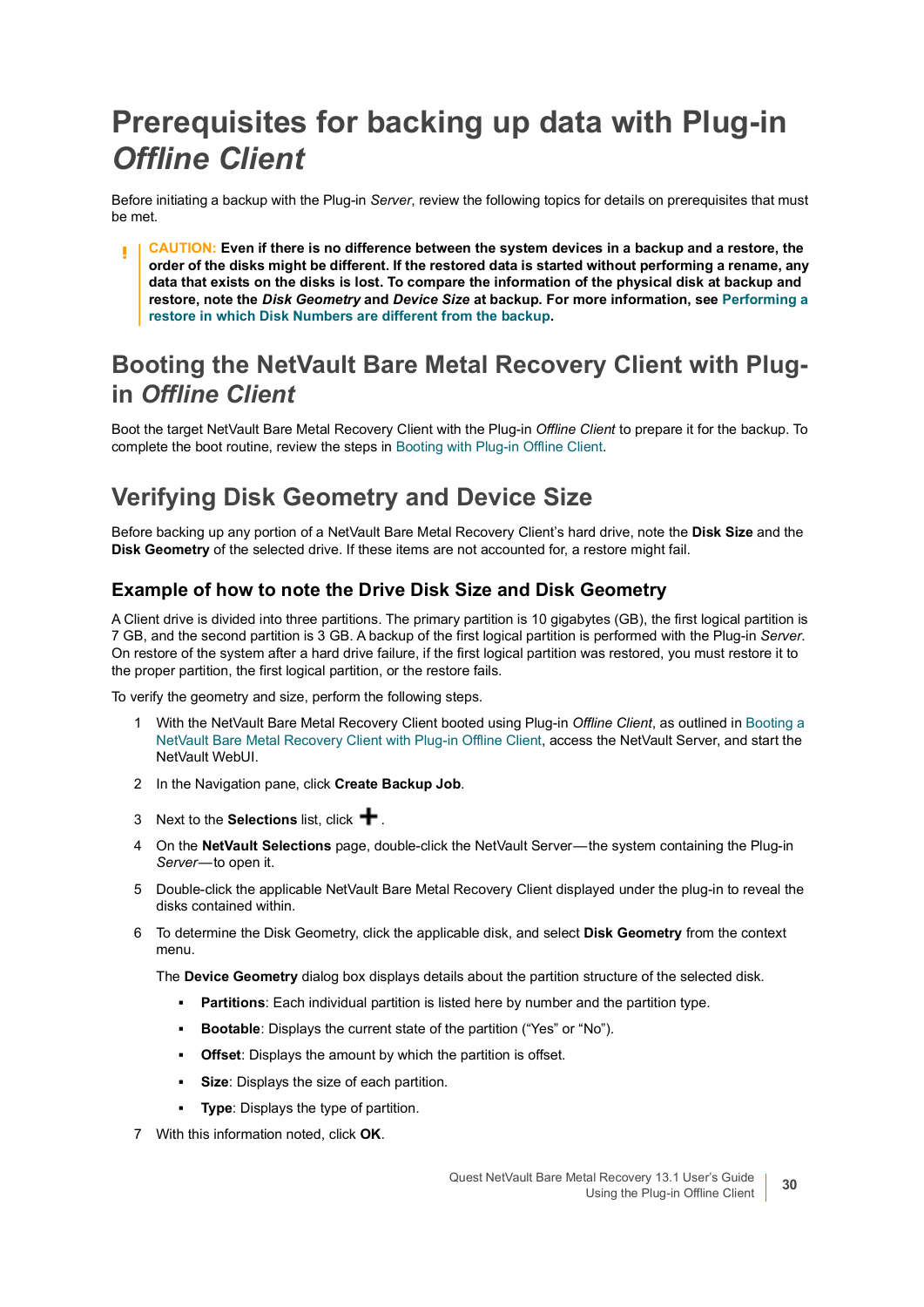# Prerequisites for backing up data with Plug-in *Offline Client*

Before initiating a backup with the Plug-in *Server*, review the following topics for details on prerequisites that must be met.

> **!** CAUTION: **Even if there is no difference between the system devices in a backup and a restore, the order of the disks might be different. If the restored data is started without performing a rename, any data that exists on the disks is lost. To compare the information of the physical disk at backup and restore, note the *Disk Geometry* and *Device Size* at backup. For more information, see Performing a restore in which Disk Numbers are different from the backup.**

## Booting the NetVault Bare Metal Recovery Client with Plug-in *Offline Client*

Boot the target NetVault Bare Metal Recovery Client with the Plug-in *Offline Client* to prepare it for the backup. To complete the boot routine, review the steps in Booting with Plug-in Offline Client.

## Verifying Disk Geometry and Device Size

Before backing up any portion of a NetVault Bare Metal Recovery Client's hard drive, note the **Disk Size** and the **Disk Geometry** of the selected drive. If these items are not accounted for, a restore might fail.

### Example of how to note the Drive Disk Size and Disk Geometry

A Client drive is divided into three partitions. The primary partition is 10 gigabytes (GB), the first logical partition is 7 GB, and the second partition is 3 GB. A backup of the first logical partition is performed with the Plug-in *Server*. On restore of the system after a hard drive failure, if the first logical partition was restored, you must restore it to the proper partition, the first logical partition, or the restore fails.

To verify the geometry and size, perform the following steps.

1. With the NetVault Bare Metal Recovery Client booted using Plug-in *Offline Client*, as outlined in Booting a NetVault Bare Metal Recovery Client with Plug-in Offline Client, access the NetVault Server, and start the NetVault WebUI.
2. In the Navigation pane, click **Create Backup Job**.
3. Next to the **Selections** list, click **+**.
4. On the **NetVault Selections** page, double-click the NetVault Server—the system containing the Plug-in *Server*—to open it.
5. Double-click the applicable NetVault Bare Metal Recovery Client displayed under the plug-in to reveal the disks contained within.
6. To determine the Disk Geometry, click the applicable disk, and select **Disk Geometry** from the context menu.

   The **Device Geometry** dialog box displays details about the partition structure of the selected disk.

   - **Partitions**: Each individual partition is listed here by number and the partition type.
   - **Bootable**: Displays the current state of the partition ("Yes" or "No").
   - **Offset**: Displays the amount by which the partition is offset.
   - **Size**: Displays the size of each partition.
   - **Type**: Displays the type of partition.
7. With this information noted, click **OK**.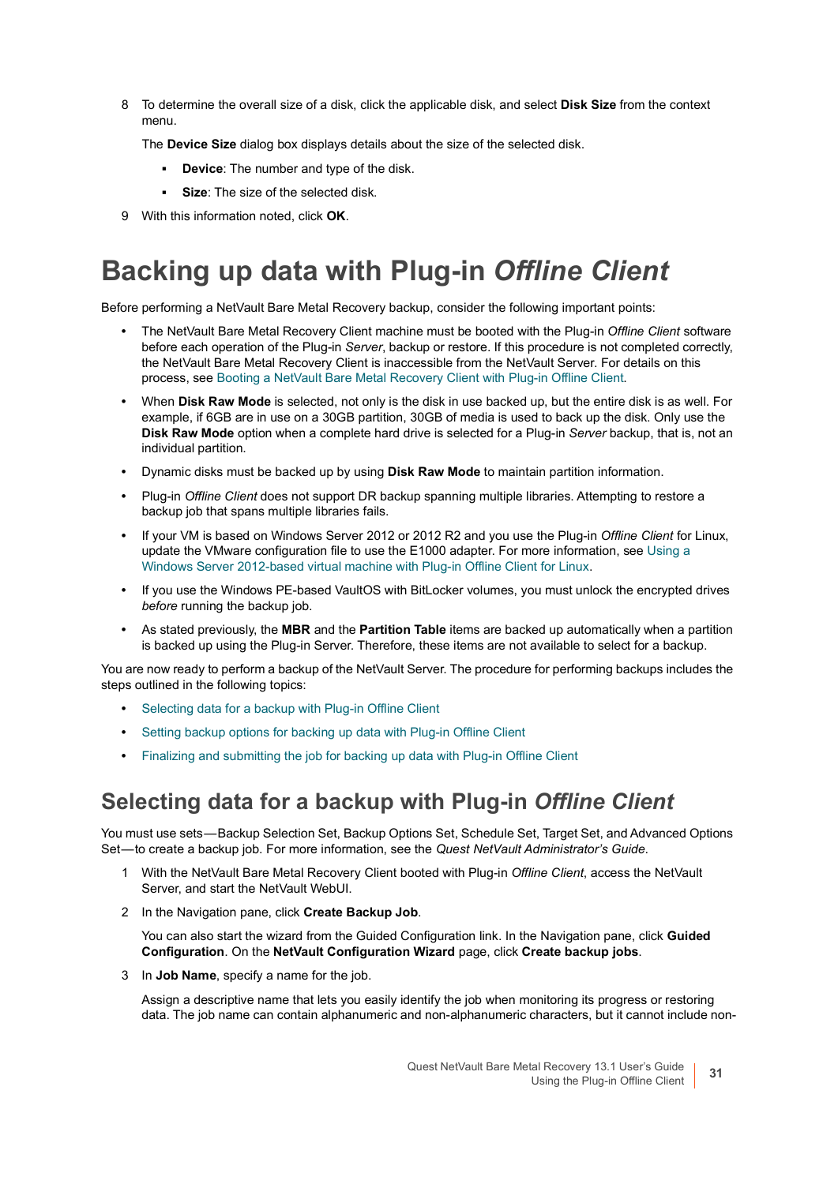8 To determine the overall size of a disk, click the applicable disk, and select **Disk Size** from the context menu.

   The **Device Size** dialog box displays details about the size of the selected disk.

   - **Device**: The number and type of the disk.
   - **Size**: The size of the selected disk.

9 With this information noted, click **OK**.

# Backing up data with Plug-in *Offline Client*

Before performing a NetVault Bare Metal Recovery backup, consider the following important points:

- The NetVault Bare Metal Recovery Client machine must be booted with the Plug-in *Offline Client* software before each operation of the Plug-in *Server*, backup or restore. If this procedure is not completed correctly, the NetVault Bare Metal Recovery Client is inaccessible from the NetVault Server. For details on this process, see Booting a NetVault Bare Metal Recovery Client with Plug-in Offline Client.
- When **Disk Raw Mode** is selected, not only is the disk in use backed up, but the entire disk is as well. For example, if 6GB are in use on a 30GB partition, 30GB of media is used to back up the disk. Only use the **Disk Raw Mode** option when a complete hard drive is selected for a Plug-in *Server* backup, that is, not an individual partition.
- Dynamic disks must be backed up by using **Disk Raw Mode** to maintain partition information.
- Plug-in *Offline Client* does not support DR backup spanning multiple libraries. Attempting to restore a backup job that spans multiple libraries fails.
- If your VM is based on Windows Server 2012 or 2012 R2 and you use the Plug-in *Offline Client* for Linux, update the VMware configuration file to use the E1000 adapter. For more information, see Using a Windows Server 2012-based virtual machine with Plug-in Offline Client for Linux.
- If you use the Windows PE-based VaultOS with BitLocker volumes, you must unlock the encrypted drives *before* running the backup job.
- As stated previously, the **MBR** and the **Partition Table** items are backed up automatically when a partition is backed up using the Plug-in Server. Therefore, these items are not available to select for a backup.

You are now ready to perform a backup of the NetVault Server. The procedure for performing backups includes the steps outlined in the following topics:

- Selecting data for a backup with Plug-in Offline Client
- Setting backup options for backing up data with Plug-in Offline Client
- Finalizing and submitting the job for backing up data with Plug-in Offline Client

## Selecting data for a backup with Plug-in *Offline Client*

You must use sets—Backup Selection Set, Backup Options Set, Schedule Set, Target Set, and Advanced Options Set—to create a backup job. For more information, see the *Quest NetVault Administrator's Guide*.

1 With the NetVault Bare Metal Recovery Client booted with Plug-in *Offline Client*, access the NetVault Server, and start the NetVault WebUI.

2 In the Navigation pane, click **Create Backup Job**.

   You can also start the wizard from the Guided Configuration link. In the Navigation pane, click **Guided Configuration**. On the **NetVault Configuration Wizard** page, click **Create backup jobs**.

3 In **Job Name**, specify a name for the job.

   Assign a descriptive name that lets you easily identify the job when monitoring its progress or restoring data. The job name can contain alphanumeric and non-alphanumeric characters, but it cannot include non-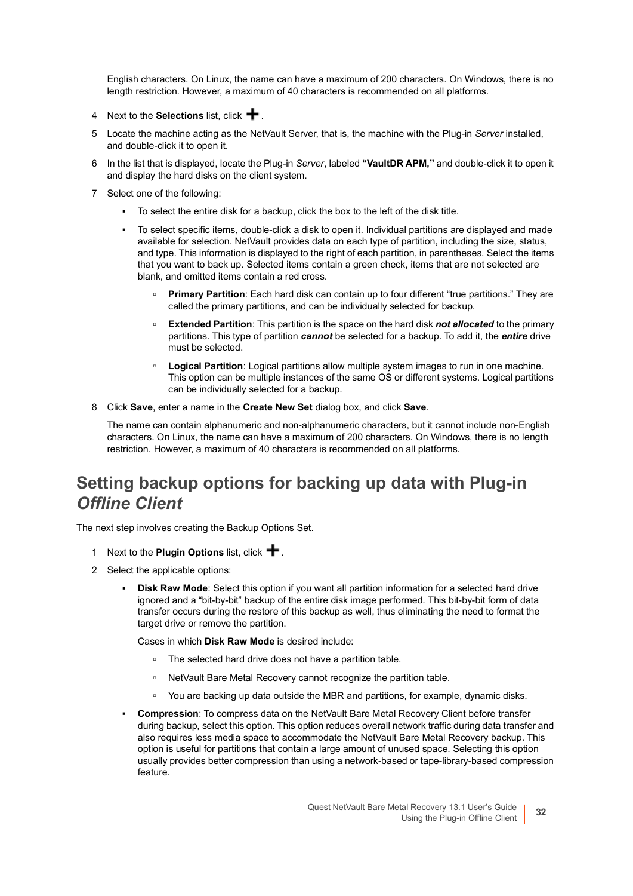English characters. On Linux, the name can have a maximum of 200 characters. On Windows, there is no length restriction. However, a maximum of 40 characters is recommended on all platforms.

4 Next to the **Selections** list, click **+**.

5 Locate the machine acting as the NetVault Server, that is, the machine with the Plug-in *Server* installed, and double-click it to open it.

6 In the list that is displayed, locate the Plug-in *Server*, labeled **"VaultDR APM,"** and double-click it to open it and display the hard disks on the client system.

7 Select one of the following:

- To select the entire disk for a backup, click the box to the left of the disk title.
- To select specific items, double-click a disk to open it. Individual partitions are displayed and made available for selection. NetVault provides data on each type of partition, including the size, status, and type. This information is displayed to the right of each partition, in parentheses. Select the items that you want to back up. Selected items contain a green check, items that are not selected are blank, and omitted items contain a red cross.
  - **Primary Partition**: Each hard disk can contain up to four different "true partitions." They are called the primary partitions, and can be individually selected for backup.
  - **Extended Partition**: This partition is the space on the hard disk ***not allocated*** to the primary partitions. This type of partition ***cannot*** be selected for a backup. To add it, the ***entire*** drive must be selected.
  - **Logical Partition**: Logical partitions allow multiple system images to run in one machine. This option can be multiple instances of the same OS or different systems. Logical partitions can be individually selected for a backup.

8 Click **Save**, enter a name in the **Create New Set** dialog box, and click **Save**.

The name can contain alphanumeric and non-alphanumeric characters, but it cannot include non-English characters. On Linux, the name can have a maximum of 200 characters. On Windows, there is no length restriction. However, a maximum of 40 characters is recommended on all platforms.

## Setting backup options for backing up data with Plug-in *Offline Client*

The next step involves creating the Backup Options Set.

1 Next to the **Plugin Options** list, click **+**.

2 Select the applicable options:

- **Disk Raw Mode**: Select this option if you want all partition information for a selected hard drive ignored and a "bit-by-bit" backup of the entire disk image performed. This bit-by-bit form of data transfer occurs during the restore of this backup as well, thus eliminating the need to format the target drive or remove the partition.

  Cases in which **Disk Raw Mode** is desired include:

  - The selected hard drive does not have a partition table.
  - NetVault Bare Metal Recovery cannot recognize the partition table.
  - You are backing up data outside the MBR and partitions, for example, dynamic disks.
- **Compression**: To compress data on the NetVault Bare Metal Recovery Client before transfer during backup, select this option. This option reduces overall network traffic during data transfer and also requires less media space to accommodate the NetVault Bare Metal Recovery backup. This option is useful for partitions that contain a large amount of unused space. Selecting this option usually provides better compression than using a network-based or tape-library-based compression feature.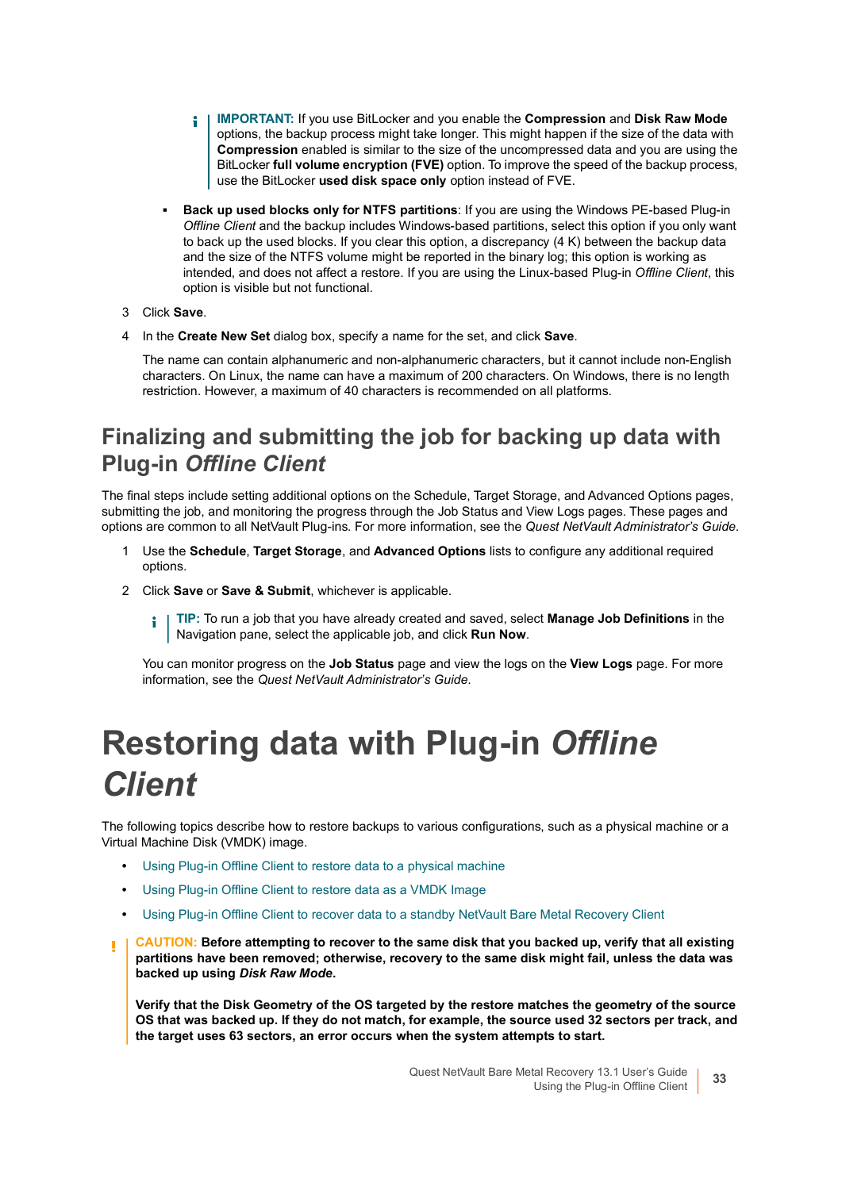> **IMPORTANT:** If you use BitLocker and you enable the **Compression** and **Disk Raw Mode** options, the backup process might take longer. This might happen if the size of the data with **Compression** enabled is similar to the size of the uncompressed data and you are using the BitLocker **full volume encryption (FVE)** option. To improve the speed of the backup process, use the BitLocker **used disk space only** option instead of FVE.

- **Back up used blocks only for NTFS partitions**: If you are using the Windows PE-based Plug-in *Offline Client* and the backup includes Windows-based partitions, select this option if you only want to back up the used blocks. If you clear this option, a discrepancy (4 K) between the backup data and the size of the NTFS volume might be reported in the binary log; this option is working as intended, and does not affect a restore. If you are using the Linux-based Plug-in *Offline Client*, this option is visible but not functional.

3 Click **Save**.

4 In the **Create New Set** dialog box, specify a name for the set, and click **Save**.

The name can contain alphanumeric and non-alphanumeric characters, but it cannot include non-English characters. On Linux, the name can have a maximum of 200 characters. On Windows, there is no length restriction. However, a maximum of 40 characters is recommended on all platforms.

## Finalizing and submitting the job for backing up data with Plug-in *Offline Client*

The final steps include setting additional options on the Schedule, Target Storage, and Advanced Options pages, submitting the job, and monitoring the progress through the Job Status and View Logs pages. These pages and options are common to all NetVault Plug-ins. For more information, see the *Quest NetVault Administrator's Guide*.

1 Use the **Schedule**, **Target Storage**, and **Advanced Options** lists to configure any additional required options.

2 Click **Save** or **Save & Submit**, whichever is applicable.

> **TIP:** To run a job that you have already created and saved, select **Manage Job Definitions** in the Navigation pane, select the applicable job, and click **Run Now**.

You can monitor progress on the **Job Status** page and view the logs on the **View Logs** page. For more information, see the *Quest NetVault Administrator's Guide*.

# Restoring data with Plug-in *Offline Client*

The following topics describe how to restore backups to various configurations, such as a physical machine or a Virtual Machine Disk (VMDK) image.

- Using Plug-in Offline Client to restore data to a physical machine
- Using Plug-in Offline Client to restore data as a VMDK Image
- Using Plug-in Offline Client to recover data to a standby NetVault Bare Metal Recovery Client

> **CAUTION: Before attempting to recover to the same disk that you backed up, verify that all existing partitions have been removed; otherwise, recovery to the same disk might fail, unless the data was backed up using *Disk Raw Mode*.**
>
> **Verify that the Disk Geometry of the OS targeted by the restore matches the geometry of the source OS that was backed up. If they do not match, for example, the source used 32 sectors per track, and the target uses 63 sectors, an error occurs when the system attempts to start.**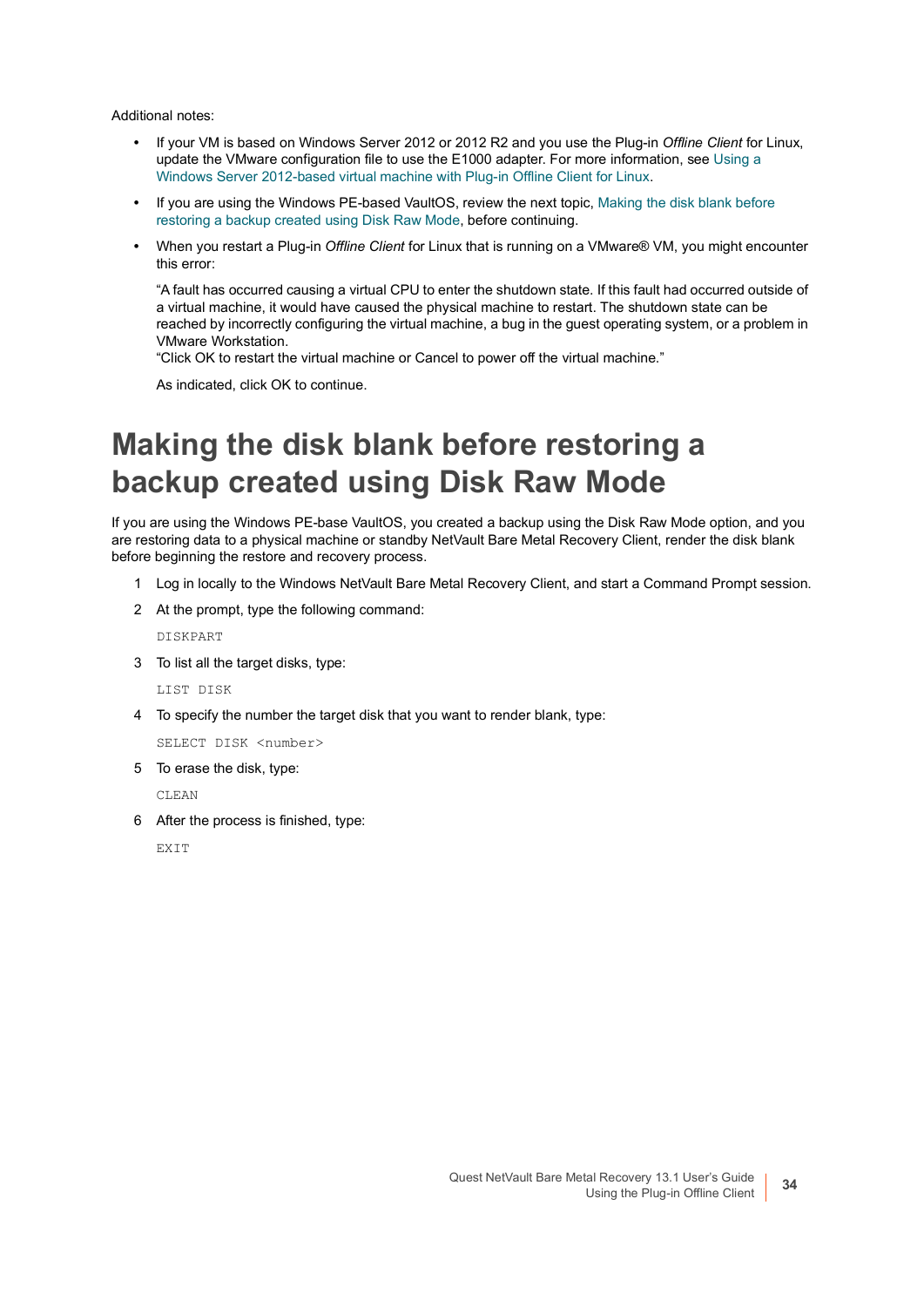Additional notes:

- If your VM is based on Windows Server 2012 or 2012 R2 and you use the Plug-in *Offline Client* for Linux, update the VMware configuration file to use the E1000 adapter. For more information, see Using a Windows Server 2012-based virtual machine with Plug-in Offline Client for Linux.
- If you are using the Windows PE-based VaultOS, review the next topic, Making the disk blank before restoring a backup created using Disk Raw Mode, before continuing.
- When you restart a Plug-in *Offline Client* for Linux that is running on a VMware® VM, you might encounter this error:

  "A fault has occurred causing a virtual CPU to enter the shutdown state. If this fault had occurred outside of a virtual machine, it would have caused the physical machine to restart. The shutdown state can be reached by incorrectly configuring the virtual machine, a bug in the guest operating system, or a problem in VMware Workstation.
  "Click OK to restart the virtual machine or Cancel to power off the virtual machine."

  As indicated, click OK to continue.

# Making the disk blank before restoring a backup created using Disk Raw Mode

If you are using the Windows PE-base VaultOS, you created a backup using the Disk Raw Mode option, and you are restoring data to a physical machine or standby NetVault Bare Metal Recovery Client, render the disk blank before beginning the restore and recovery process.

1. Log in locally to the Windows NetVault Bare Metal Recovery Client, and start a Command Prompt session.
2. At the prompt, type the following command:

   ```
   DISKPART
   ```

3. To list all the target disks, type:

   ```
   LIST DISK
   ```

4. To specify the number the target disk that you want to render blank, type:

   ```
   SELECT DISK <number>
   ```

5. To erase the disk, type:

   ```
   CLEAN
   ```

6. After the process is finished, type:

   ```
   EXIT
   ```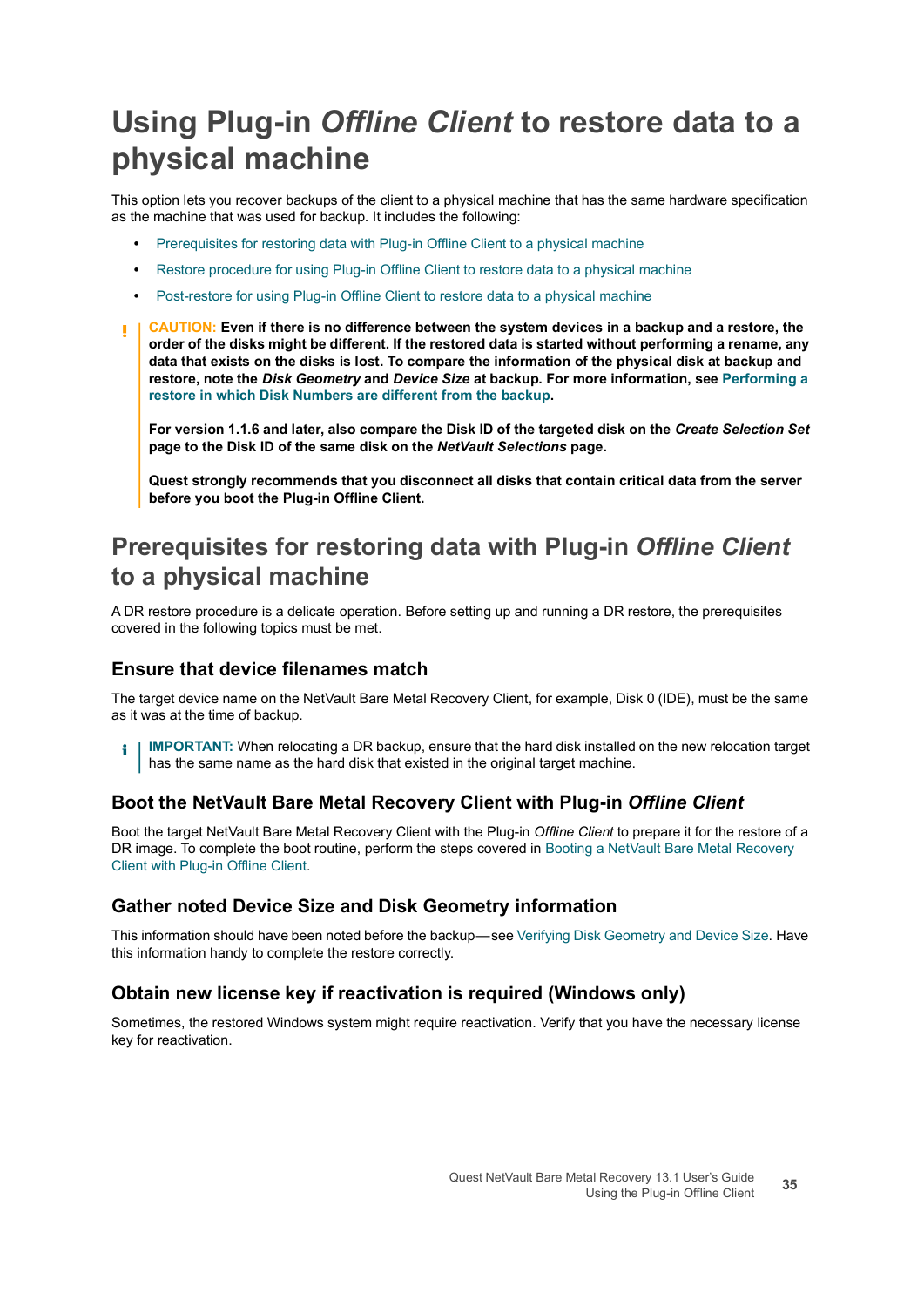# Using Plug-in *Offline Client* to restore data to a physical machine

This option lets you recover backups of the client to a physical machine that has the same hardware specification as the machine that was used for backup. It includes the following:

- Prerequisites for restoring data with Plug-in Offline Client to a physical machine
- Restore procedure for using Plug-in Offline Client to restore data to a physical machine
- Post-restore for using Plug-in Offline Client to restore data to a physical machine

> **CAUTION:** **Even if there is no difference between the system devices in a backup and a restore, the order of the disks might be different. If the restored data is started without performing a rename, any data that exists on the disks is lost. To compare the information of the physical disk at backup and restore, note the *Disk Geometry* and *Device Size* at backup. For more information, see Performing a restore in which Disk Numbers are different from the backup.**
>
> **For version 1.1.6 and later, also compare the Disk ID of the targeted disk on the *Create Selection Set* page to the Disk ID of the same disk on the *NetVault Selections* page.**
>
> **Quest strongly recommends that you disconnect all disks that contain critical data from the server before you boot the Plug-in Offline Client.**

## Prerequisites for restoring data with Plug-in *Offline Client* to a physical machine

A DR restore procedure is a delicate operation. Before setting up and running a DR restore, the prerequisites covered in the following topics must be met.

### Ensure that device filenames match

The target device name on the NetVault Bare Metal Recovery Client, for example, Disk 0 (IDE), must be the same as it was at the time of backup.

> **IMPORTANT:** When relocating a DR backup, ensure that the hard disk installed on the new relocation target has the same name as the hard disk that existed in the original target machine.

### Boot the NetVault Bare Metal Recovery Client with Plug-in *Offline Client*

Boot the target NetVault Bare Metal Recovery Client with the Plug-in *Offline Client* to prepare it for the restore of a DR image. To complete the boot routine, perform the steps covered in Booting a NetVault Bare Metal Recovery Client with Plug-in Offline Client.

### Gather noted Device Size and Disk Geometry information

This information should have been noted before the backup—see Verifying Disk Geometry and Device Size. Have this information handy to complete the restore correctly.

### Obtain new license key if reactivation is required (Windows only)

Sometimes, the restored Windows system might require reactivation. Verify that you have the necessary license key for reactivation.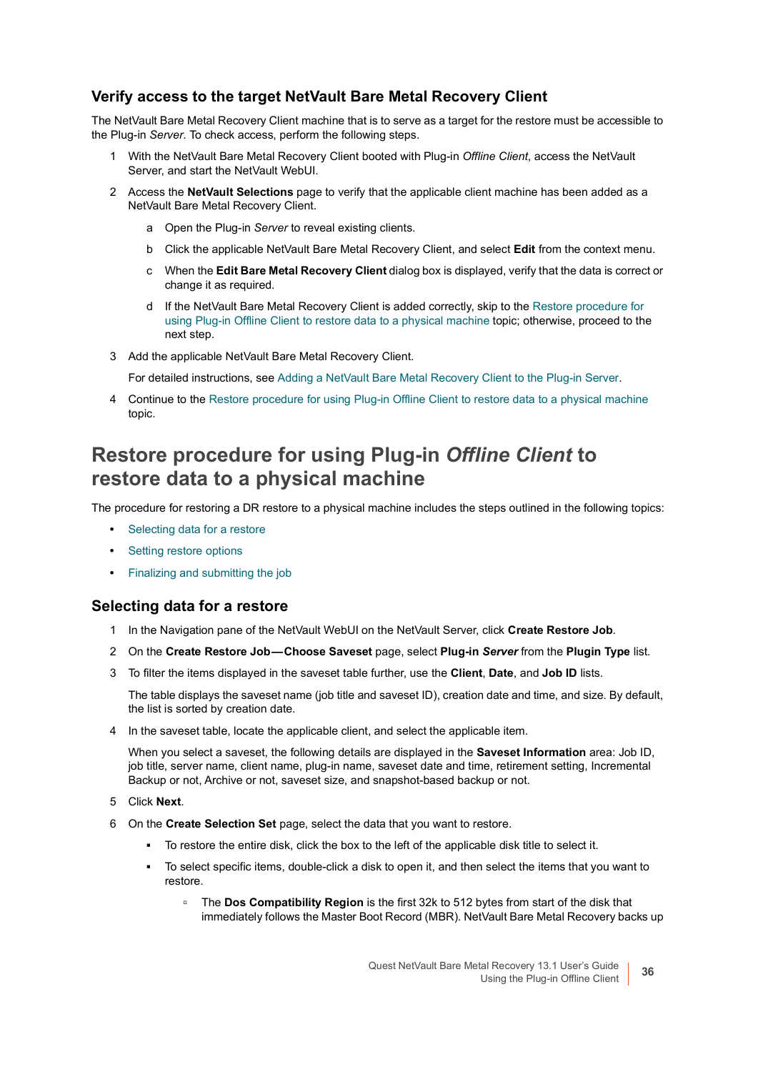### Verify access to the target NetVault Bare Metal Recovery Client

The NetVault Bare Metal Recovery Client machine that is to serve as a target for the restore must be accessible to the Plug-in *Server*. To check access, perform the following steps.

1. With the NetVault Bare Metal Recovery Client booted with Plug-in *Offline Client*, access the NetVault Server, and start the NetVault WebUI.
2. Access the **NetVault Selections** page to verify that the applicable client machine has been added as a NetVault Bare Metal Recovery Client.
   a. Open the Plug-in *Server* to reveal existing clients.
   b. Click the applicable NetVault Bare Metal Recovery Client, and select **Edit** from the context menu.
   c. When the **Edit Bare Metal Recovery Client** dialog box is displayed, verify that the data is correct or change it as required.
   d. If the NetVault Bare Metal Recovery Client is added correctly, skip to the Restore procedure for using Plug-in Offline Client to restore data to a physical machine topic; otherwise, proceed to the next step.
3. Add the applicable NetVault Bare Metal Recovery Client.

   For detailed instructions, see Adding a NetVault Bare Metal Recovery Client to the Plug-in Server.
4. Continue to the Restore procedure for using Plug-in Offline Client to restore data to a physical machine topic.

## Restore procedure for using Plug-in *Offline Client* to restore data to a physical machine

The procedure for restoring a DR restore to a physical machine includes the steps outlined in the following topics:

- Selecting data for a restore
- Setting restore options
- Finalizing and submitting the job

### Selecting data for a restore

1. In the Navigation pane of the NetVault WebUI on the NetVault Server, click **Create Restore Job**.
2. On the **Create Restore Job—Choose Saveset** page, select **Plug-in** ***Server*** from the **Plugin Type** list.
3. To filter the items displayed in the saveset table further, use the **Client**, **Date**, and **Job ID** lists.

   The table displays the saveset name (job title and saveset ID), creation date and time, and size. By default, the list is sorted by creation date.
4. In the saveset table, locate the applicable client, and select the applicable item.

   When you select a saveset, the following details are displayed in the **Saveset Information** area: Job ID, job title, server name, client name, plug-in name, saveset date and time, retirement setting, Incremental Backup or not, Archive or not, saveset size, and snapshot-based backup or not.
5. Click **Next**.
6. On the **Create Selection Set** page, select the data that you want to restore.
   - To restore the entire disk, click the box to the left of the applicable disk title to select it.
   - To select specific items, double-click a disk to open it, and then select the items that you want to restore.
     - The **Dos Compatibility Region** is the first 32k to 512 bytes from start of the disk that immediately follows the Master Boot Record (MBR). NetVault Bare Metal Recovery backs up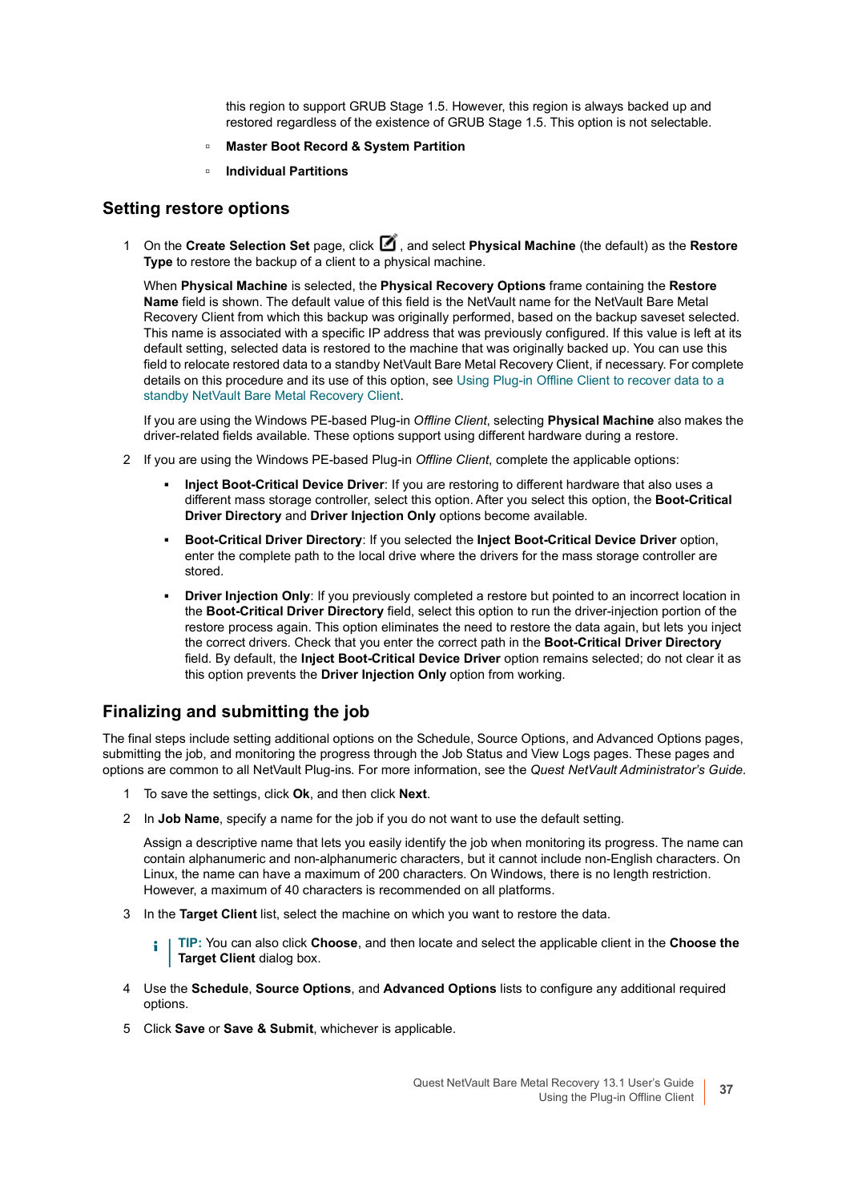this region to support GRUB Stage 1.5. However, this region is always backed up and restored regardless of the existence of GRUB Stage 1.5. This option is not selectable.

- **Master Boot Record & System Partition**
- **Individual Partitions**

## Setting restore options

1. On the **Create Selection Set** page, click , and select **Physical Machine** (the default) as the **Restore Type** to restore the backup of a client to a physical machine.

   When **Physical Machine** is selected, the **Physical Recovery Options** frame containing the **Restore Name** field is shown. The default value of this field is the NetVault name for the NetVault Bare Metal Recovery Client from which this backup was originally performed, based on the backup saveset selected. This name is associated with a specific IP address that was previously configured. If this value is left at its default setting, selected data is restored to the machine that was originally backed up. You can use this field to relocate restored data to a standby NetVault Bare Metal Recovery Client, if necessary. For complete details on this procedure and its use of this option, see Using Plug-in Offline Client to recover data to a standby NetVault Bare Metal Recovery Client.

   If you are using the Windows PE-based Plug-in *Offline Client*, selecting **Physical Machine** also makes the driver-related fields available. These options support using different hardware during a restore.

2. If you are using the Windows PE-based Plug-in *Offline Client*, complete the applicable options:
   - **Inject Boot-Critical Device Driver**: If you are restoring to different hardware that also uses a different mass storage controller, select this option. After you select this option, the **Boot-Critical Driver Directory** and **Driver Injection Only** options become available.
   - **Boot-Critical Driver Directory**: If you selected the **Inject Boot-Critical Device Driver** option, enter the complete path to the local drive where the drivers for the mass storage controller are stored.
   - **Driver Injection Only**: If you previously completed a restore but pointed to an incorrect location in the **Boot-Critical Driver Directory** field, select this option to run the driver-injection portion of the restore process again. This option eliminates the need to restore the data again, but lets you inject the correct drivers. Check that you enter the correct path in the **Boot-Critical Driver Directory** field. By default, the **Inject Boot-Critical Device Driver** option remains selected; do not clear it as this option prevents the **Driver Injection Only** option from working.

## Finalizing and submitting the job

The final steps include setting additional options on the Schedule, Source Options, and Advanced Options pages, submitting the job, and monitoring the progress through the Job Status and View Logs pages. These pages and options are common to all NetVault Plug-ins. For more information, see the *Quest NetVault Administrator's Guide*.

1. To save the settings, click **Ok**, and then click **Next**.
2. In **Job Name**, specify a name for the job if you do not want to use the default setting.

   Assign a descriptive name that lets you easily identify the job when monitoring its progress. The name can contain alphanumeric and non-alphanumeric characters, but it cannot include non-English characters. On Linux, the name can have a maximum of 200 characters. On Windows, there is no length restriction. However, a maximum of 40 characters is recommended on all platforms.

3. In the **Target Client** list, select the machine on which you want to restore the data.

   > **TIP:** You can also click **Choose**, and then locate and select the applicable client in the **Choose the Target Client** dialog box.

4. Use the **Schedule**, **Source Options**, and **Advanced Options** lists to configure any additional required options.
5. Click **Save** or **Save & Submit**, whichever is applicable.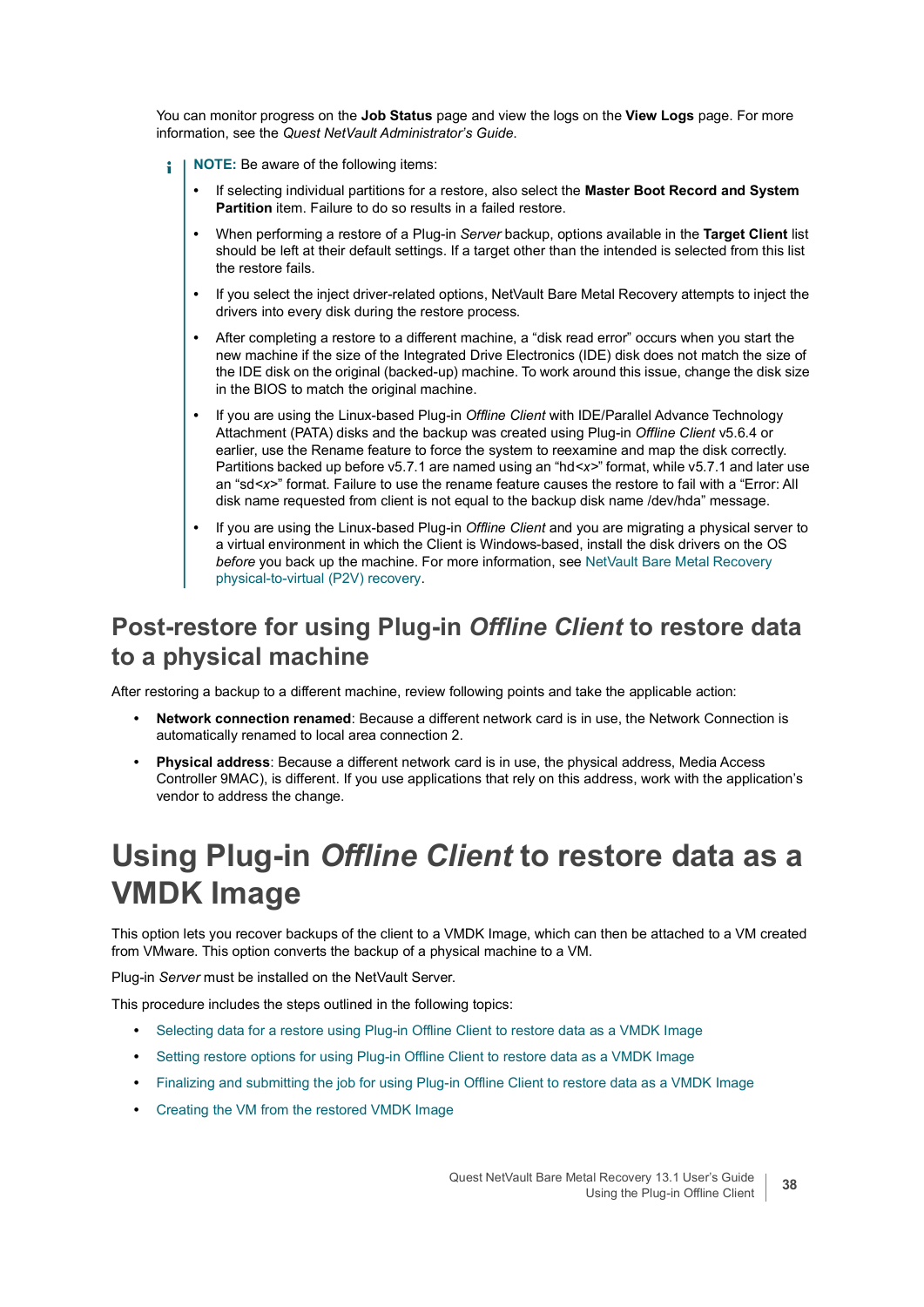You can monitor progress on the **Job Status** page and view the logs on the **View Logs** page. For more information, see the *Quest NetVault Administrator's Guide*.

> **NOTE:** Be aware of the following items:
>
> - If selecting individual partitions for a restore, also select the **Master Boot Record and System Partition** item. Failure to do so results in a failed restore.
> - When performing a restore of a Plug-in *Server* backup, options available in the **Target Client** list should be left at their default settings. If a target other than the intended is selected from this list the restore fails.
> - If you select the inject driver-related options, NetVault Bare Metal Recovery attempts to inject the drivers into every disk during the restore process.
> - After completing a restore to a different machine, a "disk read error" occurs when you start the new machine if the size of the Integrated Drive Electronics (IDE) disk does not match the size of the IDE disk on the original (backed-up) machine. To work around this issue, change the disk size in the BIOS to match the original machine.
> - If you are using the Linux-based Plug-in *Offline Client* with IDE/Parallel Advance Technology Attachment (PATA) disks and the backup was created using Plug-in *Offline Client* v5.6.4 or earlier, use the Rename feature to force the system to reexamine and map the disk correctly. Partitions backed up before v5.7.1 are named using an "hd<*x*>" format, while v5.7.1 and later use an "sd<*x*>" format. Failure to use the rename feature causes the restore to fail with a "Error: All disk name requested from client is not equal to the backup disk name /dev/hda" message.
> - If you are using the Linux-based Plug-in *Offline Client* and you are migrating a physical server to a virtual environment in which the Client is Windows-based, install the disk drivers on the OS *before* you back up the machine. For more information, see NetVault Bare Metal Recovery physical-to-virtual (P2V) recovery.

## Post-restore for using Plug-in *Offline Client* to restore data to a physical machine

After restoring a backup to a different machine, review following points and take the applicable action:

- **Network connection renamed**: Because a different network card is in use, the Network Connection is automatically renamed to local area connection 2.
- **Physical address**: Because a different network card is in use, the physical address, Media Access Controller 9MAC), is different. If you use applications that rely on this address, work with the application's vendor to address the change.

# Using Plug-in *Offline Client* to restore data as a VMDK Image

This option lets you recover backups of the client to a VMDK Image, which can then be attached to a VM created from VMware. This option converts the backup of a physical machine to a VM.

Plug-in *Server* must be installed on the NetVault Server.

This procedure includes the steps outlined in the following topics:

- Selecting data for a restore using Plug-in Offline Client to restore data as a VMDK Image
- Setting restore options for using Plug-in Offline Client to restore data as a VMDK Image
- Finalizing and submitting the job for using Plug-in Offline Client to restore data as a VMDK Image
- Creating the VM from the restored VMDK Image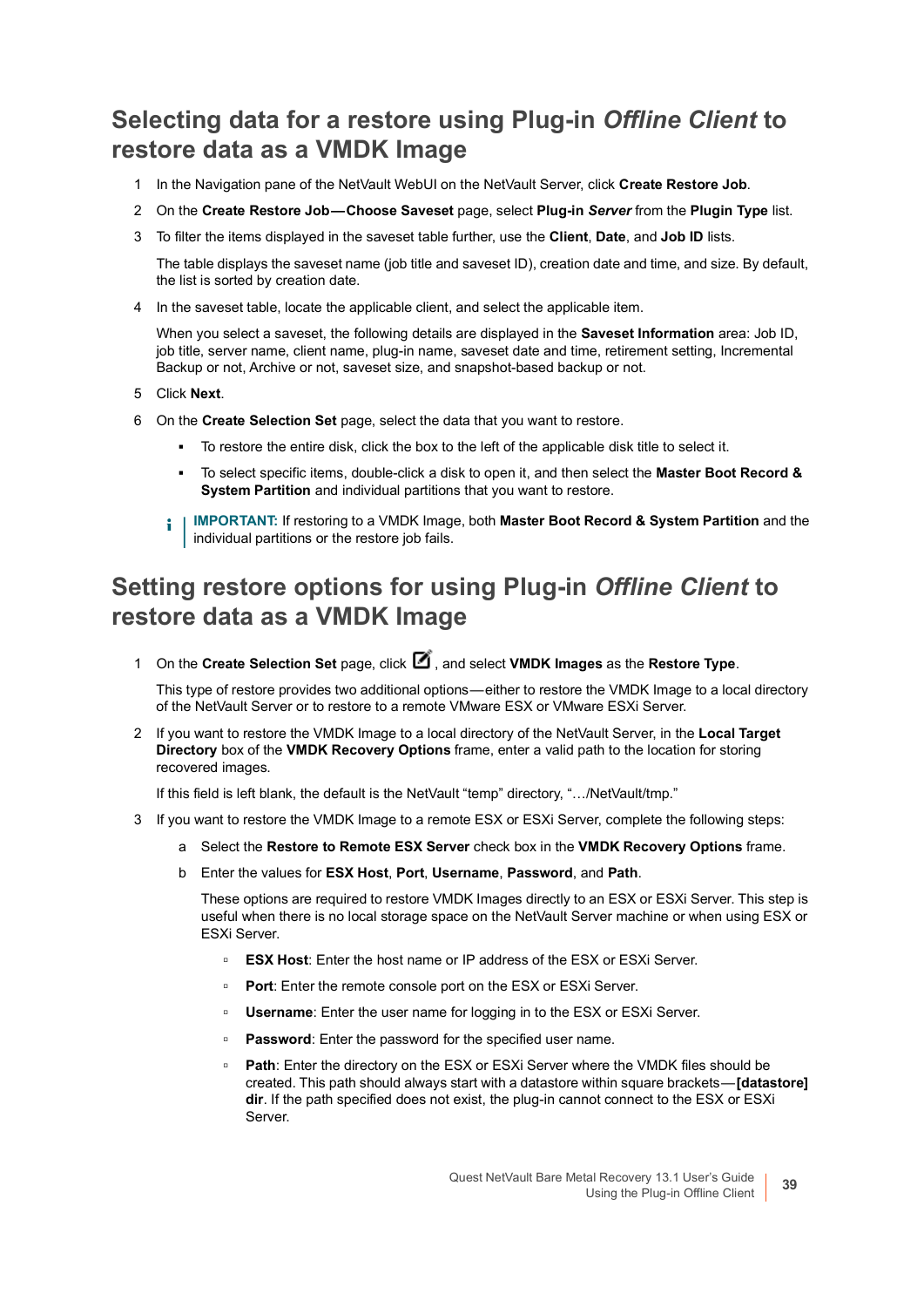## Selecting data for a restore using Plug-in *Offline Client* to restore data as a VMDK Image

1. In the Navigation pane of the NetVault WebUI on the NetVault Server, click **Create Restore Job**.
2. On the **Create Restore Job—Choose Saveset** page, select **Plug-in *Server*** from the **Plugin Type** list.
3. To filter the items displayed in the saveset table further, use the **Client**, **Date**, and **Job ID** lists.

   The table displays the saveset name (job title and saveset ID), creation date and time, and size. By default, the list is sorted by creation date.

4. In the saveset table, locate the applicable client, and select the applicable item.

   When you select a saveset, the following details are displayed in the **Saveset Information** area: Job ID, job title, server name, client name, plug-in name, saveset date and time, retirement setting, Incremental Backup or not, Archive or not, saveset size, and snapshot-based backup or not.

5. Click **Next**.
6. On the **Create Selection Set** page, select the data that you want to restore.
   - To restore the entire disk, click the box to the left of the applicable disk title to select it.
   - To select specific items, double-click a disk to open it, and then select the **Master Boot Record & System Partition** and individual partitions that you want to restore.

   **IMPORTANT:** If restoring to a VMDK Image, both **Master Boot Record & System Partition** and the individual partitions or the restore job fails.

## Setting restore options for using Plug-in *Offline Client* to restore data as a VMDK Image

1. On the **Create Selection Set** page, click , and select **VMDK Images** as the **Restore Type**.

   This type of restore provides two additional options—either to restore the VMDK Image to a local directory of the NetVault Server or to restore to a remote VMware ESX or VMware ESXi Server.

2. If you want to restore the VMDK Image to a local directory of the NetVault Server, in the **Local Target Directory** box of the **VMDK Recovery Options** frame, enter a valid path to the location for storing recovered images.

   If this field is left blank, the default is the NetVault "temp" directory, "…/NetVault/tmp."

3. If you want to restore the VMDK Image to a remote ESX or ESXi Server, complete the following steps:
   a. Select the **Restore to Remote ESX Server** check box in the **VMDK Recovery Options** frame.
   b. Enter the values for **ESX Host**, **Port**, **Username**, **Password**, and **Path**.

      These options are required to restore VMDK Images directly to an ESX or ESXi Server. This step is useful when there is no local storage space on the NetVault Server machine or when using ESX or ESXi Server.

      - **ESX Host**: Enter the host name or IP address of the ESX or ESXi Server.
      - **Port**: Enter the remote console port on the ESX or ESXi Server.
      - **Username**: Enter the user name for logging in to the ESX or ESXi Server.
      - **Password**: Enter the password for the specified user name.
      - **Path**: Enter the directory on the ESX or ESXi Server where the VMDK files should be created. This path should always start with a datastore within square brackets—**[datastore] dir**. If the path specified does not exist, the plug-in cannot connect to the ESX or ESXi Server.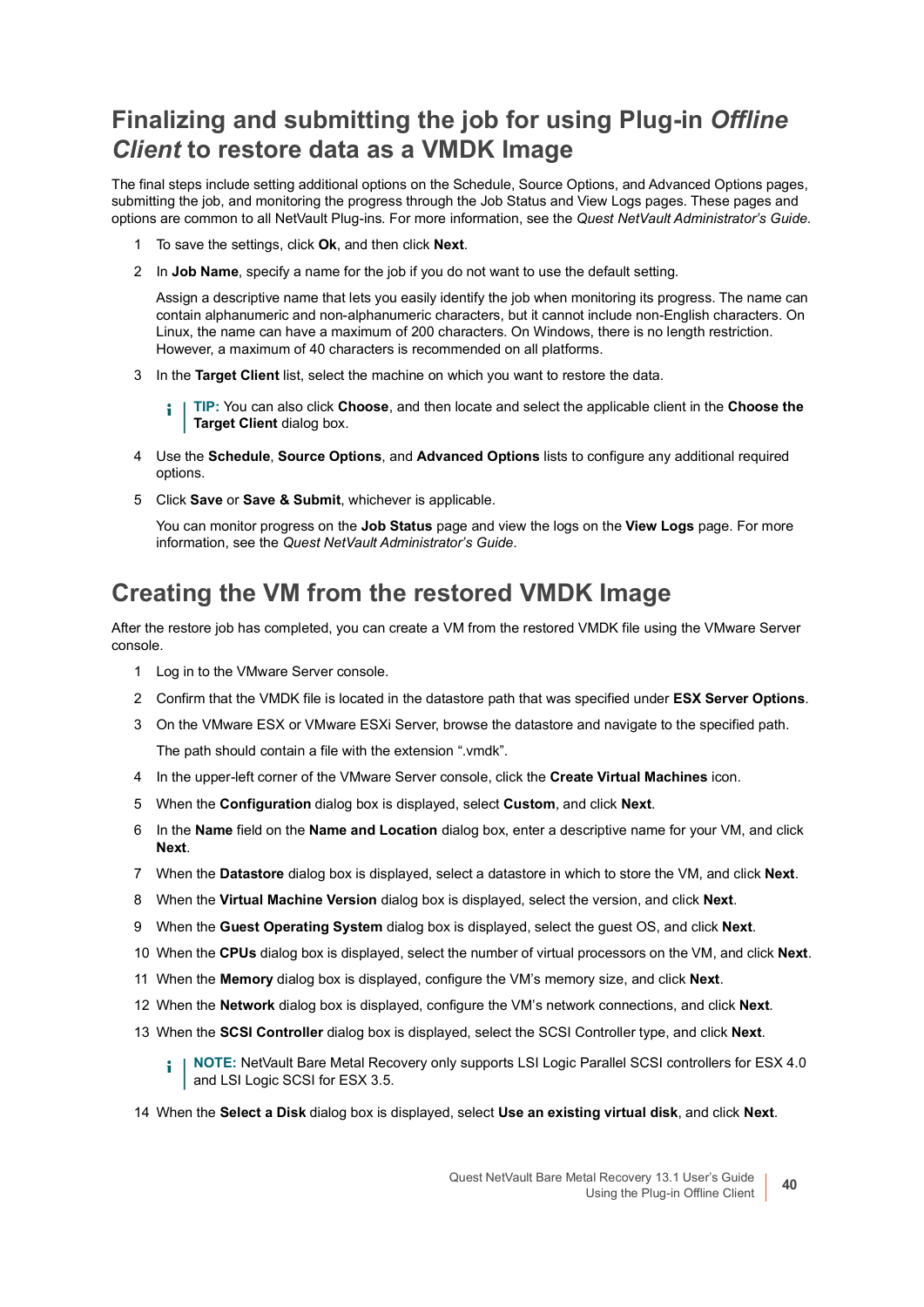## Finalizing and submitting the job for using Plug-in *Offline Client* to restore data as a VMDK Image

The final steps include setting additional options on the Schedule, Source Options, and Advanced Options pages, submitting the job, and monitoring the progress through the Job Status and View Logs pages. These pages and options are common to all NetVault Plug-ins. For more information, see the *Quest NetVault Administrator's Guide*.

1. To save the settings, click **Ok**, and then click **Next**.
2. In **Job Name**, specify a name for the job if you do not want to use the default setting.

   Assign a descriptive name that lets you easily identify the job when monitoring its progress. The name can contain alphanumeric and non-alphanumeric characters, but it cannot include non-English characters. On Linux, the name can have a maximum of 200 characters. On Windows, there is no length restriction. However, a maximum of 40 characters is recommended on all platforms.
3. In the **Target Client** list, select the machine on which you want to restore the data.

   > **TIP:** You can also click **Choose**, and then locate and select the applicable client in the **Choose the Target Client** dialog box.
4. Use the **Schedule**, **Source Options**, and **Advanced Options** lists to configure any additional required options.
5. Click **Save** or **Save & Submit**, whichever is applicable.

   You can monitor progress on the **Job Status** page and view the logs on the **View Logs** page. For more information, see the *Quest NetVault Administrator's Guide*.

## Creating the VM from the restored VMDK Image

After the restore job has completed, you can create a VM from the restored VMDK file using the VMware Server console.

1. Log in to the VMware Server console.
2. Confirm that the VMDK file is located in the datastore path that was specified under **ESX Server Options**.
3. On the VMware ESX or VMware ESXi Server, browse the datastore and navigate to the specified path.

   The path should contain a file with the extension ".vmdk".
4. In the upper-left corner of the VMware Server console, click the **Create Virtual Machines** icon.
5. When the **Configuration** dialog box is displayed, select **Custom**, and click **Next**.
6. In the **Name** field on the **Name and Location** dialog box, enter a descriptive name for your VM, and click **Next**.
7. When the **Datastore** dialog box is displayed, select a datastore in which to store the VM, and click **Next**.
8. When the **Virtual Machine Version** dialog box is displayed, select the version, and click **Next**.
9. When the **Guest Operating System** dialog box is displayed, select the guest OS, and click **Next**.
10. When the **CPUs** dialog box is displayed, select the number of virtual processors on the VM, and click **Next**.
11. When the **Memory** dialog box is displayed, configure the VM's memory size, and click **Next**.
12. When the **Network** dialog box is displayed, configure the VM's network connections, and click **Next**.
13. When the **SCSI Controller** dialog box is displayed, select the SCSI Controller type, and click **Next**.

    > **NOTE:** NetVault Bare Metal Recovery only supports LSI Logic Parallel SCSI controllers for ESX 4.0 and LSI Logic SCSI for ESX 3.5.
14. When the **Select a Disk** dialog box is displayed, select **Use an existing virtual disk**, and click **Next**.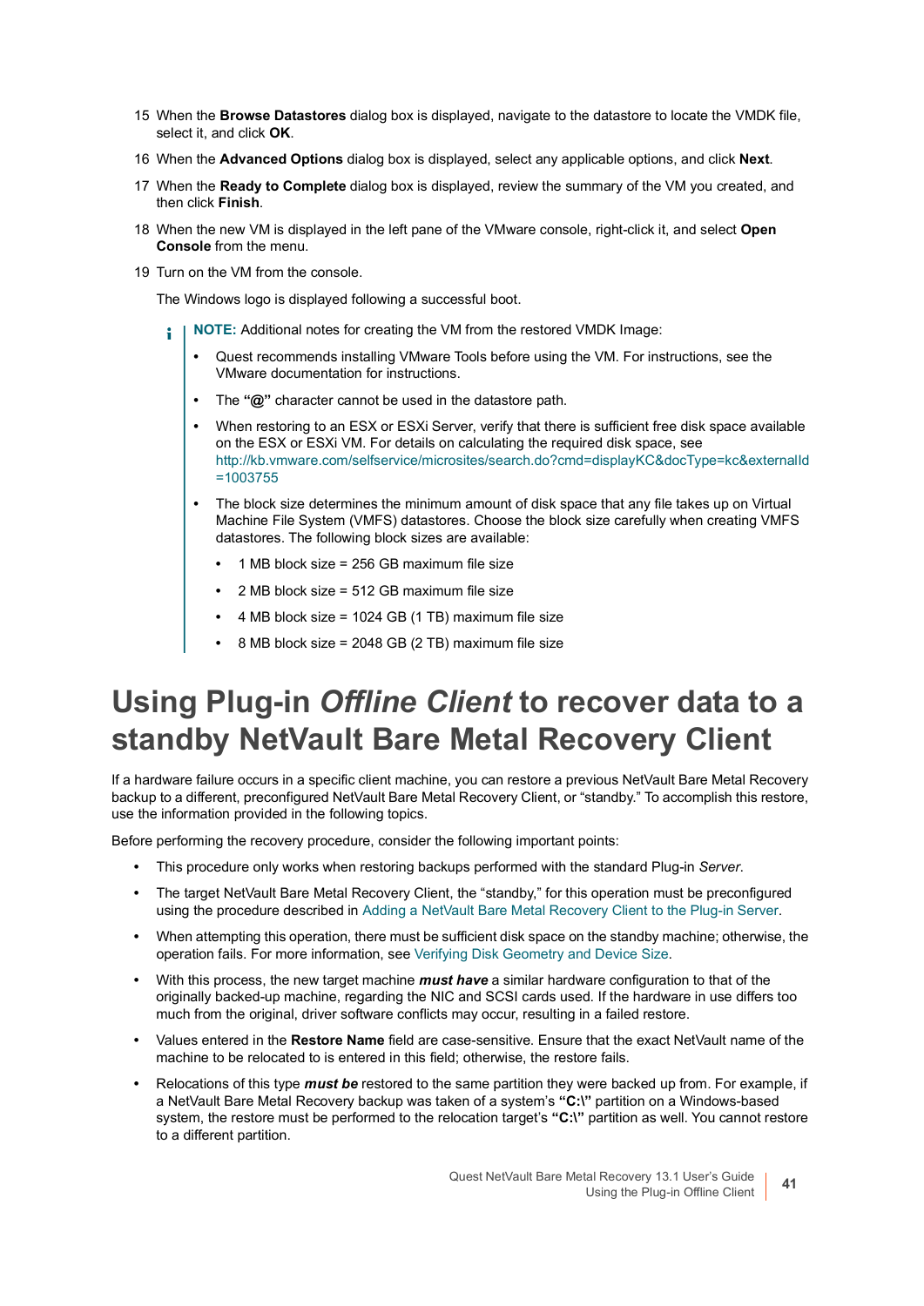15 When the **Browse Datastores** dialog box is displayed, navigate to the datastore to locate the VMDK file, select it, and click **OK**.

16 When the **Advanced Options** dialog box is displayed, select any applicable options, and click **Next**.

17 When the **Ready to Complete** dialog box is displayed, review the summary of the VM you created, and then click **Finish**.

18 When the new VM is displayed in the left pane of the VMware console, right-click it, and select **Open Console** from the menu.

19 Turn on the VM from the console.

The Windows logo is displayed following a successful boot.

> **NOTE:** Additional notes for creating the VM from the restored VMDK Image:
>
> - Quest recommends installing VMware Tools before using the VM. For instructions, see the VMware documentation for instructions.
> - The **"@"** character cannot be used in the datastore path.
> - When restoring to an ESX or ESXi Server, verify that there is sufficient free disk space available on the ESX or ESXi VM. For details on calculating the required disk space, see http://kb.vmware.com/selfservice/microsites/search.do?cmd=displayKC&docType=kc&externalId=1003755
> - The block size determines the minimum amount of disk space that any file takes up on Virtual Machine File System (VMFS) datastores. Choose the block size carefully when creating VMFS datastores. The following block sizes are available:
>   - 1 MB block size = 256 GB maximum file size
>   - 2 MB block size = 512 GB maximum file size
>   - 4 MB block size = 1024 GB (1 TB) maximum file size
>   - 8 MB block size = 2048 GB (2 TB) maximum file size

# Using Plug-in *Offline Client* to recover data to a standby NetVault Bare Metal Recovery Client

If a hardware failure occurs in a specific client machine, you can restore a previous NetVault Bare Metal Recovery backup to a different, preconfigured NetVault Bare Metal Recovery Client, or "standby." To accomplish this restore, use the information provided in the following topics.

Before performing the recovery procedure, consider the following important points:

- This procedure only works when restoring backups performed with the standard Plug-in *Server*.
- The target NetVault Bare Metal Recovery Client, the "standby," for this operation must be preconfigured using the procedure described in Adding a NetVault Bare Metal Recovery Client to the Plug-in Server.
- When attempting this operation, there must be sufficient disk space on the standby machine; otherwise, the operation fails. For more information, see Verifying Disk Geometry and Device Size.
- With this process, the new target machine ***must have*** a similar hardware configuration to that of the originally backed-up machine, regarding the NIC and SCSI cards used. If the hardware in use differs too much from the original, driver software conflicts may occur, resulting in a failed restore.
- Values entered in the **Restore Name** field are case-sensitive. Ensure that the exact NetVault name of the machine to be relocated to is entered in this field; otherwise, the restore fails.
- Relocations of this type ***must be*** restored to the same partition they were backed up from. For example, if a NetVault Bare Metal Recovery backup was taken of a system's **"C:\"** partition on a Windows-based system, the restore must be performed to the relocation target's **"C:\"** partition as well. You cannot restore to a different partition.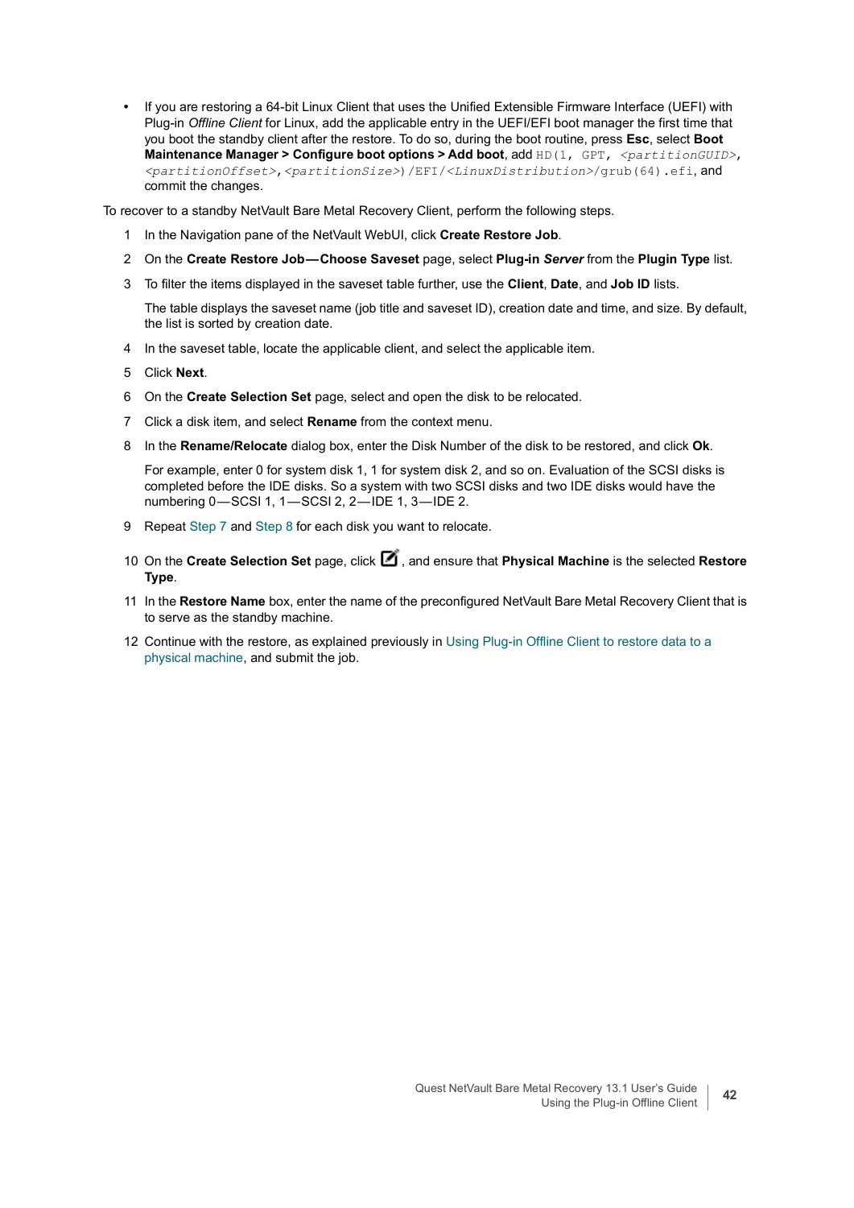- If you are restoring a 64-bit Linux Client that uses the Unified Extensible Firmware Interface (UEFI) with Plug-in *Offline Client* for Linux, add the applicable entry in the UEFI/EFI boot manager the first time that you boot the standby client after the restore. To do so, during the boot routine, press **Esc**, select **Boot Maintenance Manager > Configure boot options > Add boot**, add `HD(1, GPT, <partitionGUID>, <partitionOffset>,<partitionSize>)/EFI/<LinuxDistribution>/grub(64).efi`, and commit the changes.

To recover to a standby NetVault Bare Metal Recovery Client, perform the following steps.

1. In the Navigation pane of the NetVault WebUI, click **Create Restore Job**.
2. On the **Create Restore Job—Choose Saveset** page, select **Plug-in *Server*** from the **Plugin Type** list.
3. To filter the items displayed in the saveset table further, use the **Client**, **Date**, and **Job ID** lists.

   The table displays the saveset name (job title and saveset ID), creation date and time, and size. By default, the list is sorted by creation date.
4. In the saveset table, locate the applicable client, and select the applicable item.
5. Click **Next**.
6. On the **Create Selection Set** page, select and open the disk to be relocated.
7. Click a disk item, and select **Rename** from the context menu.
8. In the **Rename/Relocate** dialog box, enter the Disk Number of the disk to be restored, and click **Ok**.

   For example, enter 0 for system disk 1, 1 for system disk 2, and so on. Evaluation of the SCSI disks is completed before the IDE disks. So a system with two SCSI disks and two IDE disks would have the numbering 0—SCSI 1, 1—SCSI 2, 2—IDE 1, 3—IDE 2.
9. Repeat Step 7 and Step 8 for each disk you want to relocate.
10. On the **Create Selection Set** page, click , and ensure that **Physical Machine** is the selected **Restore Type**.
11. In the **Restore Name** box, enter the name of the preconfigured NetVault Bare Metal Recovery Client that is to serve as the standby machine.
12. Continue with the restore, as explained previously in Using Plug-in Offline Client to restore data to a physical machine, and submit the job.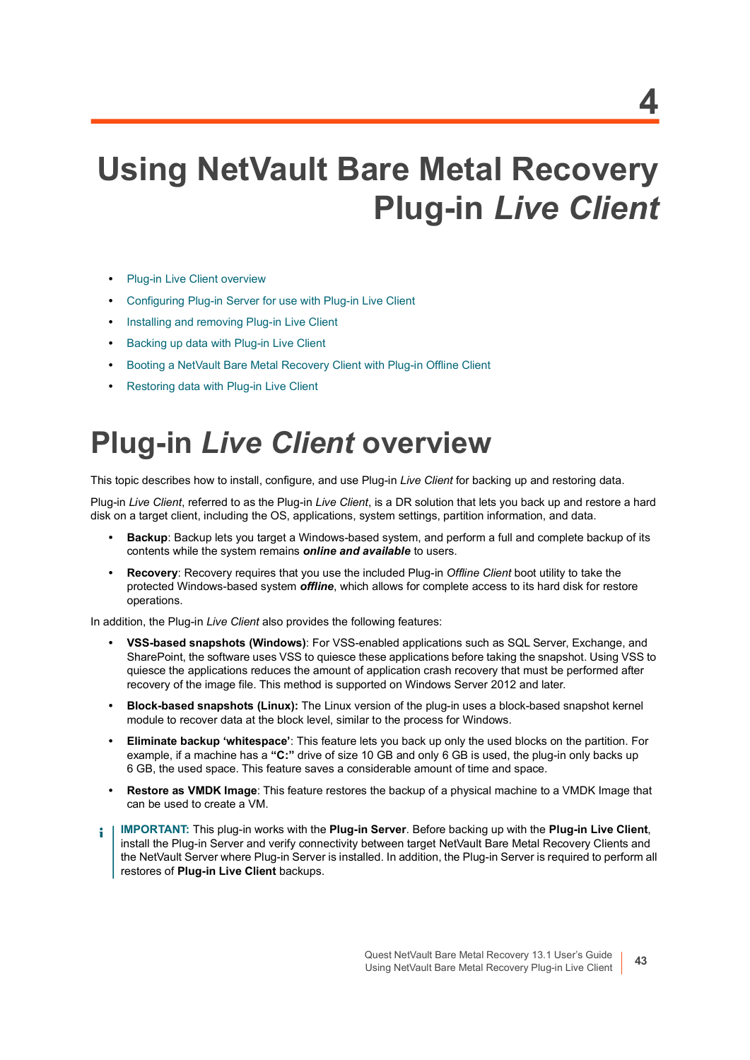# 4

# Using NetVault Bare Metal Recovery Plug-in *Live Client*

- Plug-in Live Client overview
- Configuring Plug-in Server for use with Plug-in Live Client
- Installing and removing Plug-in Live Client
- Backing up data with Plug-in Live Client
- Booting a NetVault Bare Metal Recovery Client with Plug-in Offline Client
- Restoring data with Plug-in Live Client

## Plug-in *Live Client* overview

This topic describes how to install, configure, and use Plug-in *Live Client* for backing up and restoring data.

Plug-in *Live Client*, referred to as the Plug-in *Live Client*, is a DR solution that lets you back up and restore a hard disk on a target client, including the OS, applications, system settings, partition information, and data.

- **Backup**: Backup lets you target a Windows-based system, and perform a full and complete backup of its contents while the system remains ***online and available*** to users.
- **Recovery**: Recovery requires that you use the included Plug-in *Offline Client* boot utility to take the protected Windows-based system ***offline***, which allows for complete access to its hard disk for restore operations.

In addition, the Plug-in *Live Client* also provides the following features:

- **VSS-based snapshots (Windows)**: For VSS-enabled applications such as SQL Server, Exchange, and SharePoint, the software uses VSS to quiesce these applications before taking the snapshot. Using VSS to quiesce the applications reduces the amount of application crash recovery that must be performed after recovery of the image file. This method is supported on Windows Server 2012 and later.
- **Block-based snapshots (Linux):** The Linux version of the plug-in uses a block-based snapshot kernel module to recover data at the block level, similar to the process for Windows.
- **Eliminate backup 'whitespace'**: This feature lets you back up only the used blocks on the partition. For example, if a machine has a **"C:"** drive of size 10 GB and only 6 GB is used, the plug-in only backs up 6 GB, the used space. This feature saves a considerable amount of time and space.
- **Restore as VMDK Image**: This feature restores the backup of a physical machine to a VMDK Image that can be used to create a VM.

> **IMPORTANT:** This plug-in works with the **Plug-in Server**. Before backing up with the **Plug-in Live Client**, install the Plug-in Server and verify connectivity between target NetVault Bare Metal Recovery Clients and the NetVault Server where Plug-in Server is installed. In addition, the Plug-in Server is required to perform all restores of **Plug-in Live Client** backups.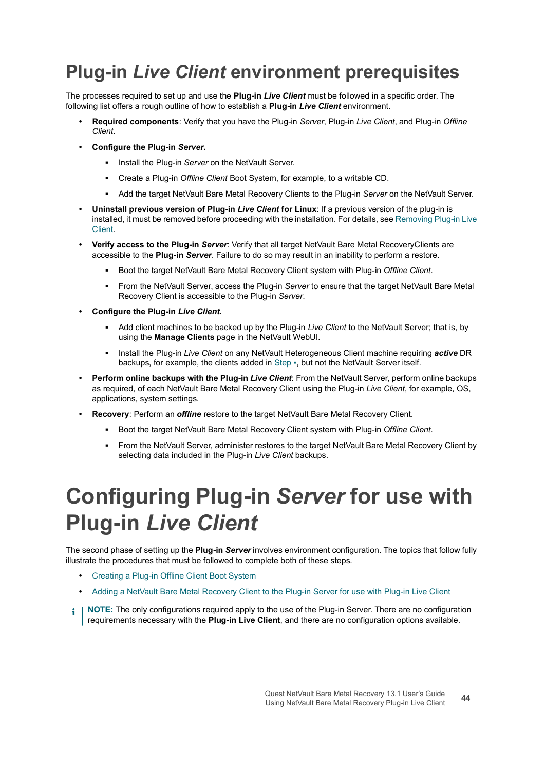# Plug-in *Live Client* environment prerequisites

The processes required to set up and use the **Plug-in *Live Client*** must be followed in a specific order. The following list offers a rough outline of how to establish a **Plug-in *Live Client*** environment.

- **Required components**: Verify that you have the Plug-in *Server*, Plug-in *Live Client*, and Plug-in *Offline Client*.
- **Configure the Plug-in *Server*.**
  - Install the Plug-in *Server* on the NetVault Server.
  - Create a Plug-in *Offline Client* Boot System, for example, to a writable CD.
  - Add the target NetVault Bare Metal Recovery Clients to the Plug-in *Server* on the NetVault Server.
- **Uninstall previous version of Plug-in *Live Client* for Linux**: If a previous version of the plug-in is installed, it must be removed before proceeding with the installation. For details, see Removing Plug-in Live Client.
- **Verify access to the Plug-in *Server***: Verify that all target NetVault Bare Metal RecoveryClients are accessible to the **Plug-in *Server***. Failure to do so may result in an inability to perform a restore.
  - Boot the target NetVault Bare Metal Recovery Client system with Plug-in *Offline Client*.
  - From the NetVault Server, access the Plug-in *Server* to ensure that the target NetVault Bare Metal Recovery Client is accessible to the Plug-in *Server*.
- **Configure the Plug-in *Live Client*.**
  - Add client machines to be backed up by the Plug-in *Live Client* to the NetVault Server; that is, by using the **Manage Clients** page in the NetVault WebUI.
  - Install the Plug-in *Live Client* on any NetVault Heterogeneous Client machine requiring ***active*** DR backups, for example, the clients added in Step ▪, but not the NetVault Server itself.
- **Perform online backups with the Plug-in *Live Client***: From the NetVault Server, perform online backups as required, of each NetVault Bare Metal Recovery Client using the Plug-in *Live Client*, for example, OS, applications, system settings.
- **Recovery**: Perform an ***offline*** restore to the target NetVault Bare Metal Recovery Client.
  - Boot the target NetVault Bare Metal Recovery Client system with Plug-in *Offline Client*.
  - From the NetVault Server, administer restores to the target NetVault Bare Metal Recovery Client by selecting data included in the Plug-in *Live Client* backups.

# Configuring Plug-in *Server* for use with Plug-in *Live Client*

The second phase of setting up the **Plug-in *Server*** involves environment configuration. The topics that follow fully illustrate the procedures that must be followed to complete both of these steps.

- Creating a Plug-in Offline Client Boot System
- Adding a NetVault Bare Metal Recovery Client to the Plug-in Server for use with Plug-in Live Client

**NOTE:** The only configurations required apply to the use of the Plug-in Server. There are no configuration requirements necessary with the **Plug-in Live Client**, and there are no configuration options available.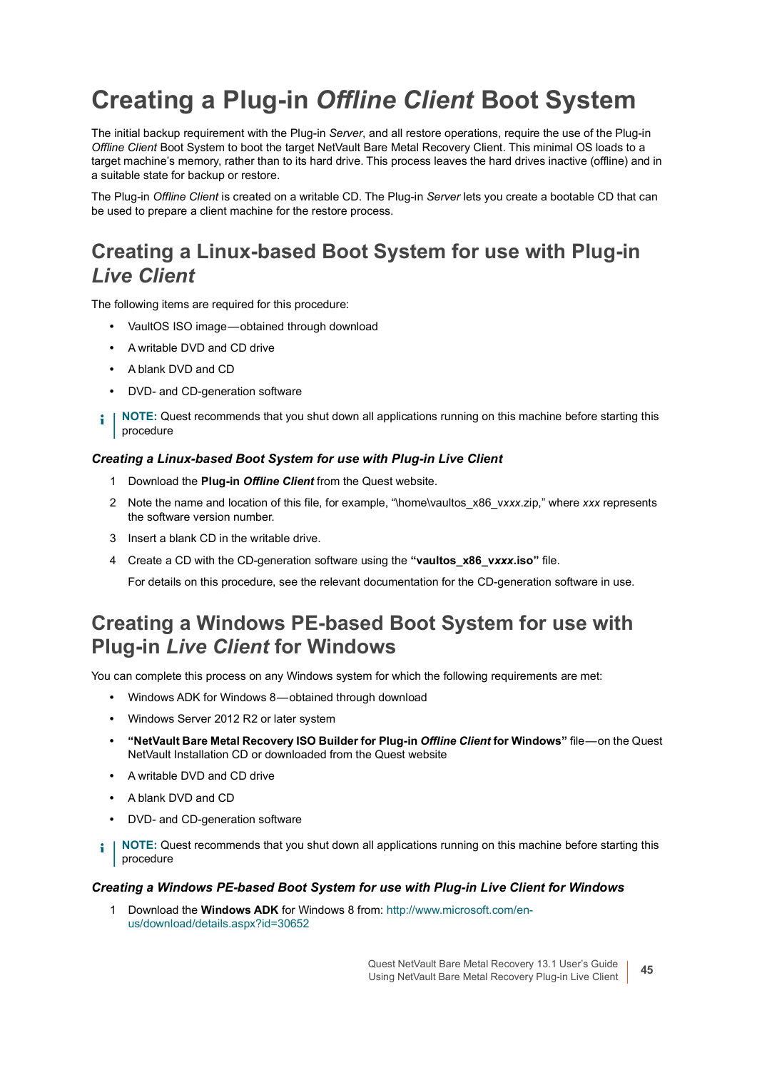# Creating a Plug-in *Offline Client* Boot System

The initial backup requirement with the Plug-in *Server*, and all restore operations, require the use of the Plug-in *Offline Client* Boot System to boot the target NetVault Bare Metal Recovery Client. This minimal OS loads to a target machine's memory, rather than to its hard drive. This process leaves the hard drives inactive (offline) and in a suitable state for backup or restore.

The Plug-in *Offline Client* is created on a writable CD. The Plug-in *Server* lets you create a bootable CD that can be used to prepare a client machine for the restore process.

## Creating a Linux-based Boot System for use with Plug-in *Live Client*

The following items are required for this procedure:

- VaultOS ISO image—obtained through download
- A writable DVD and CD drive
- A blank DVD and CD
- DVD- and CD-generation software

> **NOTE:** Quest recommends that you shut down all applications running on this machine before starting this procedure

### *Creating a Linux-based Boot System for use with Plug-in Live Client*

1. Download the **Plug-in *Offline Client*** from the Quest website.
2. Note the name and location of this file, for example, "\home\vaultos_x86_v*xxx*.zip," where *xxx* represents the software version number.
3. Insert a blank CD in the writable drive.
4. Create a CD with the CD-generation software using the **"vaultos_x86_v*xxx*.iso"** file.

   For details on this procedure, see the relevant documentation for the CD-generation software in use.

## Creating a Windows PE-based Boot System for use with Plug-in *Live Client* for Windows

You can complete this process on any Windows system for which the following requirements are met:

- Windows ADK for Windows 8—obtained through download
- Windows Server 2012 R2 or later system
- **"NetVault Bare Metal Recovery ISO Builder for Plug-in *Offline Client* for Windows"** file—on the Quest NetVault Installation CD or downloaded from the Quest website
- A writable DVD and CD drive
- A blank DVD and CD
- DVD- and CD-generation software

> **NOTE:** Quest recommends that you shut down all applications running on this machine before starting this procedure

### *Creating a Windows PE-based Boot System for use with Plug-in Live Client for Windows*

1. Download the **Windows ADK** for Windows 8 from: http://www.microsoft.com/en-us/download/details.aspx?id=30652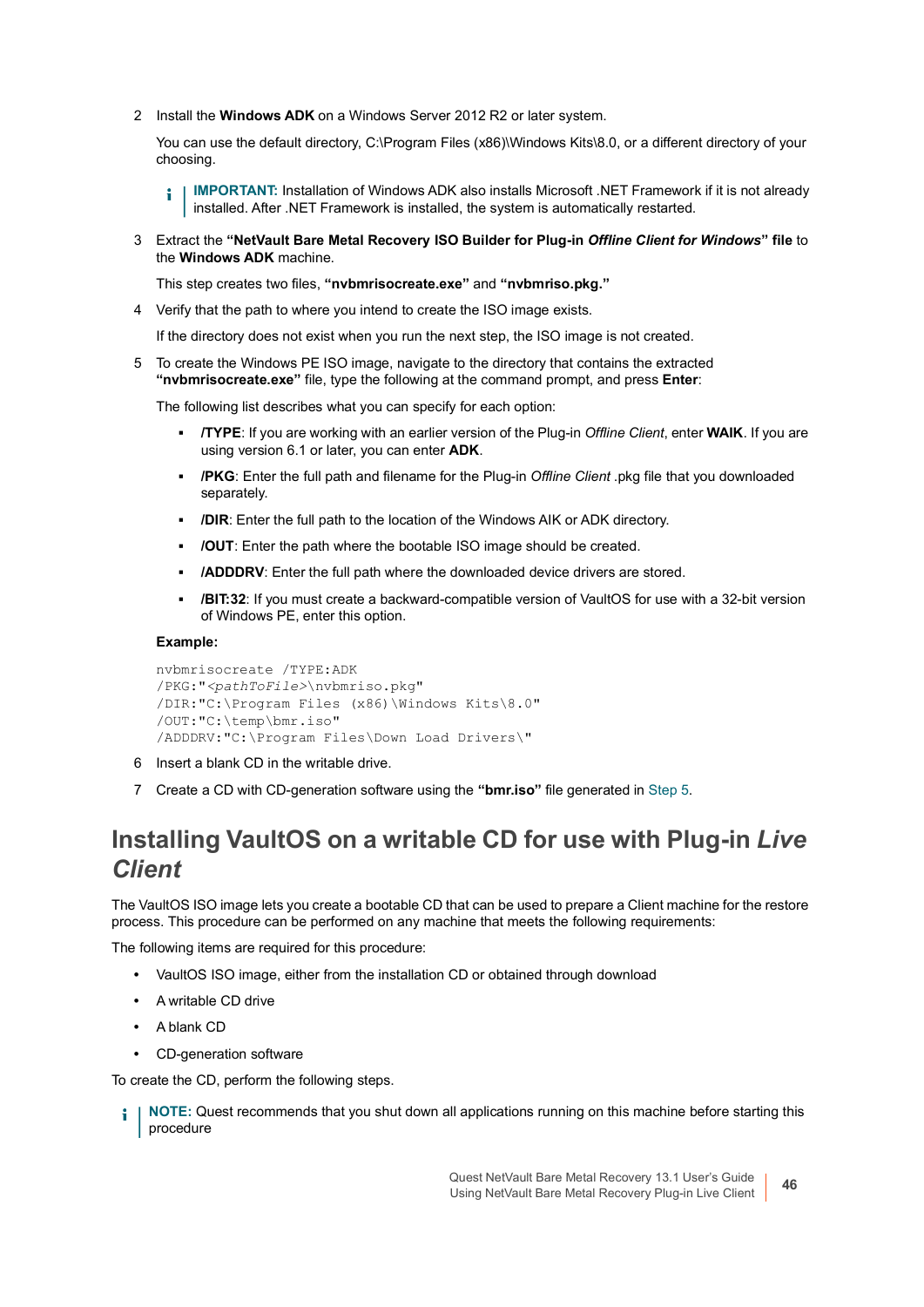2. Install the **Windows ADK** on a Windows Server 2012 R2 or later system.

   You can use the default directory, C:\Program Files (x86)\Windows Kits\8.0, or a different directory of your choosing.

   > **IMPORTANT:** Installation of Windows ADK also installs Microsoft .NET Framework if it is not already installed. After .NET Framework is installed, the system is automatically restarted.

3. Extract the **"NetVault Bare Metal Recovery ISO Builder for Plug-in *Offline Client for Windows*" file** to the **Windows ADK** machine.

   This step creates two files, **"nvbmrisocreate.exe"** and **"nvbmriso.pkg."**

4. Verify that the path to where you intend to create the ISO image exists.

   If the directory does not exist when you run the next step, the ISO image is not created.

5. To create the Windows PE ISO image, navigate to the directory that contains the extracted **"nvbmrisocreate.exe"** file, type the following at the command prompt, and press **Enter**:

   The following list describes what you can specify for each option:

   - **/TYPE**: If you are working with an earlier version of the Plug-in *Offline Client*, enter **WAIK**. If you are using version 6.1 or later, you can enter **ADK**.
   - **/PKG**: Enter the full path and filename for the Plug-in *Offline Client* .pkg file that you downloaded separately.
   - **/DIR**: Enter the full path to the location of the Windows AIK or ADK directory.
   - **/OUT**: Enter the path where the bootable ISO image should be created.
   - **/ADDDRV**: Enter the full path where the downloaded device drivers are stored.
   - **/BIT:32**: If you must create a backward-compatible version of VaultOS for use with a 32-bit version of Windows PE, enter this option.

   **Example:**

   ```
   nvbmrisocreate /TYPE:ADK
   /PKG:"<pathToFile>\nvbmriso.pkg"
   /DIR:"C:\Program Files (x86)\Windows Kits\8.0"
   /OUT:"C:\temp\bmr.iso"
   /ADDDRV:"C:\Program Files\Down Load Drivers\"
   ```

6. Insert a blank CD in the writable drive.
7. Create a CD with CD-generation software using the **"bmr.iso"** file generated in Step 5.

# Installing VaultOS on a writable CD for use with Plug-in *Live Client*

The VaultOS ISO image lets you create a bootable CD that can be used to prepare a Client machine for the restore process. This procedure can be performed on any machine that meets the following requirements:

The following items are required for this procedure:

- VaultOS ISO image, either from the installation CD or obtained through download
- A writable CD drive
- A blank CD
- CD-generation software

To create the CD, perform the following steps.

> **NOTE:** Quest recommends that you shut down all applications running on this machine before starting this procedure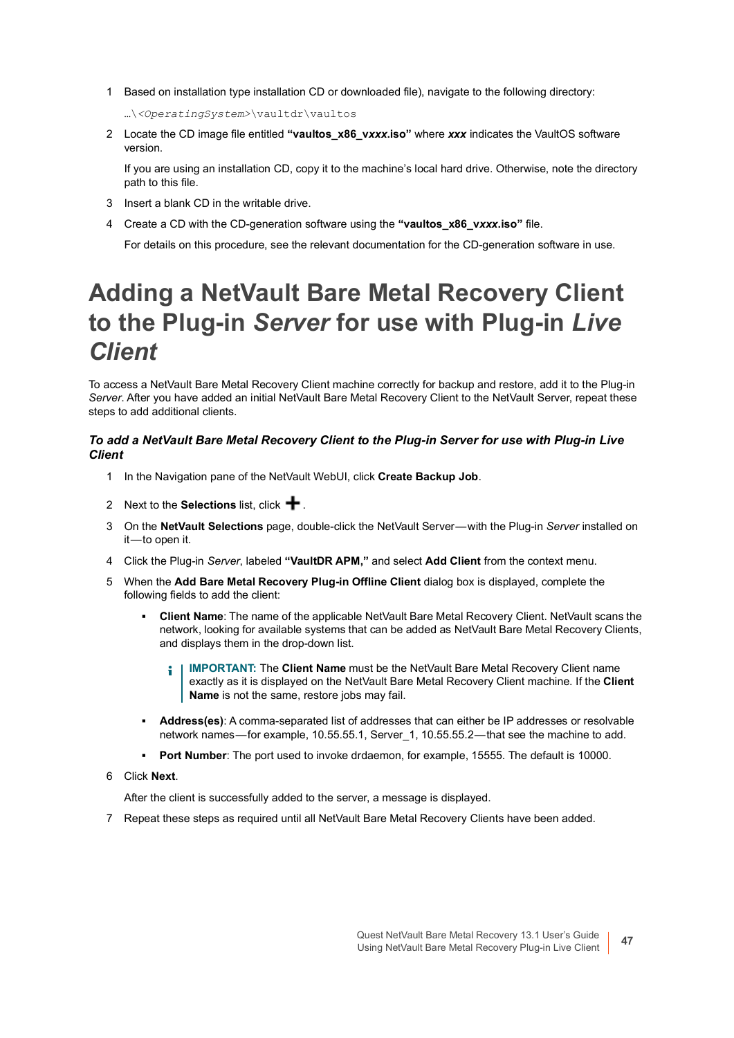1 Based on installation type installation CD or downloaded file), navigate to the following directory:

   `…\<OperatingSystem>\vaultdr\vaultos`

2 Locate the CD image file entitled **“vaultos_x86_v*xxx*.iso”** where ***xxx*** indicates the VaultOS software version.

   If you are using an installation CD, copy it to the machine’s local hard drive. Otherwise, note the directory path to this file.

3 Insert a blank CD in the writable drive.

4 Create a CD with the CD-generation software using the **“vaultos_x86_v*xxx*.iso”** file.

   For details on this procedure, see the relevant documentation for the CD-generation software in use.

# Adding a NetVault Bare Metal Recovery Client to the Plug-in *Server* for use with Plug-in *Live Client*

To access a NetVault Bare Metal Recovery Client machine correctly for backup and restore, add it to the Plug-in *Server*. After you have added an initial NetVault Bare Metal Recovery Client to the NetVault Server, repeat these steps to add additional clients.

***To add a NetVault Bare Metal Recovery Client to the Plug-in Server for use with Plug-in Live Client***

1 In the Navigation pane of the NetVault WebUI, click **Create Backup Job**.

2 Next to the **Selections** list, click **+**.

3 On the **NetVault Selections** page, double-click the NetVault Server—with the Plug-in *Server* installed on it—to open it.

4 Click the Plug-in *Server*, labeled **“VaultDR APM,”** and select **Add Client** from the context menu.

5 When the **Add Bare Metal Recovery Plug-in Offline Client** dialog box is displayed, complete the following fields to add the client:

   - **Client Name**: The name of the applicable NetVault Bare Metal Recovery Client. NetVault scans the network, looking for available systems that can be added as NetVault Bare Metal Recovery Clients, and displays them in the drop-down list.

     > **IMPORTANT:** The **Client Name** must be the NetVault Bare Metal Recovery Client name exactly as it is displayed on the NetVault Bare Metal Recovery Client machine. If the **Client Name** is not the same, restore jobs may fail.

   - **Address(es)**: A comma-separated list of addresses that can either be IP addresses or resolvable network names—for example, 10.55.55.1, Server_1, 10.55.55.2—that see the machine to add.
   - **Port Number**: The port used to invoke drdaemon, for example, 15555. The default is 10000.

6 Click **Next**.

   After the client is successfully added to the server, a message is displayed.

7 Repeat these steps as required until all NetVault Bare Metal Recovery Clients have been added.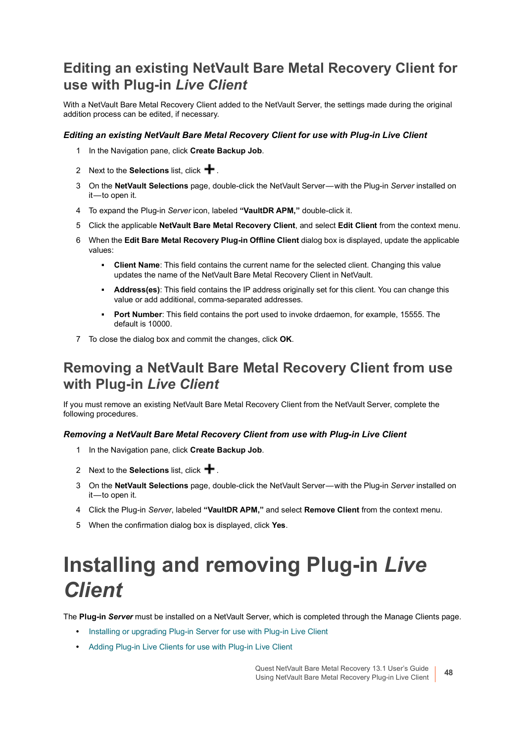## Editing an existing NetVault Bare Metal Recovery Client for use with Plug-in *Live Client*

With a NetVault Bare Metal Recovery Client added to the NetVault Server, the settings made during the original addition process can be edited, if necessary.

#### *Editing an existing NetVault Bare Metal Recovery Client for use with Plug-in Live Client*

1. In the Navigation pane, click **Create Backup Job**.
2. Next to the **Selections** list, click **+**.
3. On the **NetVault Selections** page, double-click the NetVault Server—with the Plug-in *Server* installed on it—to open it.
4. To expand the Plug-in *Server* icon, labeled **"VaultDR APM,"** double-click it.
5. Click the applicable **NetVault Bare Metal Recovery Client**, and select **Edit Client** from the context menu.
6. When the **Edit Bare Metal Recovery Plug-in Offline Client** dialog box is displayed, update the applicable values:
   - **Client Name**: This field contains the current name for the selected client. Changing this value updates the name of the NetVault Bare Metal Recovery Client in NetVault.
   - **Address(es)**: This field contains the IP address originally set for this client. You can change this value or add additional, comma-separated addresses.
   - **Port Number**: This field contains the port used to invoke drdaemon, for example, 15555. The default is 10000.
7. To close the dialog box and commit the changes, click **OK**.

## Removing a NetVault Bare Metal Recovery Client from use with Plug-in *Live Client*

If you must remove an existing NetVault Bare Metal Recovery Client from the NetVault Server, complete the following procedures.

#### *Removing a NetVault Bare Metal Recovery Client from use with Plug-in Live Client*

1. In the Navigation pane, click **Create Backup Job**.
2. Next to the **Selections** list, click **+**.
3. On the **NetVault Selections** page, double-click the NetVault Server—with the Plug-in *Server* installed on it—to open it.
4. Click the Plug-in *Server*, labeled **"VaultDR APM,"** and select **Remove Client** from the context menu.
5. When the confirmation dialog box is displayed, click **Yes**.

# Installing and removing Plug-in *Live Client*

The **Plug-in *Server*** must be installed on a NetVault Server, which is completed through the Manage Clients page.

- Installing or upgrading Plug-in Server for use with Plug-in Live Client
- Adding Plug-in Live Clients for use with Plug-in Live Client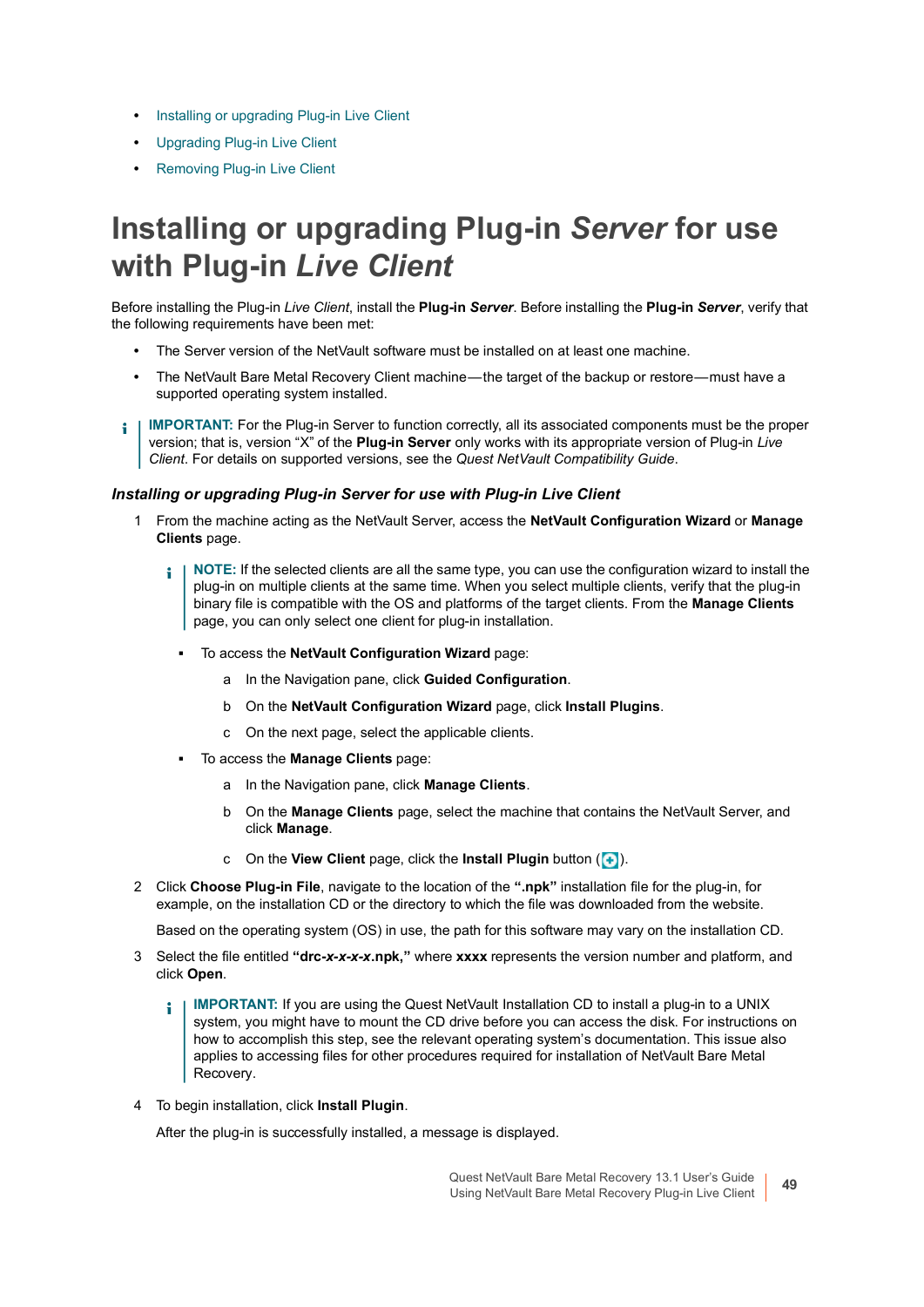- Installing or upgrading Plug-in Live Client
- Upgrading Plug-in Live Client
- Removing Plug-in Live Client

# Installing or upgrading Plug-in *Server* for use with Plug-in *Live Client*

Before installing the Plug-in *Live Client*, install the **Plug-in *Server***. Before installing the **Plug-in *Server***, verify that the following requirements have been met:

- The Server version of the NetVault software must be installed on at least one machine.
- The NetVault Bare Metal Recovery Client machine—the target of the backup or restore—must have a supported operating system installed.

> **IMPORTANT:** For the Plug-in Server to function correctly, all its associated components must be the proper version; that is, version "X" of the **Plug-in Server** only works with its appropriate version of Plug-in *Live Client*. For details on supported versions, see the *Quest NetVault Compatibility Guide*.

### *Installing or upgrading Plug-in Server for use with Plug-in Live Client*

1 From the machine acting as the NetVault Server, access the **NetVault Configuration Wizard** or **Manage Clients** page.

> **NOTE:** If the selected clients are all the same type, you can use the configuration wizard to install the plug-in on multiple clients at the same time. When you select multiple clients, verify that the plug-in binary file is compatible with the OS and platforms of the target clients. From the **Manage Clients** page, you can only select one client for plug-in installation.

- To access the **NetVault Configuration Wizard** page:
  a In the Navigation pane, click **Guided Configuration**.
  b On the **NetVault Configuration Wizard** page, click **Install Plugins**.
  c On the next page, select the applicable clients.
- To access the **Manage Clients** page:
  a In the Navigation pane, click **Manage Clients**.
  b On the **Manage Clients** page, select the machine that contains the NetVault Server, and click **Manage**.
  c On the **View Client** page, click the **Install Plugin** button ( ).

2 Click **Choose Plug-in File**, navigate to the location of the **".npk"** installation file for the plug-in, for example, on the installation CD or the directory to which the file was downloaded from the website.

Based on the operating system (OS) in use, the path for this software may vary on the installation CD.

3 Select the file entitled **"drc-*x-x-x-x*.npk,"** where **xxxx** represents the version number and platform, and click **Open**.

> **IMPORTANT:** If you are using the Quest NetVault Installation CD to install a plug-in to a UNIX system, you might have to mount the CD drive before you can access the disk. For instructions on how to accomplish this step, see the relevant operating system's documentation. This issue also applies to accessing files for other procedures required for installation of NetVault Bare Metal Recovery.

4 To begin installation, click **Install Plugin**.

After the plug-in is successfully installed, a message is displayed.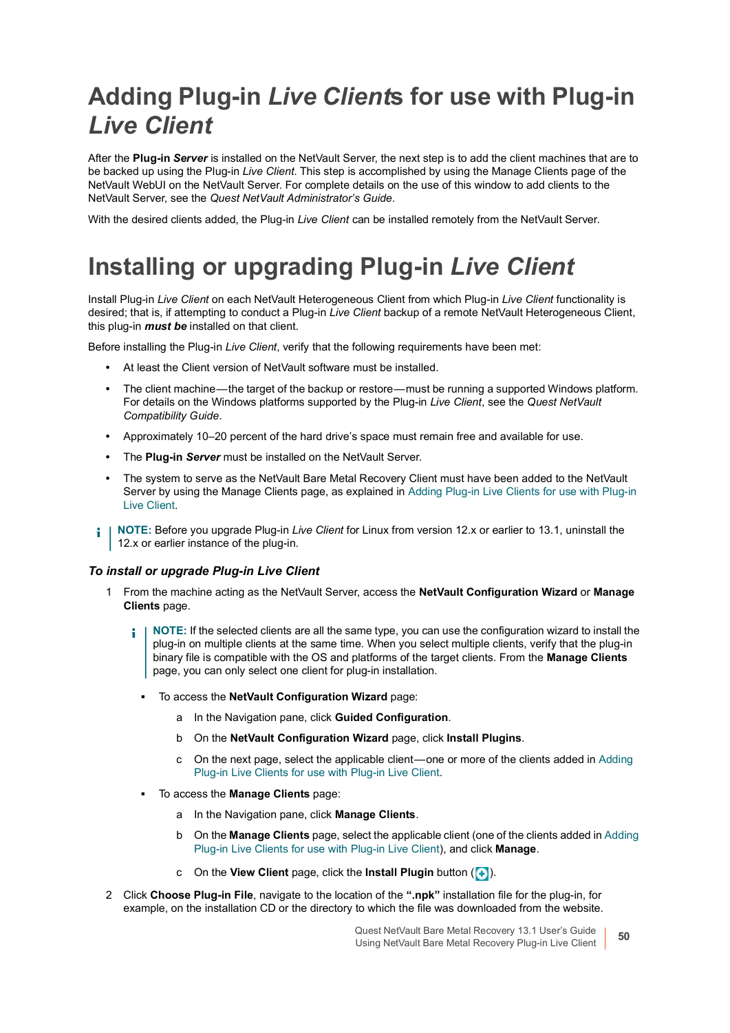# Adding Plug-in *Live Client*s for use with Plug-in *Live Client*

After the **Plug-in *Server*** is installed on the NetVault Server, the next step is to add the client machines that are to be backed up using the Plug-in *Live Client*. This step is accomplished by using the Manage Clients page of the NetVault WebUI on the NetVault Server. For complete details on the use of this window to add clients to the NetVault Server, see the *Quest NetVault Administrator's Guide*.

With the desired clients added, the Plug-in *Live Client* can be installed remotely from the NetVault Server.

# Installing or upgrading Plug-in *Live Client*

Install Plug-in *Live Client* on each NetVault Heterogeneous Client from which Plug-in *Live Client* functionality is desired; that is, if attempting to conduct a Plug-in *Live Client* backup of a remote NetVault Heterogeneous Client, this plug-in ***must be*** installed on that client.

Before installing the Plug-in *Live Client*, verify that the following requirements have been met:

- At least the Client version of NetVault software must be installed.
- The client machine—the target of the backup or restore—must be running a supported Windows platform. For details on the Windows platforms supported by the Plug-in *Live Client*, see the *Quest NetVault Compatibility Guide*.
- Approximately 10–20 percent of the hard drive's space must remain free and available for use.
- The **Plug-in *Server*** must be installed on the NetVault Server.
- The system to serve as the NetVault Bare Metal Recovery Client must have been added to the NetVault Server by using the Manage Clients page, as explained in Adding Plug-in Live Clients for use with Plug-in Live Client.

**NOTE:** Before you upgrade Plug-in *Live Client* for Linux from version 12.x or earlier to 13.1, uninstall the 12.x or earlier instance of the plug-in.

### *To install or upgrade Plug-in Live Client*

1. From the machine acting as the NetVault Server, access the **NetVault Configuration Wizard** or **Manage Clients** page.

   **NOTE:** If the selected clients are all the same type, you can use the configuration wizard to install the plug-in on multiple clients at the same time. When you select multiple clients, verify that the plug-in binary file is compatible with the OS and platforms of the target clients. From the **Manage Clients** page, you can only select one client for plug-in installation.

   - To access the **NetVault Configuration Wizard** page:
     a. In the Navigation pane, click **Guided Configuration**.
     b. On the **NetVault Configuration Wizard** page, click **Install Plugins**.
     c. On the next page, select the applicable client—one or more of the clients added in Adding Plug-in Live Clients for use with Plug-in Live Client.
   - To access the **Manage Clients** page:
     a. In the Navigation pane, click **Manage Clients**.
     b. On the **Manage Clients** page, select the applicable client (one of the clients added in Adding Plug-in Live Clients for use with Plug-in Live Client), and click **Manage**.
     c. On the **View Client** page, click the **Install Plugin** button ( ).
2. Click **Choose Plug-in File**, navigate to the location of the **".npk"** installation file for the plug-in, for example, on the installation CD or the directory to which the file was downloaded from the website.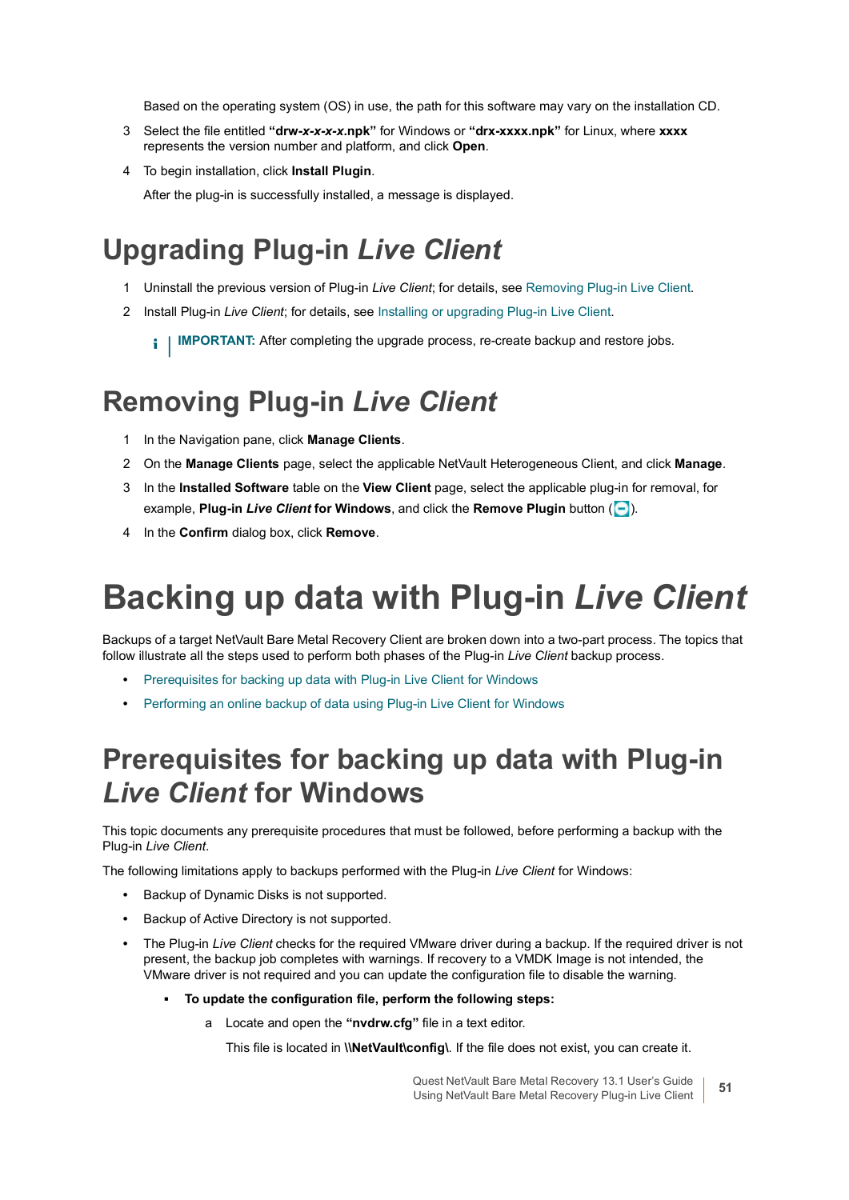Based on the operating system (OS) in use, the path for this software may vary on the installation CD.

3. Select the file entitled **“drw-*x-x-x-x*.npk”** for Windows or **“drx-xxxx.npk”** for Linux, where **xxxx** represents the version number and platform, and click **Open**.
4. To begin installation, click **Install Plugin**.

   After the plug-in is successfully installed, a message is displayed.

## Upgrading Plug-in *Live Client*

1. Uninstall the previous version of Plug-in *Live Client*; for details, see Removing Plug-in Live Client.
2. Install Plug-in *Live Client*; for details, see Installing or upgrading Plug-in Live Client.

   **IMPORTANT:** After completing the upgrade process, re-create backup and restore jobs.

## Removing Plug-in *Live Client*

1. In the Navigation pane, click **Manage Clients**.
2. On the **Manage Clients** page, select the applicable NetVault Heterogeneous Client, and click **Manage**.
3. In the **Installed Software** table on the **View Client** page, select the applicable plug-in for removal, for example, **Plug-in *Live Client* for Windows**, and click the **Remove Plugin** button ( ).
4. In the **Confirm** dialog box, click **Remove**.

# Backing up data with Plug-in *Live Client*

Backups of a target NetVault Bare Metal Recovery Client are broken down into a two-part process. The topics that follow illustrate all the steps used to perform both phases of the Plug-in *Live Client* backup process.

- Prerequisites for backing up data with Plug-in Live Client for Windows
- Performing an online backup of data using Plug-in Live Client for Windows

## Prerequisites for backing up data with Plug-in *Live Client* for Windows

This topic documents any prerequisite procedures that must be followed, before performing a backup with the Plug-in *Live Client*.

The following limitations apply to backups performed with the Plug-in *Live Client* for Windows:

- Backup of Dynamic Disks is not supported.
- Backup of Active Directory is not supported.
- The Plug-in *Live Client* checks for the required VMware driver during a backup. If the required driver is not present, the backup job completes with warnings. If recovery to a VMDK Image is not intended, the VMware driver is not required and you can update the configuration file to disable the warning.
  - **To update the configuration file, perform the following steps:**
    a. Locate and open the **“nvdrw.cfg”** file in a text editor.

       This file is located in **\\NetVault\config\\**. If the file does not exist, you can create it.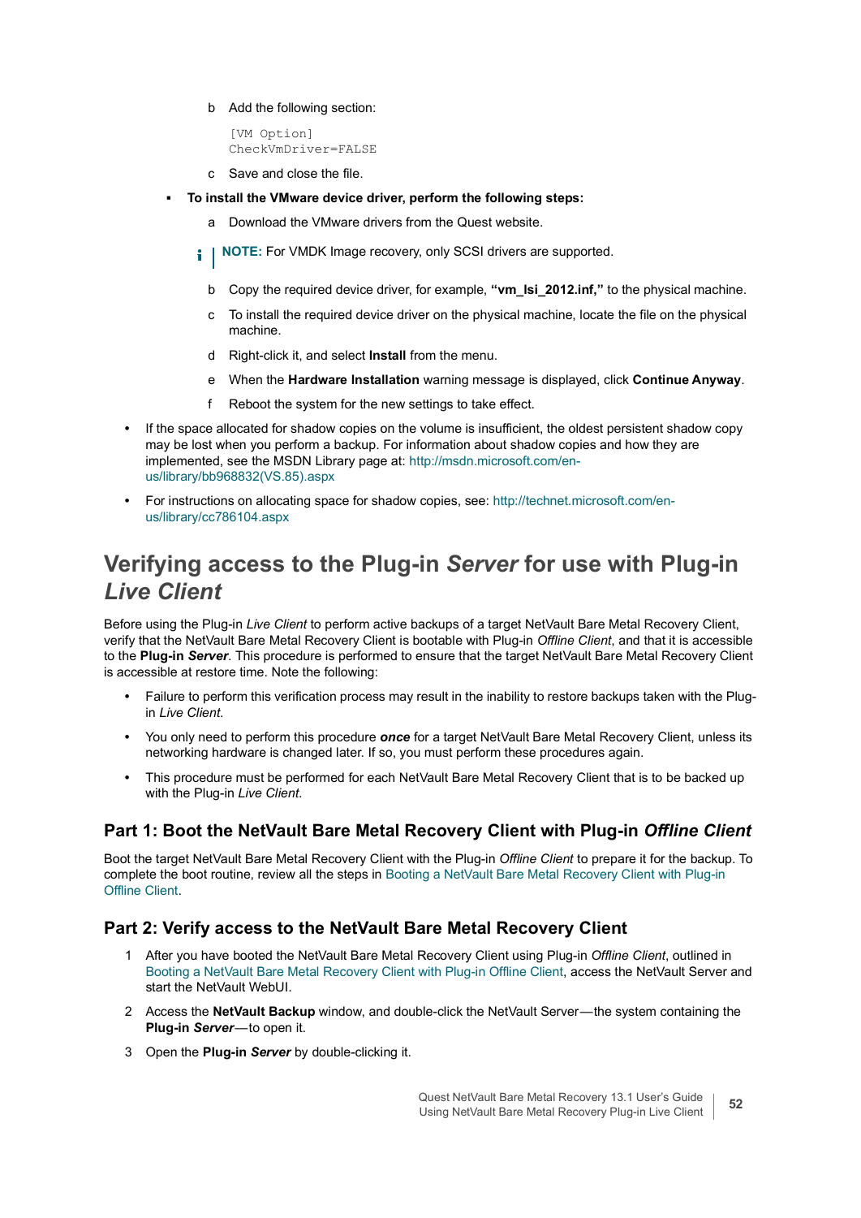b Add the following section:

```
[VM Option]
CheckVmDriver=FALSE
```

   c Save and close the file.

- **To install the VMware device driver, perform the following steps:**

   a Download the VMware drivers from the Quest website.

   **NOTE:** For VMDK Image recovery, only SCSI drivers are supported.

   b Copy the required device driver, for example, **"vm_lsi_2012.inf,"** to the physical machine.

   c To install the required device driver on the physical machine, locate the file on the physical machine.

   d Right-click it, and select **Install** from the menu.

   e When the **Hardware Installation** warning message is displayed, click **Continue Anyway**.

   f Reboot the system for the new settings to take effect.

- If the space allocated for shadow copies on the volume is insufficient, the oldest persistent shadow copy may be lost when you perform a backup. For information about shadow copies and how they are implemented, see the MSDN Library page at: http://msdn.microsoft.com/en-us/library/bb968832(VS.85).aspx
- For instructions on allocating space for shadow copies, see: http://technet.microsoft.com/en-us/library/cc786104.aspx

# Verifying access to the Plug-in *Server* for use with Plug-in *Live Client*

Before using the Plug-in *Live Client* to perform active backups of a target NetVault Bare Metal Recovery Client, verify that the NetVault Bare Metal Recovery Client is bootable with Plug-in *Offline Client*, and that it is accessible to the **Plug-in *Server***. This procedure is performed to ensure that the target NetVault Bare Metal Recovery Client is accessible at restore time. Note the following:

- Failure to perform this verification process may result in the inability to restore backups taken with the Plug-in *Live Client*.
- You only need to perform this procedure ***once*** for a target NetVault Bare Metal Recovery Client, unless its networking hardware is changed later. If so, you must perform these procedures again.
- This procedure must be performed for each NetVault Bare Metal Recovery Client that is to be backed up with the Plug-in *Live Client*.

## Part 1: Boot the NetVault Bare Metal Recovery Client with Plug-in *Offline Client*

Boot the target NetVault Bare Metal Recovery Client with the Plug-in *Offline Client* to prepare it for the backup. To complete the boot routine, review all the steps in Booting a NetVault Bare Metal Recovery Client with Plug-in Offline Client.

## Part 2: Verify access to the NetVault Bare Metal Recovery Client

1. After you have booted the NetVault Bare Metal Recovery Client using Plug-in *Offline Client*, outlined in Booting a NetVault Bare Metal Recovery Client with Plug-in Offline Client, access the NetVault Server and start the NetVault WebUI.
2. Access the **NetVault Backup** window, and double-click the NetVault Server—the system containing the **Plug-in *Server***—to open it.
3. Open the **Plug-in *Server*** by double-clicking it.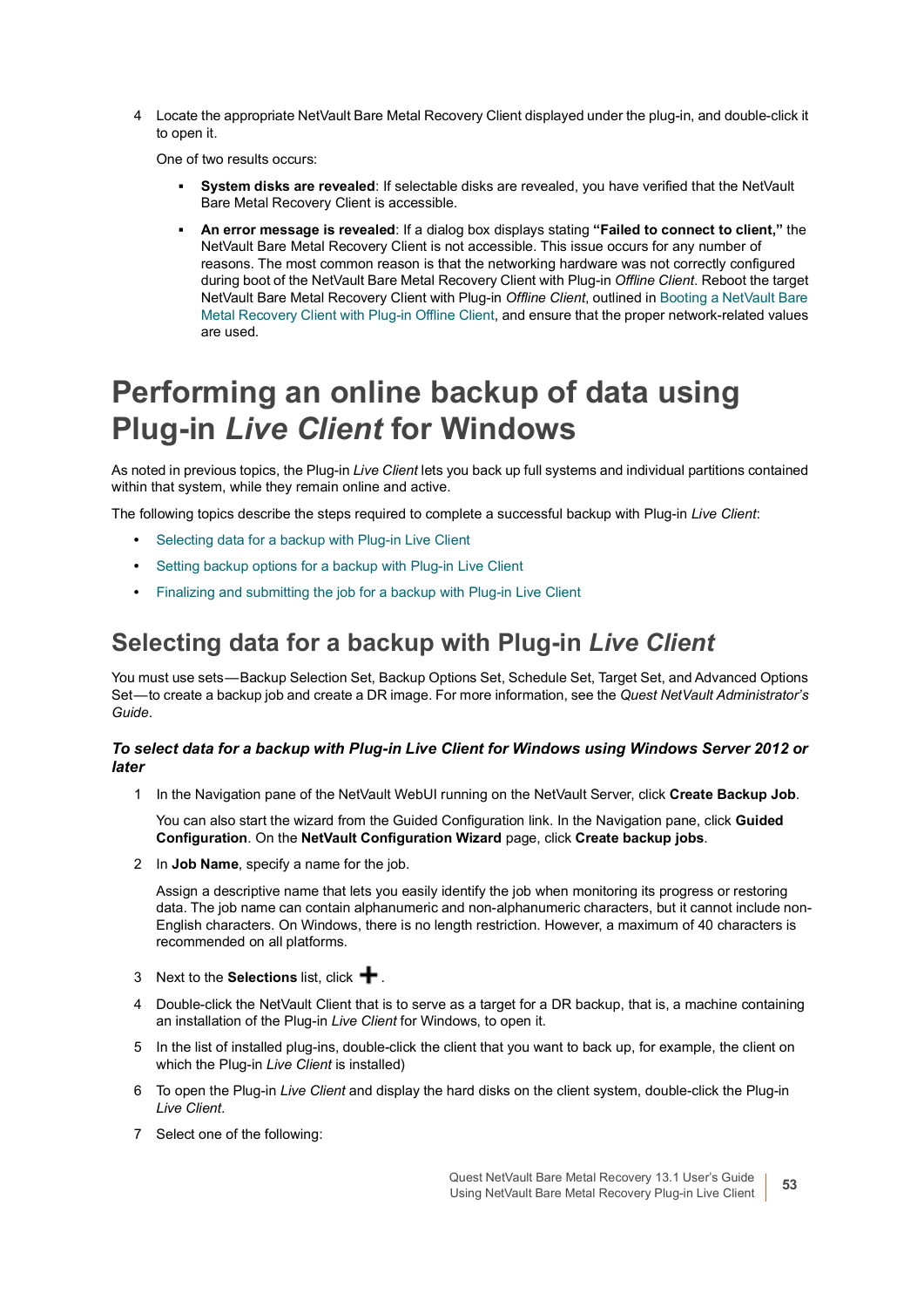4 Locate the appropriate NetVault Bare Metal Recovery Client displayed under the plug-in, and double-click it to open it.

   One of two results occurs:

   - **System disks are revealed**: If selectable disks are revealed, you have verified that the NetVault Bare Metal Recovery Client is accessible.
   - **An error message is revealed**: If a dialog box displays stating **"Failed to connect to client,"** the NetVault Bare Metal Recovery Client is not accessible. This issue occurs for any number of reasons. The most common reason is that the networking hardware was not correctly configured during boot of the NetVault Bare Metal Recovery Client with Plug-in *Offline Client*. Reboot the target NetVault Bare Metal Recovery Client with Plug-in *Offline Client*, outlined in Booting a NetVault Bare Metal Recovery Client with Plug-in Offline Client, and ensure that the proper network-related values are used.

# Performing an online backup of data using Plug-in *Live Client* for Windows

As noted in previous topics, the Plug-in *Live Client* lets you back up full systems and individual partitions contained within that system, while they remain online and active.

The following topics describe the steps required to complete a successful backup with Plug-in *Live Client*:

- Selecting data for a backup with Plug-in Live Client
- Setting backup options for a backup with Plug-in Live Client
- Finalizing and submitting the job for a backup with Plug-in Live Client

## Selecting data for a backup with Plug-in *Live Client*

You must use sets—Backup Selection Set, Backup Options Set, Schedule Set, Target Set, and Advanced Options Set—to create a backup job and create a DR image. For more information, see the *Quest NetVault Administrator's Guide*.

***To select data for a backup with Plug-in Live Client for Windows using Windows Server 2012 or later***

1 In the Navigation pane of the NetVault WebUI running on the NetVault Server, click **Create Backup Job**.

   You can also start the wizard from the Guided Configuration link. In the Navigation pane, click **Guided Configuration**. On the **NetVault Configuration Wizard** page, click **Create backup jobs**.

2 In **Job Name**, specify a name for the job.

   Assign a descriptive name that lets you easily identify the job when monitoring its progress or restoring data. The job name can contain alphanumeric and non-alphanumeric characters, but it cannot include non-English characters. On Windows, there is no length restriction. However, a maximum of 40 characters is recommended on all platforms.

3 Next to the **Selections** list, click **+**.

4 Double-click the NetVault Client that is to serve as a target for a DR backup, that is, a machine containing an installation of the Plug-in *Live Client* for Windows, to open it.

5 In the list of installed plug-ins, double-click the client that you want to back up, for example, the client on which the Plug-in *Live Client* is installed)

6 To open the Plug-in *Live Client* and display the hard disks on the client system, double-click the Plug-in *Live Client*.

7 Select one of the following: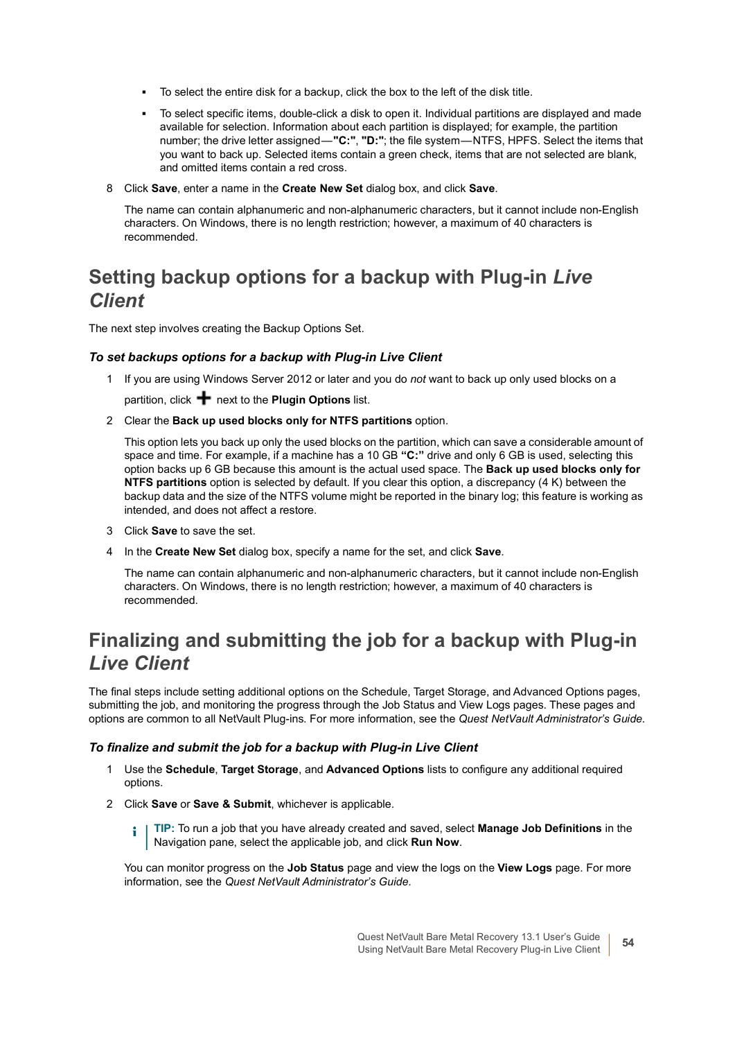- To select the entire disk for a backup, click the box to the left of the disk title.
- To select specific items, double-click a disk to open it. Individual partitions are displayed and made available for selection. Information about each partition is displayed; for example, the partition number; the drive letter assigned—**"C:"**, **"D:"**; the file system—NTFS, HPFS. Select the items that you want to back up. Selected items contain a green check, items that are not selected are blank, and omitted items contain a red cross.

8 Click **Save**, enter a name in the **Create New Set** dialog box, and click **Save**.

The name can contain alphanumeric and non-alphanumeric characters, but it cannot include non-English characters. On Windows, there is no length restriction; however, a maximum of 40 characters is recommended.

## Setting backup options for a backup with Plug-in *Live Client*

The next step involves creating the Backup Options Set.

#### *To set backups options for a backup with Plug-in Live Client*

1 If you are using Windows Server 2012 or later and you do *not* want to back up only used blocks on a partition, click **+** next to the **Plugin Options** list.

2 Clear the **Back up used blocks only for NTFS partitions** option.

This option lets you back up only the used blocks on the partition, which can save a considerable amount of space and time. For example, if a machine has a 10 GB **"C:"** drive and only 6 GB is used, selecting this option backs up 6 GB because this amount is the actual used space. The **Back up used blocks only for NTFS partitions** option is selected by default. If you clear this option, a discrepancy (4 K) between the backup data and the size of the NTFS volume might be reported in the binary log; this feature is working as intended, and does not affect a restore.

3 Click **Save** to save the set.

4 In the **Create New Set** dialog box, specify a name for the set, and click **Save**.

The name can contain alphanumeric and non-alphanumeric characters, but it cannot include non-English characters. On Windows, there is no length restriction; however, a maximum of 40 characters is recommended.

## Finalizing and submitting the job for a backup with Plug-in *Live Client*

The final steps include setting additional options on the Schedule, Target Storage, and Advanced Options pages, submitting the job, and monitoring the progress through the Job Status and View Logs pages. These pages and options are common to all NetVault Plug-ins. For more information, see the *Quest NetVault Administrator's Guide*.

#### *To finalize and submit the job for a backup with Plug-in Live Client*

1 Use the **Schedule**, **Target Storage**, and **Advanced Options** lists to configure any additional required options.

2 Click **Save** or **Save & Submit**, whichever is applicable.

> **TIP:** To run a job that you have already created and saved, select **Manage Job Definitions** in the Navigation pane, select the applicable job, and click **Run Now**.

You can monitor progress on the **Job Status** page and view the logs on the **View Logs** page. For more information, see the *Quest NetVault Administrator's Guide.*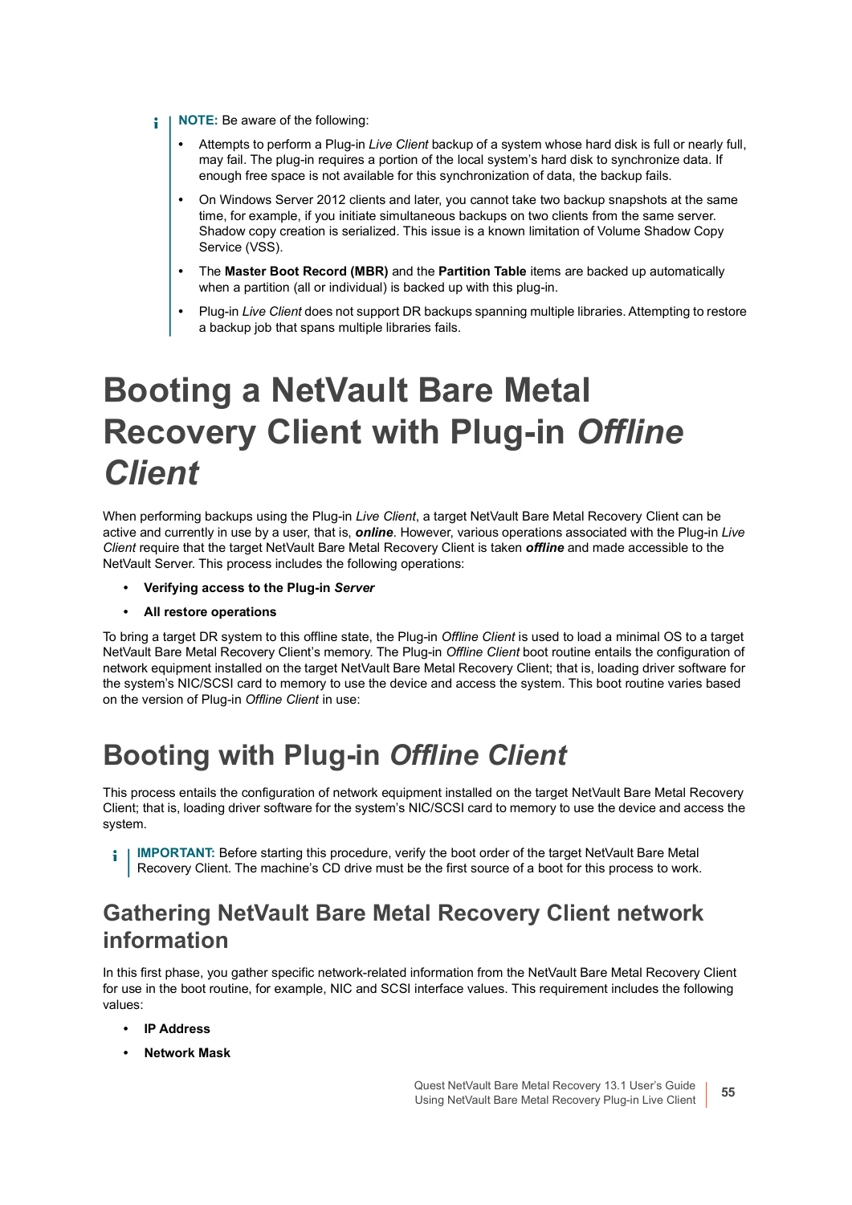**NOTE:** Be aware of the following:

- Attempts to perform a Plug-in *Live Client* backup of a system whose hard disk is full or nearly full, may fail. The plug-in requires a portion of the local system's hard disk to synchronize data. If enough free space is not available for this synchronization of data, the backup fails.
- On Windows Server 2012 clients and later, you cannot take two backup snapshots at the same time, for example, if you initiate simultaneous backups on two clients from the same server. Shadow copy creation is serialized. This issue is a known limitation of Volume Shadow Copy Service (VSS).
- The **Master Boot Record (MBR)** and the **Partition Table** items are backed up automatically when a partition (all or individual) is backed up with this plug-in.
- Plug-in *Live Client* does not support DR backups spanning multiple libraries. Attempting to restore a backup job that spans multiple libraries fails.

# Booting a NetVault Bare Metal Recovery Client with Plug-in *Offline Client*

When performing backups using the Plug-in *Live Client*, a target NetVault Bare Metal Recovery Client can be active and currently in use by a user, that is, ***online***. However, various operations associated with the Plug-in *Live Client* require that the target NetVault Bare Metal Recovery Client is taken ***offline*** and made accessible to the NetVault Server. This process includes the following operations:

- **Verifying access to the Plug-in *Server***
- **All restore operations**

To bring a target DR system to this offline state, the Plug-in *Offline Client* is used to load a minimal OS to a target NetVault Bare Metal Recovery Client's memory. The Plug-in *Offline Client* boot routine entails the configuration of network equipment installed on the target NetVault Bare Metal Recovery Client; that is, loading driver software for the system's NIC/SCSI card to memory to use the device and access the system. This boot routine varies based on the version of Plug-in *Offline Client* in use:

# Booting with Plug-in *Offline Client*

This process entails the configuration of network equipment installed on the target NetVault Bare Metal Recovery Client; that is, loading driver software for the system's NIC/SCSI card to memory to use the device and access the system.

**IMPORTANT:** Before starting this procedure, verify the boot order of the target NetVault Bare Metal Recovery Client. The machine's CD drive must be the first source of a boot for this process to work.

## Gathering NetVault Bare Metal Recovery Client network information

In this first phase, you gather specific network-related information from the NetVault Bare Metal Recovery Client for use in the boot routine, for example, NIC and SCSI interface values. This requirement includes the following values:

- **IP Address**
- **Network Mask**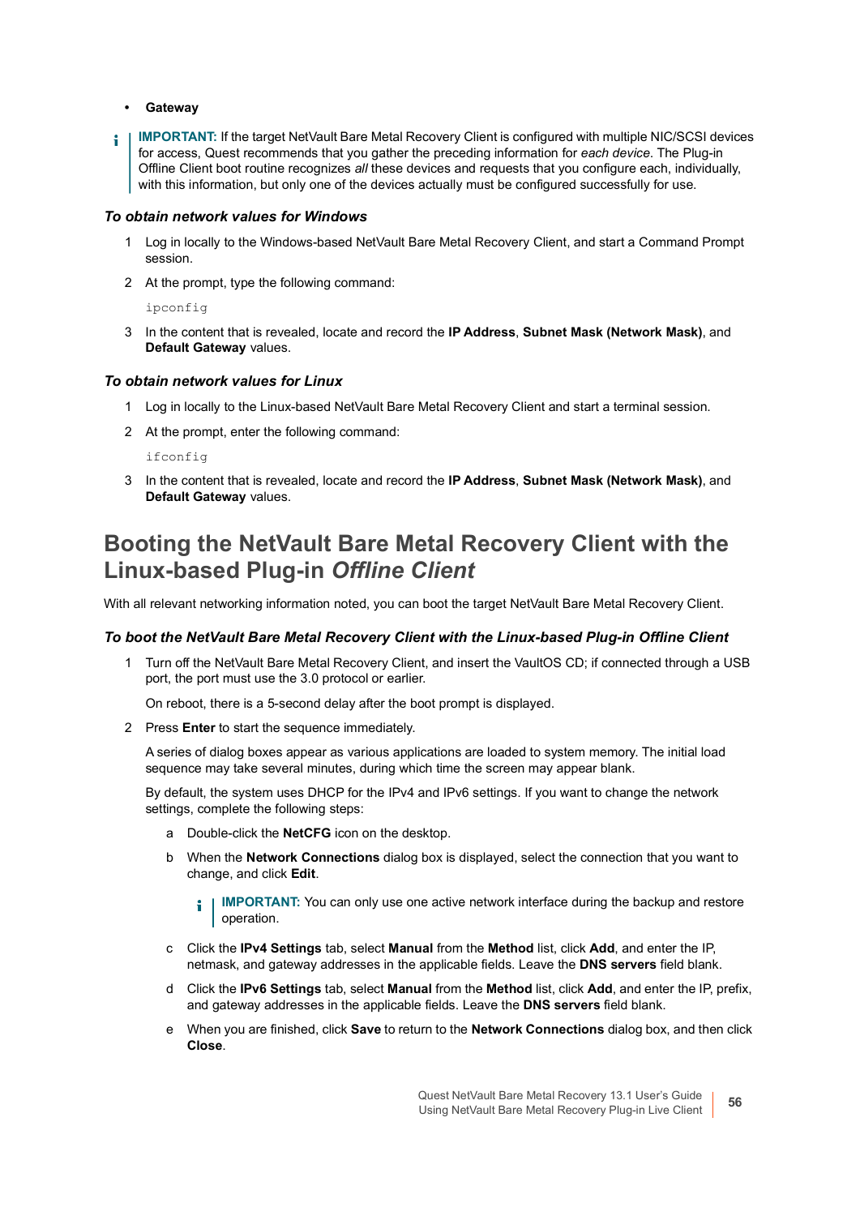- **Gateway**

> **IMPORTANT:** If the target NetVault Bare Metal Recovery Client is configured with multiple NIC/SCSI devices for access, Quest recommends that you gather the preceding information for *each device*. The Plug-in Offline Client boot routine recognizes *all* these devices and requests that you configure each, individually, with this information, but only one of the devices actually must be configured successfully for use.

### *To obtain network values for Windows*

1. Log in locally to the Windows-based NetVault Bare Metal Recovery Client, and start a Command Prompt session.
2. At the prompt, type the following command:

   ```
   ipconfig
   ```

3. In the content that is revealed, locate and record the **IP Address**, **Subnet Mask (Network Mask)**, and **Default Gateway** values.

### *To obtain network values for Linux*

1. Log in locally to the Linux-based NetVault Bare Metal Recovery Client and start a terminal session.
2. At the prompt, enter the following command:

   ```
   ifconfig
   ```

3. In the content that is revealed, locate and record the **IP Address**, **Subnet Mask (Network Mask)**, and **Default Gateway** values.

## Booting the NetVault Bare Metal Recovery Client with the Linux-based Plug-in *Offline Client*

With all relevant networking information noted, you can boot the target NetVault Bare Metal Recovery Client.

### *To boot the NetVault Bare Metal Recovery Client with the Linux-based Plug-in Offline Client*

1. Turn off the NetVault Bare Metal Recovery Client, and insert the VaultOS CD; if connected through a USB port, the port must use the 3.0 protocol or earlier.

   On reboot, there is a 5-second delay after the boot prompt is displayed.

2. Press **Enter** to start the sequence immediately.

   A series of dialog boxes appear as various applications are loaded to system memory. The initial load sequence may take several minutes, during which time the screen may appear blank.

   By default, the system uses DHCP for the IPv4 and IPv6 settings. If you want to change the network settings, complete the following steps:

   a. Double-click the **NetCFG** icon on the desktop.

   b. When the **Network Connections** dialog box is displayed, select the connection that you want to change, and click **Edit**.

      > **IMPORTANT:** You can only use one active network interface during the backup and restore operation.

   c. Click the **IPv4 Settings** tab, select **Manual** from the **Method** list, click **Add**, and enter the IP, netmask, and gateway addresses in the applicable fields. Leave the **DNS servers** field blank.

   d. Click the **IPv6 Settings** tab, select **Manual** from the **Method** list, click **Add**, and enter the IP, prefix, and gateway addresses in the applicable fields. Leave the **DNS servers** field blank.

   e. When you are finished, click **Save** to return to the **Network Connections** dialog box, and then click **Close**.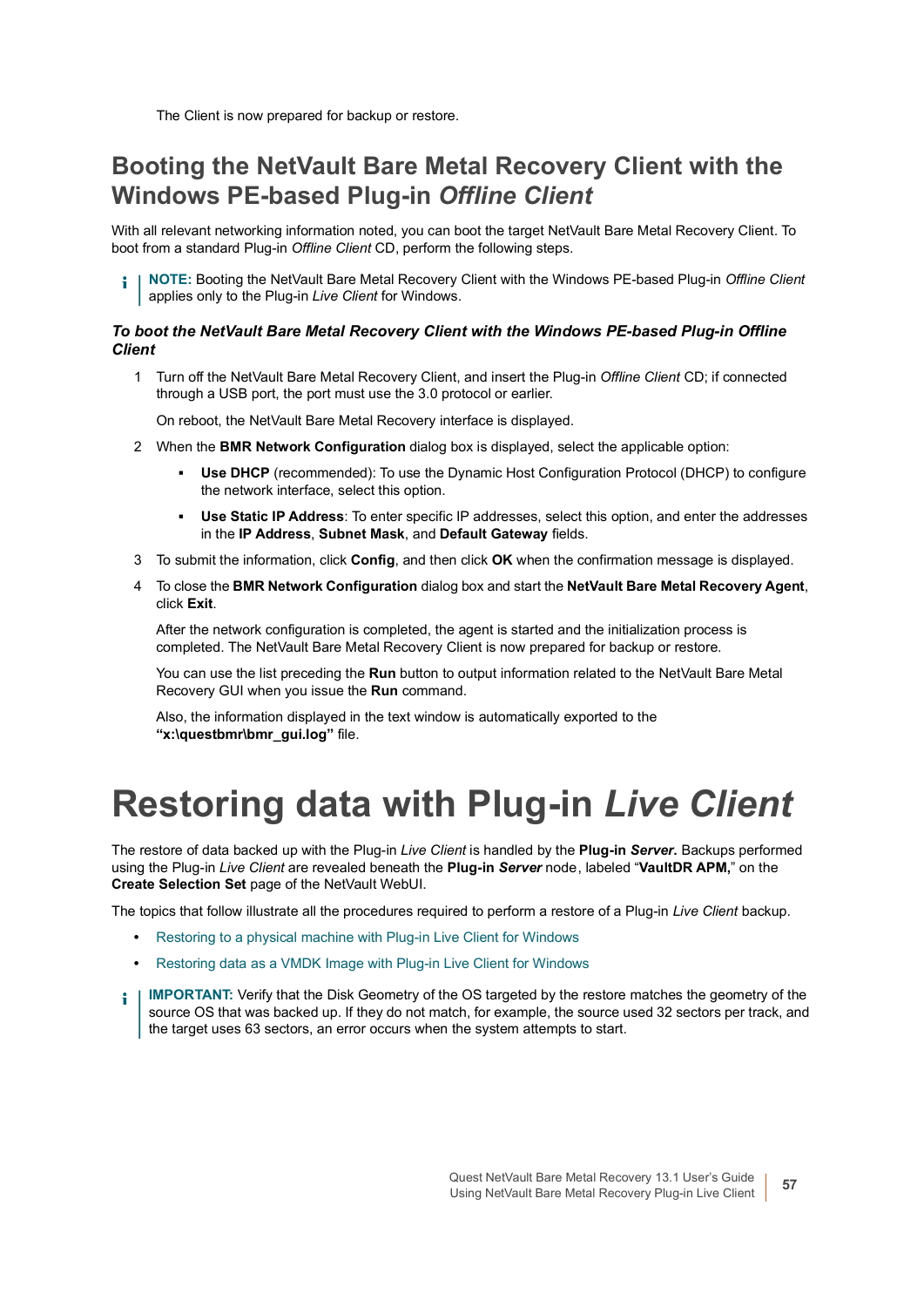The Client is now prepared for backup or restore.

## Booting the NetVault Bare Metal Recovery Client with the Windows PE-based Plug-in *Offline Client*

With all relevant networking information noted, you can boot the target NetVault Bare Metal Recovery Client. To boot from a standard Plug-in *Offline Client* CD, perform the following steps.

> **NOTE:** Booting the NetVault Bare Metal Recovery Client with the Windows PE-based Plug-in *Offline Client* applies only to the Plug-in *Live Client* for Windows.

### *To boot the NetVault Bare Metal Recovery Client with the Windows PE-based Plug-in Offline Client*

1. Turn off the NetVault Bare Metal Recovery Client, and insert the Plug-in *Offline Client* CD; if connected through a USB port, the port must use the 3.0 protocol or earlier.

   On reboot, the NetVault Bare Metal Recovery interface is displayed.

2. When the **BMR Network Configuration** dialog box is displayed, select the applicable option:
   - **Use DHCP** (recommended): To use the Dynamic Host Configuration Protocol (DHCP) to configure the network interface, select this option.
   - **Use Static IP Address**: To enter specific IP addresses, select this option, and enter the addresses in the **IP Address**, **Subnet Mask**, and **Default Gateway** fields.

3. To submit the information, click **Config**, and then click **OK** when the confirmation message is displayed.

4. To close the **BMR Network Configuration** dialog box and start the **NetVault Bare Metal Recovery Agent**, click **Exit**.

   After the network configuration is completed, the agent is started and the initialization process is completed. The NetVault Bare Metal Recovery Client is now prepared for backup or restore.

   You can use the list preceding the **Run** button to output information related to the NetVault Bare Metal Recovery GUI when you issue the **Run** command.

   Also, the information displayed in the text window is automatically exported to the **"x:\questbmr\bmr_gui.log"** file.

# Restoring data with Plug-in *Live Client*

The restore of data backed up with the Plug-in *Live Client* is handled by the **Plug-in *Server*.** Backups performed using the Plug-in *Live Client* are revealed beneath the **Plug-in *Server*** node, labeled "**VaultDR APM,**" on the **Create Selection Set** page of the NetVault WebUI.

The topics that follow illustrate all the procedures required to perform a restore of a Plug-in *Live Client* backup.

- Restoring to a physical machine with Plug-in Live Client for Windows
- Restoring data as a VMDK Image with Plug-in Live Client for Windows

> **IMPORTANT:** Verify that the Disk Geometry of the OS targeted by the restore matches the geometry of the source OS that was backed up. If they do not match, for example, the source used 32 sectors per track, and the target uses 63 sectors, an error occurs when the system attempts to start.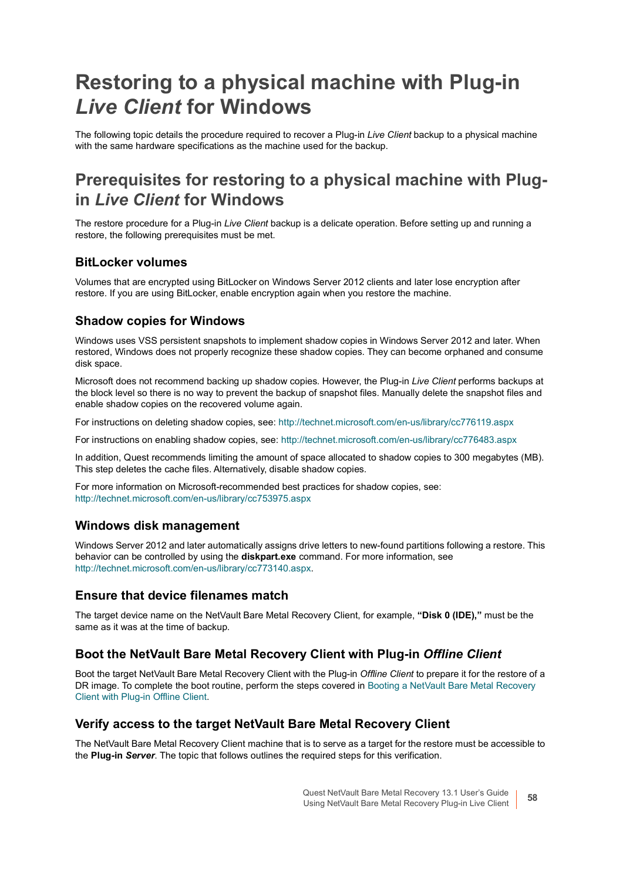# Restoring to a physical machine with Plug-in *Live Client* for Windows

The following topic details the procedure required to recover a Plug-in *Live Client* backup to a physical machine with the same hardware specifications as the machine used for the backup.

## Prerequisites for restoring to a physical machine with Plug-in *Live Client* for Windows

The restore procedure for a Plug-in *Live Client* backup is a delicate operation. Before setting up and running a restore, the following prerequisites must be met.

### BitLocker volumes

Volumes that are encrypted using BitLocker on Windows Server 2012 clients and later lose encryption after restore. If you are using BitLocker, enable encryption again when you restore the machine.

### Shadow copies for Windows

Windows uses VSS persistent snapshots to implement shadow copies in Windows Server 2012 and later. When restored, Windows does not properly recognize these shadow copies. They can become orphaned and consume disk space.

Microsoft does not recommend backing up shadow copies. However, the Plug-in *Live Client* performs backups at the block level so there is no way to prevent the backup of snapshot files. Manually delete the snapshot files and enable shadow copies on the recovered volume again.

For instructions on deleting shadow copies, see: http://technet.microsoft.com/en-us/library/cc776119.aspx

For instructions on enabling shadow copies, see: http://technet.microsoft.com/en-us/library/cc776483.aspx

In addition, Quest recommends limiting the amount of space allocated to shadow copies to 300 megabytes (MB). This step deletes the cache files. Alternatively, disable shadow copies.

For more information on Microsoft-recommended best practices for shadow copies, see: http://technet.microsoft.com/en-us/library/cc753975.aspx

### Windows disk management

Windows Server 2012 and later automatically assigns drive letters to new-found partitions following a restore. This behavior can be controlled by using the **diskpart.exe** command. For more information, see http://technet.microsoft.com/en-us/library/cc773140.aspx.

### Ensure that device filenames match

The target device name on the NetVault Bare Metal Recovery Client, for example, **"Disk 0 (IDE),"** must be the same as it was at the time of backup.

### Boot the NetVault Bare Metal Recovery Client with Plug-in *Offline Client*

Boot the target NetVault Bare Metal Recovery Client with the Plug-in *Offline Client* to prepare it for the restore of a DR image. To complete the boot routine, perform the steps covered in Booting a NetVault Bare Metal Recovery Client with Plug-in Offline Client.

### Verify access to the target NetVault Bare Metal Recovery Client

The NetVault Bare Metal Recovery Client machine that is to serve as a target for the restore must be accessible to the **Plug-in *Server***. The topic that follows outlines the required steps for this verification.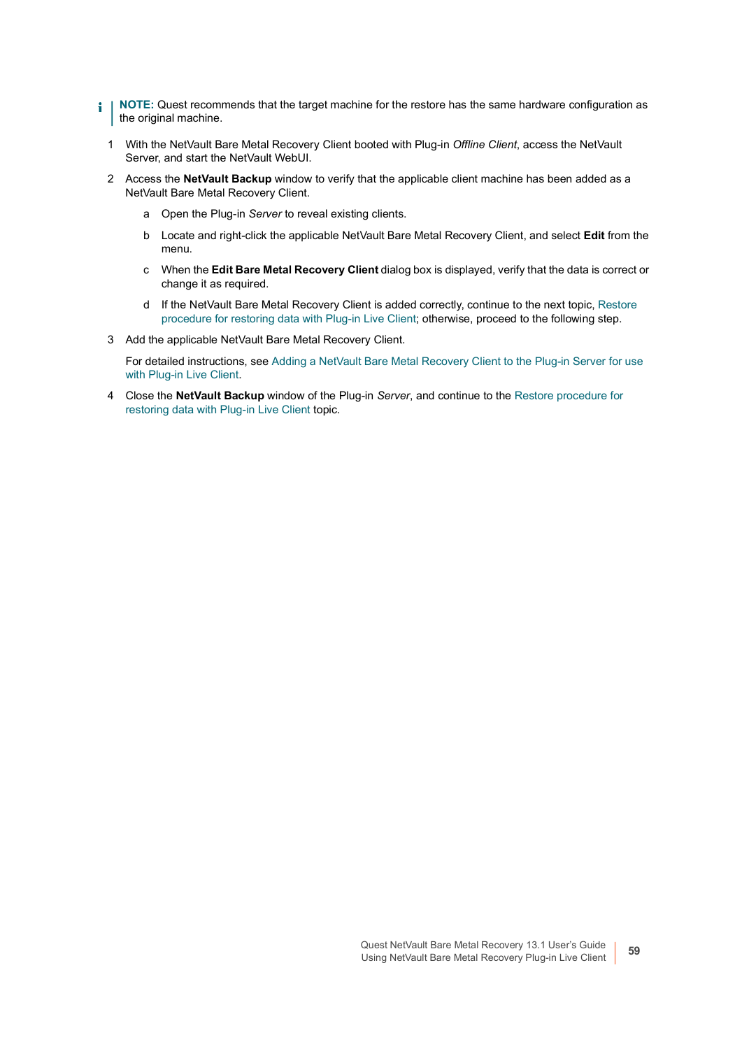**NOTE:** Quest recommends that the target machine for the restore has the same hardware configuration as the original machine.

1. With the NetVault Bare Metal Recovery Client booted with Plug-in *Offline Client*, access the NetVault Server, and start the NetVault WebUI.
2. Access the **NetVault Backup** window to verify that the applicable client machine has been added as a NetVault Bare Metal Recovery Client.
   a. Open the Plug-in *Server* to reveal existing clients.
   b. Locate and right-click the applicable NetVault Bare Metal Recovery Client, and select **Edit** from the menu.
   c. When the **Edit Bare Metal Recovery Client** dialog box is displayed, verify that the data is correct or change it as required.
   d. If the NetVault Bare Metal Recovery Client is added correctly, continue to the next topic, Restore procedure for restoring data with Plug-in Live Client; otherwise, proceed to the following step.
3. Add the applicable NetVault Bare Metal Recovery Client.

   For detailed instructions, see Adding a NetVault Bare Metal Recovery Client to the Plug-in Server for use with Plug-in Live Client.
4. Close the **NetVault Backup** window of the Plug-in *Server*, and continue to the Restore procedure for restoring data with Plug-in Live Client topic.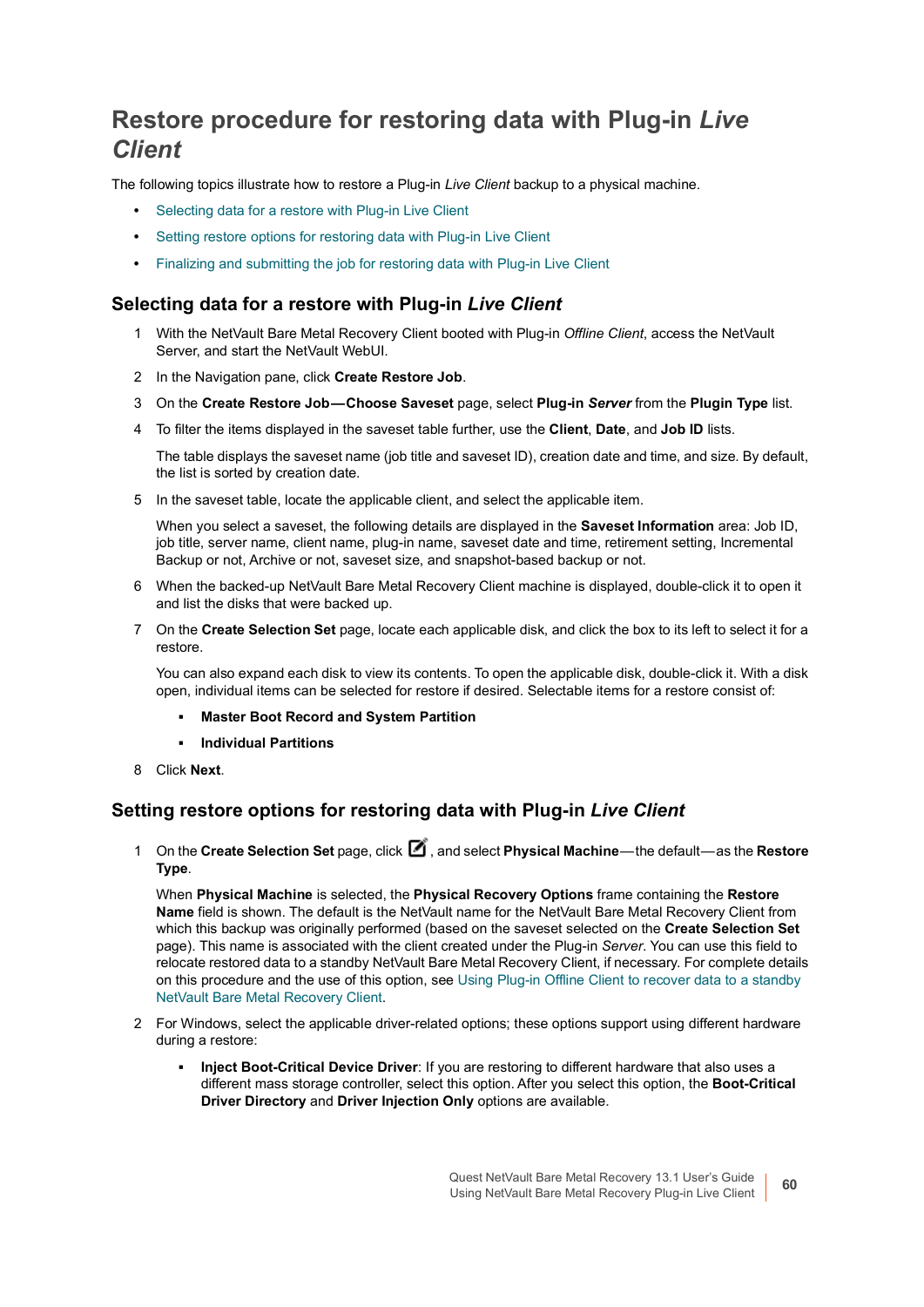# Restore procedure for restoring data with Plug-in *Live Client*

The following topics illustrate how to restore a Plug-in *Live Client* backup to a physical machine.

- Selecting data for a restore with Plug-in Live Client
- Setting restore options for restoring data with Plug-in Live Client
- Finalizing and submitting the job for restoring data with Plug-in Live Client

## Selecting data for a restore with Plug-in *Live Client*

1. With the NetVault Bare Metal Recovery Client booted with Plug-in *Offline Client*, access the NetVault Server, and start the NetVault WebUI.
2. In the Navigation pane, click **Create Restore Job**.
3. On the **Create Restore Job—Choose Saveset** page, select **Plug-in *Server*** from the **Plugin Type** list.
4. To filter the items displayed in the saveset table further, use the **Client**, **Date**, and **Job ID** lists.

   The table displays the saveset name (job title and saveset ID), creation date and time, and size. By default, the list is sorted by creation date.
5. In the saveset table, locate the applicable client, and select the applicable item.

   When you select a saveset, the following details are displayed in the **Saveset Information** area: Job ID, job title, server name, client name, plug-in name, saveset date and time, retirement setting, Incremental Backup or not, Archive or not, saveset size, and snapshot-based backup or not.
6. When the backed-up NetVault Bare Metal Recovery Client machine is displayed, double-click it to open it and list the disks that were backed up.
7. On the **Create Selection Set** page, locate each applicable disk, and click the box to its left to select it for a restore.

   You can also expand each disk to view its contents. To open the applicable disk, double-click it. With a disk open, individual items can be selected for restore if desired. Selectable items for a restore consist of:
   - **Master Boot Record and System Partition**
   - **Individual Partitions**
8. Click **Next**.

## Setting restore options for restoring data with Plug-in *Live Client*

1. On the **Create Selection Set** page, click the edit icon, and select **Physical Machine**—the default—as the **Restore Type**.

   When **Physical Machine** is selected, the **Physical Recovery Options** frame containing the **Restore Name** field is shown. The default is the NetVault name for the NetVault Bare Metal Recovery Client from which this backup was originally performed (based on the saveset selected on the **Create Selection Set** page). This name is associated with the client created under the Plug-in *Server*. You can use this field to relocate restored data to a standby NetVault Bare Metal Recovery Client, if necessary. For complete details on this procedure and the use of this option, see Using Plug-in Offline Client to recover data to a standby NetVault Bare Metal Recovery Client.
2. For Windows, select the applicable driver-related options; these options support using different hardware during a restore:
   - **Inject Boot-Critical Device Driver**: If you are restoring to different hardware that also uses a different mass storage controller, select this option. After you select this option, the **Boot-Critical Driver Directory** and **Driver Injection Only** options are available.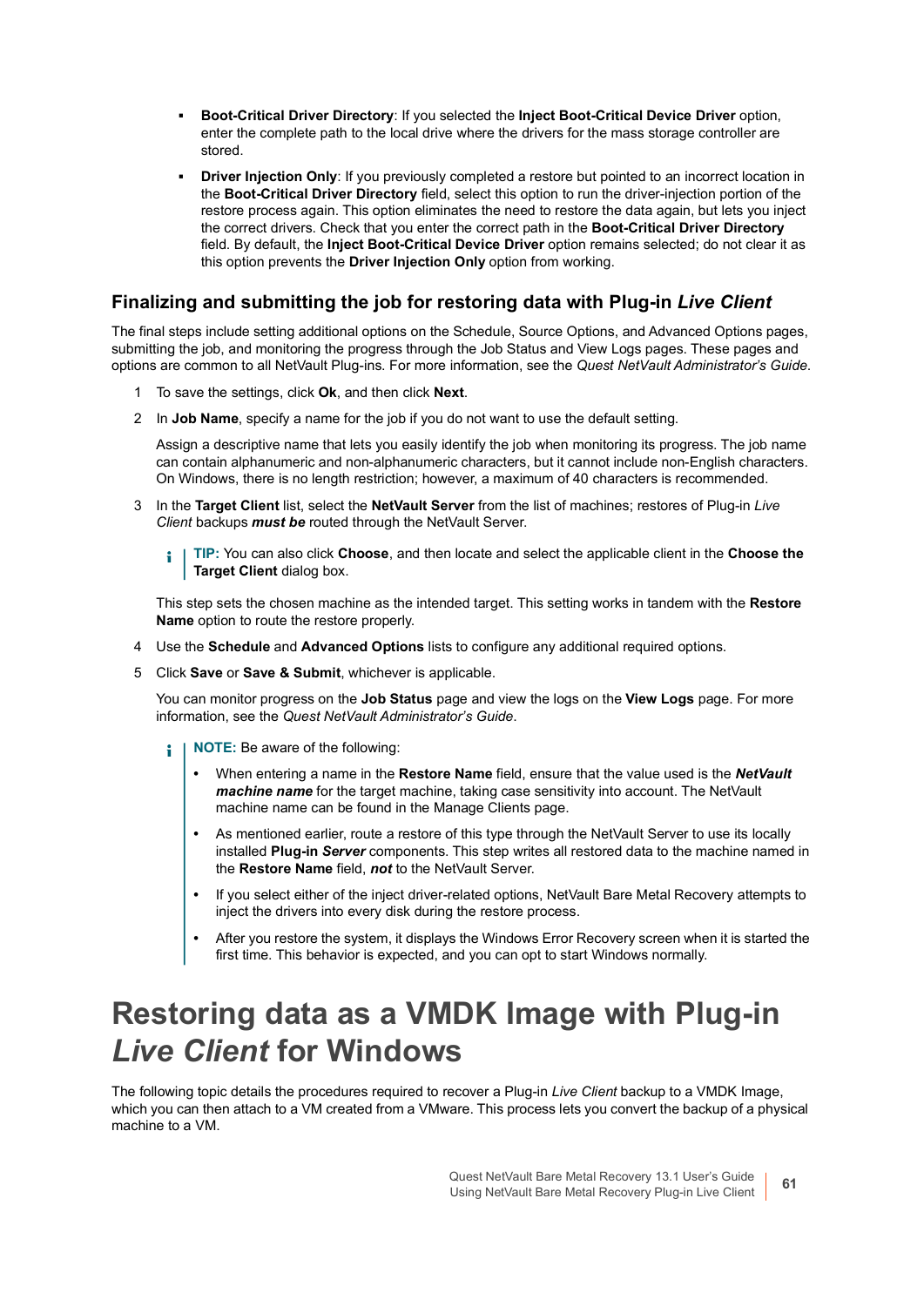- **Boot-Critical Driver Directory**: If you selected the **Inject Boot-Critical Device Driver** option, enter the complete path to the local drive where the drivers for the mass storage controller are stored.
- **Driver Injection Only**: If you previously completed a restore but pointed to an incorrect location in the **Boot-Critical Driver Directory** field, select this option to run the driver-injection portion of the restore process again. This option eliminates the need to restore the data again, but lets you inject the correct drivers. Check that you enter the correct path in the **Boot-Critical Driver Directory** field. By default, the **Inject Boot-Critical Device Driver** option remains selected; do not clear it as this option prevents the **Driver Injection Only** option from working.

### Finalizing and submitting the job for restoring data with Plug-in *Live Client*

The final steps include setting additional options on the Schedule, Source Options, and Advanced Options pages, submitting the job, and monitoring the progress through the Job Status and View Logs pages. These pages and options are common to all NetVault Plug-ins. For more information, see the *Quest NetVault Administrator's Guide*.

1. To save the settings, click **Ok**, and then click **Next**.
2. In **Job Name**, specify a name for the job if you do not want to use the default setting.

   Assign a descriptive name that lets you easily identify the job when monitoring its progress. The job name can contain alphanumeric and non-alphanumeric characters, but it cannot include non-English characters. On Windows, there is no length restriction; however, a maximum of 40 characters is recommended.
3. In the **Target Client** list, select the **NetVault Server** from the list of machines; restores of Plug-in *Live Client* backups ***must be*** routed through the NetVault Server.

   > **TIP:** You can also click **Choose**, and then locate and select the applicable client in the **Choose the Target Client** dialog box.

   This step sets the chosen machine as the intended target. This setting works in tandem with the **Restore Name** option to route the restore properly.
4. Use the **Schedule** and **Advanced Options** lists to configure any additional required options.
5. Click **Save** or **Save & Submit**, whichever is applicable.

   You can monitor progress on the **Job Status** page and view the logs on the **View Logs** page. For more information, see the *Quest NetVault Administrator's Guide*.

   > **NOTE:** Be aware of the following:
   >
   > - When entering a name in the **Restore Name** field, ensure that the value used is the ***NetVault machine name*** for the target machine, taking case sensitivity into account. The NetVault machine name can be found in the Manage Clients page.
   > - As mentioned earlier, route a restore of this type through the NetVault Server to use its locally installed **Plug-in *Server*** components. This step writes all restored data to the machine named in the **Restore Name** field, ***not*** to the NetVault Server.
   > - If you select either of the inject driver-related options, NetVault Bare Metal Recovery attempts to inject the drivers into every disk during the restore process.
   > - After you restore the system, it displays the Windows Error Recovery screen when it is started the first time. This behavior is expected, and you can opt to start Windows normally.

# Restoring data as a VMDK Image with Plug-in *Live Client* for Windows

The following topic details the procedures required to recover a Plug-in *Live Client* backup to a VMDK Image, which you can then attach to a VM created from a VMware. This process lets you convert the backup of a physical machine to a VM.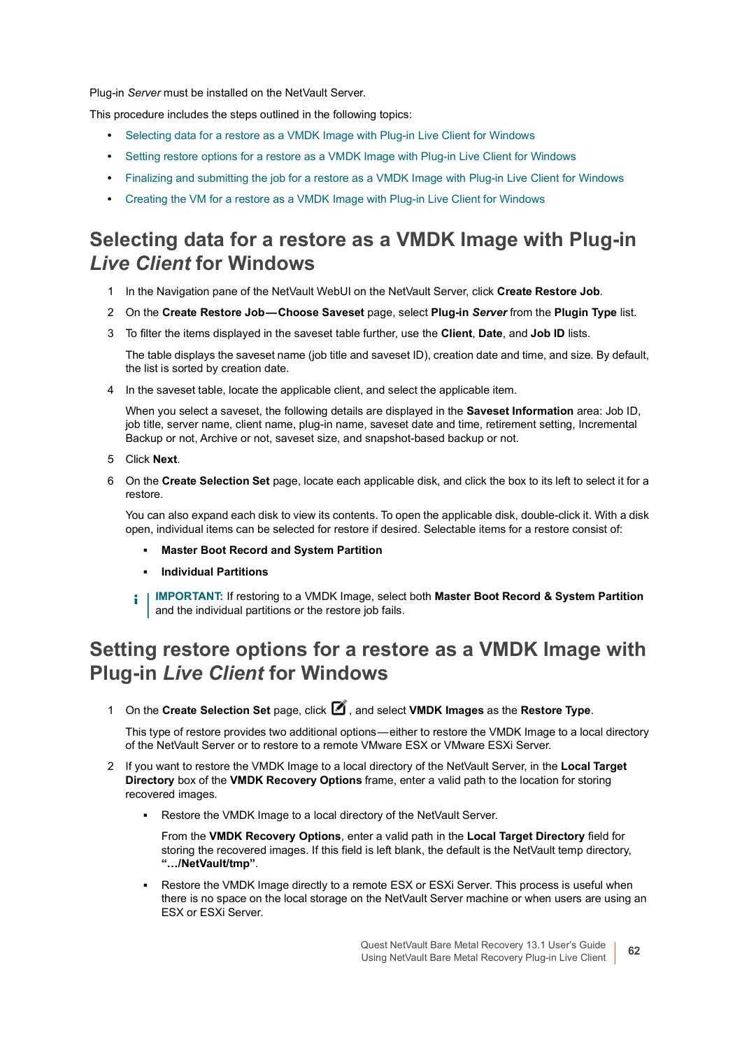Plug-in *Server* must be installed on the NetVault Server.

This procedure includes the steps outlined in the following topics:

- Selecting data for a restore as a VMDK Image with Plug-in Live Client for Windows
- Setting restore options for a restore as a VMDK Image with Plug-in Live Client for Windows
- Finalizing and submitting the job for a restore as a VMDK Image with Plug-in Live Client for Windows
- Creating the VM for a restore as a VMDK Image with Plug-in Live Client for Windows

## Selecting data for a restore as a VMDK Image with Plug-in *Live Client* for Windows

1. In the Navigation pane of the NetVault WebUI on the NetVault Server, click **Create Restore Job**.
2. On the **Create Restore Job—Choose Saveset** page, select **Plug-in *Server*** from the **Plugin Type** list.
3. To filter the items displayed in the saveset table further, use the **Client**, **Date**, and **Job ID** lists.

   The table displays the saveset name (job title and saveset ID), creation date and time, and size. By default, the list is sorted by creation date.
4. In the saveset table, locate the applicable client, and select the applicable item.

   When you select a saveset, the following details are displayed in the **Saveset Information** area: Job ID, job title, server name, client name, plug-in name, saveset date and time, retirement setting, Incremental Backup or not, Archive or not, saveset size, and snapshot-based backup or not.
5. Click **Next**.
6. On the **Create Selection Set** page, locate each applicable disk, and click the box to its left to select it for a restore.

   You can also expand each disk to view its contents. To open the applicable disk, double-click it. With a disk open, individual items can be selected for restore if desired. Selectable items for a restore consist of:

   - **Master Boot Record and System Partition**
   - **Individual Partitions**

   **IMPORTANT:** If restoring to a VMDK Image, select both **Master Boot Record & System Partition** and the individual partitions or the restore job fails.

## Setting restore options for a restore as a VMDK Image with Plug-in *Live Client* for Windows

1. On the **Create Selection Set** page, click [edit icon], and select **VMDK Images** as the **Restore Type**.

   This type of restore provides two additional options—either to restore the VMDK Image to a local directory of the NetVault Server or to restore to a remote VMware ESX or VMware ESXi Server.
2. If you want to restore the VMDK Image to a local directory of the NetVault Server, in the **Local Target Directory** box of the **VMDK Recovery Options** frame, enter a valid path to the location for storing recovered images.

   - Restore the VMDK Image to a local directory of the NetVault Server.

     From the **VMDK Recovery Options**, enter a valid path in the **Local Target Directory** field for storing the recovered images. If this field is left blank, the default is the NetVault temp directory, **"…/NetVault/tmp"**.
   - Restore the VMDK Image directly to a remote ESX or ESXi Server. This process is useful when there is no space on the local storage on the NetVault Server machine or when users are using an ESX or ESXi Server.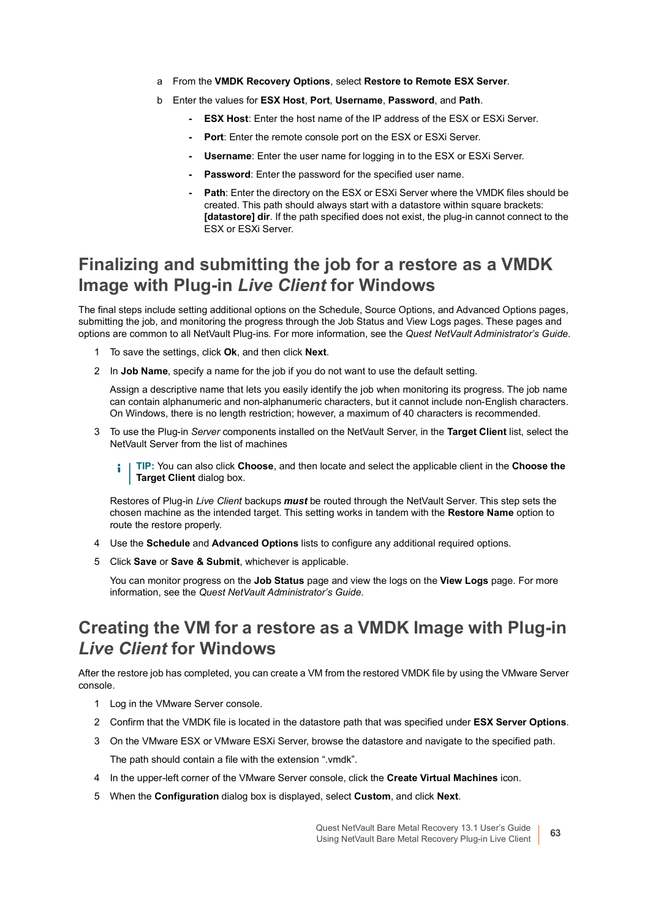a. From the **VMDK Recovery Options**, select **Restore to Remote ESX Server**.

b. Enter the values for **ESX Host**, **Port**, **Username**, **Password**, and **Path**.

   - **ESX Host**: Enter the host name of the IP address of the ESX or ESXi Server.
   - **Port**: Enter the remote console port on the ESX or ESXi Server.
   - **Username**: Enter the user name for logging in to the ESX or ESXi Server.
   - **Password**: Enter the password for the specified user name.
   - **Path**: Enter the directory on the ESX or ESXi Server where the VMDK files should be created. This path should always start with a datastore within square brackets: **[datastore] dir**. If the path specified does not exist, the plug-in cannot connect to the ESX or ESXi Server.

## Finalizing and submitting the job for a restore as a VMDK Image with Plug-in *Live Client* for Windows

The final steps include setting additional options on the Schedule, Source Options, and Advanced Options pages, submitting the job, and monitoring the progress through the Job Status and View Logs pages. These pages and options are common to all NetVault Plug-ins. For more information, see the *Quest NetVault Administrator's Guide*.

1. To save the settings, click **Ok**, and then click **Next**.
2. In **Job Name**, specify a name for the job if you do not want to use the default setting.

   Assign a descriptive name that lets you easily identify the job when monitoring its progress. The job name can contain alphanumeric and non-alphanumeric characters, but it cannot include non-English characters. On Windows, there is no length restriction; however, a maximum of 40 characters is recommended.

3. To use the Plug-in *Server* components installed on the NetVault Server, in the **Target Client** list, select the NetVault Server from the list of machines

   **TIP:** You can also click **Choose**, and then locate and select the applicable client in the **Choose the Target Client** dialog box.

   Restores of Plug-in *Live Client* backups ***must*** be routed through the NetVault Server. This step sets the chosen machine as the intended target. This setting works in tandem with the **Restore Name** option to route the restore properly.

4. Use the **Schedule** and **Advanced Options** lists to configure any additional required options.
5. Click **Save** or **Save & Submit**, whichever is applicable.

   You can monitor progress on the **Job Status** page and view the logs on the **View Logs** page. For more information, see the *Quest NetVault Administrator's Guide*.

## Creating the VM for a restore as a VMDK Image with Plug-in *Live Client* for Windows

After the restore job has completed, you can create a VM from the restored VMDK file by using the VMware Server console.

1. Log in the VMware Server console.
2. Confirm that the VMDK file is located in the datastore path that was specified under **ESX Server Options**.
3. On the VMware ESX or VMware ESXi Server, browse the datastore and navigate to the specified path.

   The path should contain a file with the extension ".vmdk".

4. In the upper-left corner of the VMware Server console, click the **Create Virtual Machines** icon.
5. When the **Configuration** dialog box is displayed, select **Custom**, and click **Next**.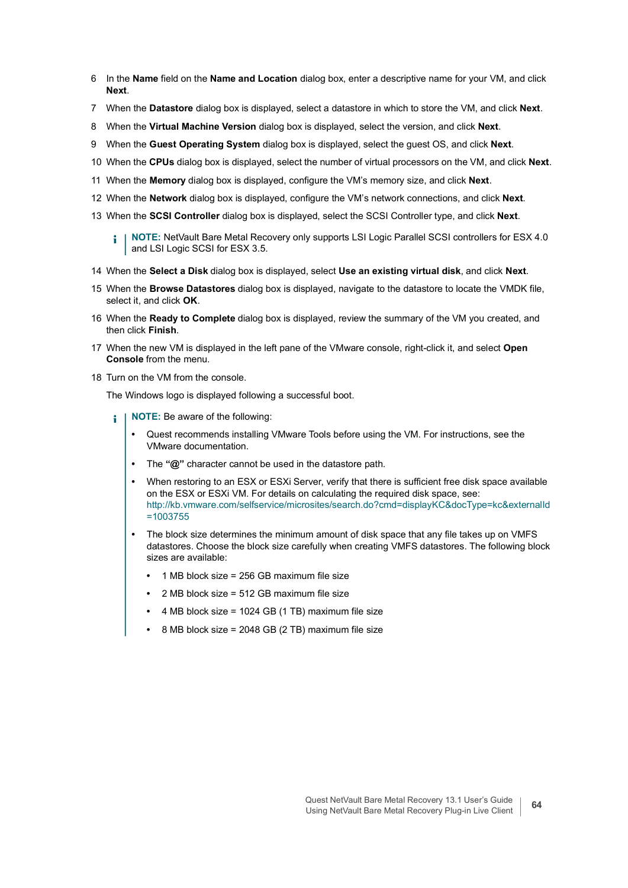6 In the **Name** field on the **Name and Location** dialog box, enter a descriptive name for your VM, and click **Next**.

7 When the **Datastore** dialog box is displayed, select a datastore in which to store the VM, and click **Next**.

8 When the **Virtual Machine Version** dialog box is displayed, select the version, and click **Next**.

9 When the **Guest Operating System** dialog box is displayed, select the guest OS, and click **Next**.

10 When the **CPUs** dialog box is displayed, select the number of virtual processors on the VM, and click **Next**.

11 When the **Memory** dialog box is displayed, configure the VM's memory size, and click **Next**.

12 When the **Network** dialog box is displayed, configure the VM's network connections, and click **Next**.

13 When the **SCSI Controller** dialog box is displayed, select the SCSI Controller type, and click **Next**.

> **NOTE:** NetVault Bare Metal Recovery only supports LSI Logic Parallel SCSI controllers for ESX 4.0 and LSI Logic SCSI for ESX 3.5.

14 When the **Select a Disk** dialog box is displayed, select **Use an existing virtual disk**, and click **Next**.

15 When the **Browse Datastores** dialog box is displayed, navigate to the datastore to locate the VMDK file, select it, and click **OK**.

16 When the **Ready to Complete** dialog box is displayed, review the summary of the VM you created, and then click **Finish**.

17 When the new VM is displayed in the left pane of the VMware console, right-click it, and select **Open Console** from the menu.

18 Turn on the VM from the console.

The Windows logo is displayed following a successful boot.

> **NOTE:** Be aware of the following:
>
> - Quest recommends installing VMware Tools before using the VM. For instructions, see the VMware documentation.
> - The **"@"** character cannot be used in the datastore path.
> - When restoring to an ESX or ESXi Server, verify that there is sufficient free disk space available on the ESX or ESXi VM. For details on calculating the required disk space, see: http://kb.vmware.com/selfservice/microsites/search.do?cmd=displayKC&docType=kc&externalId=1003755
> - The block size determines the minimum amount of disk space that any file takes up on VMFS datastores. Choose the block size carefully when creating VMFS datastores. The following block sizes are available:
>   - 1 MB block size = 256 GB maximum file size
>   - 2 MB block size = 512 GB maximum file size
>   - 4 MB block size = 1024 GB (1 TB) maximum file size
>   - 8 MB block size = 2048 GB (2 TB) maximum file size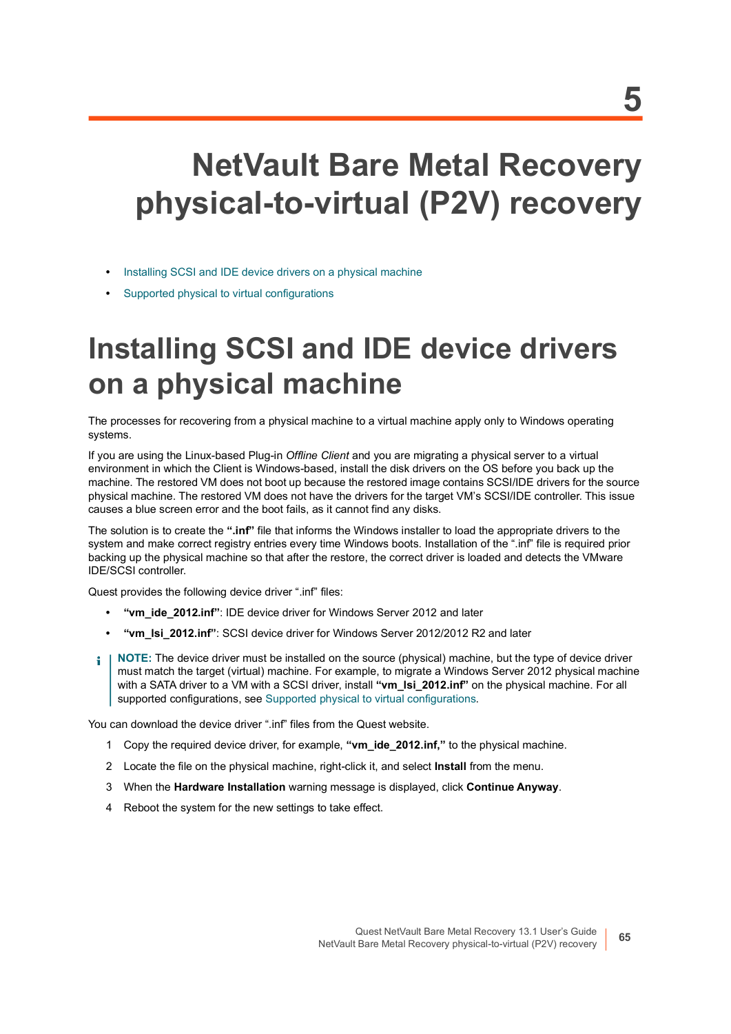# 5

# NetVault Bare Metal Recovery physical-to-virtual (P2V) recovery

- Installing SCSI and IDE device drivers on a physical machine
- Supported physical to virtual configurations

## Installing SCSI and IDE device drivers on a physical machine

The processes for recovering from a physical machine to a virtual machine apply only to Windows operating systems.

If you are using the Linux-based Plug-in *Offline Client* and you are migrating a physical server to a virtual environment in which the Client is Windows-based, install the disk drivers on the OS before you back up the machine. The restored VM does not boot up because the restored image contains SCSI/IDE drivers for the source physical machine. The restored VM does not have the drivers for the target VM's SCSI/IDE controller. This issue causes a blue screen error and the boot fails, as it cannot find any disks.

The solution is to create the **".inf"** file that informs the Windows installer to load the appropriate drivers to the system and make correct registry entries every time Windows boots. Installation of the ".inf" file is required prior backing up the physical machine so that after the restore, the correct driver is loaded and detects the VMware IDE/SCSI controller.

Quest provides the following device driver ".inf" files:

- **"vm_ide_2012.inf"**: IDE device driver for Windows Server 2012 and later
- **"vm_lsi_2012.inf"**: SCSI device driver for Windows Server 2012/2012 R2 and later

> **NOTE:** The device driver must be installed on the source (physical) machine, but the type of device driver must match the target (virtual) machine. For example, to migrate a Windows Server 2012 physical machine with a SATA driver to a VM with a SCSI driver, install **"vm_lsi_2012.inf"** on the physical machine. For all supported configurations, see Supported physical to virtual configurations.

You can download the device driver ".inf" files from the Quest website.

1. Copy the required device driver, for example, **"vm_ide_2012.inf,"** to the physical machine.
2. Locate the file on the physical machine, right-click it, and select **Install** from the menu.
3. When the **Hardware Installation** warning message is displayed, click **Continue Anyway**.
4. Reboot the system for the new settings to take effect.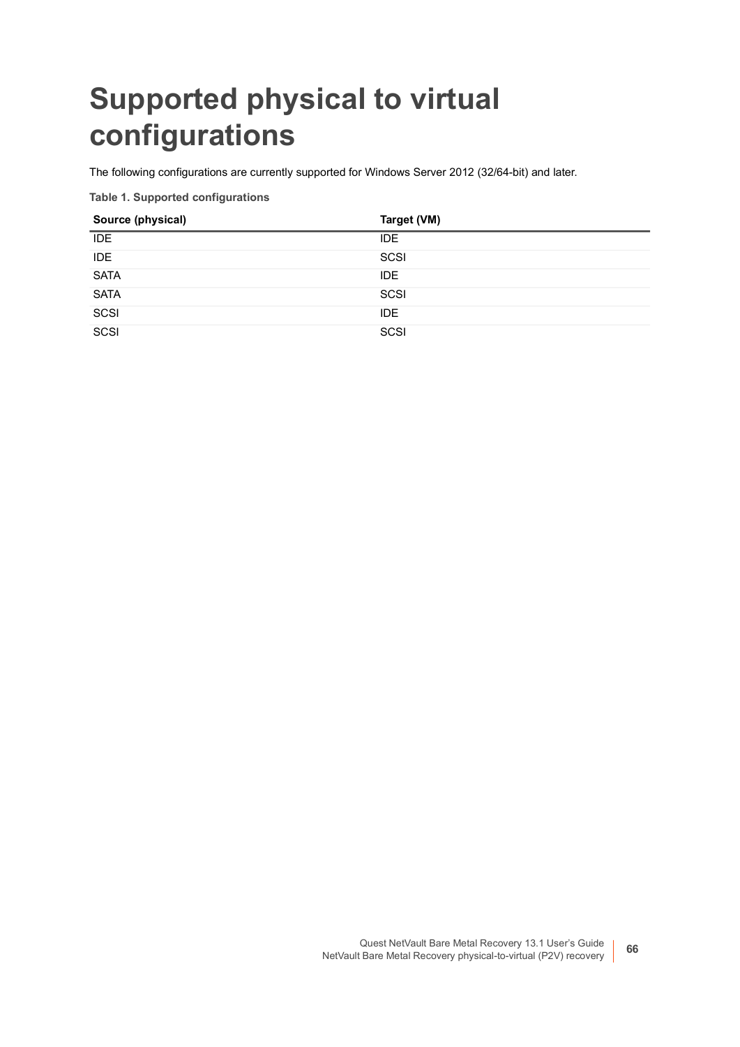# Supported physical to virtual configurations

The following configurations are currently supported for Windows Server 2012 (32/64-bit) and later.

**Table 1. Supported configurations**

| Source (physical) | Target (VM) |
| --- | --- |
| IDE | IDE |
| IDE | SCSI |
| SATA | IDE |
| SATA | SCSI |
| SCSI | IDE |
| SCSI | SCSI |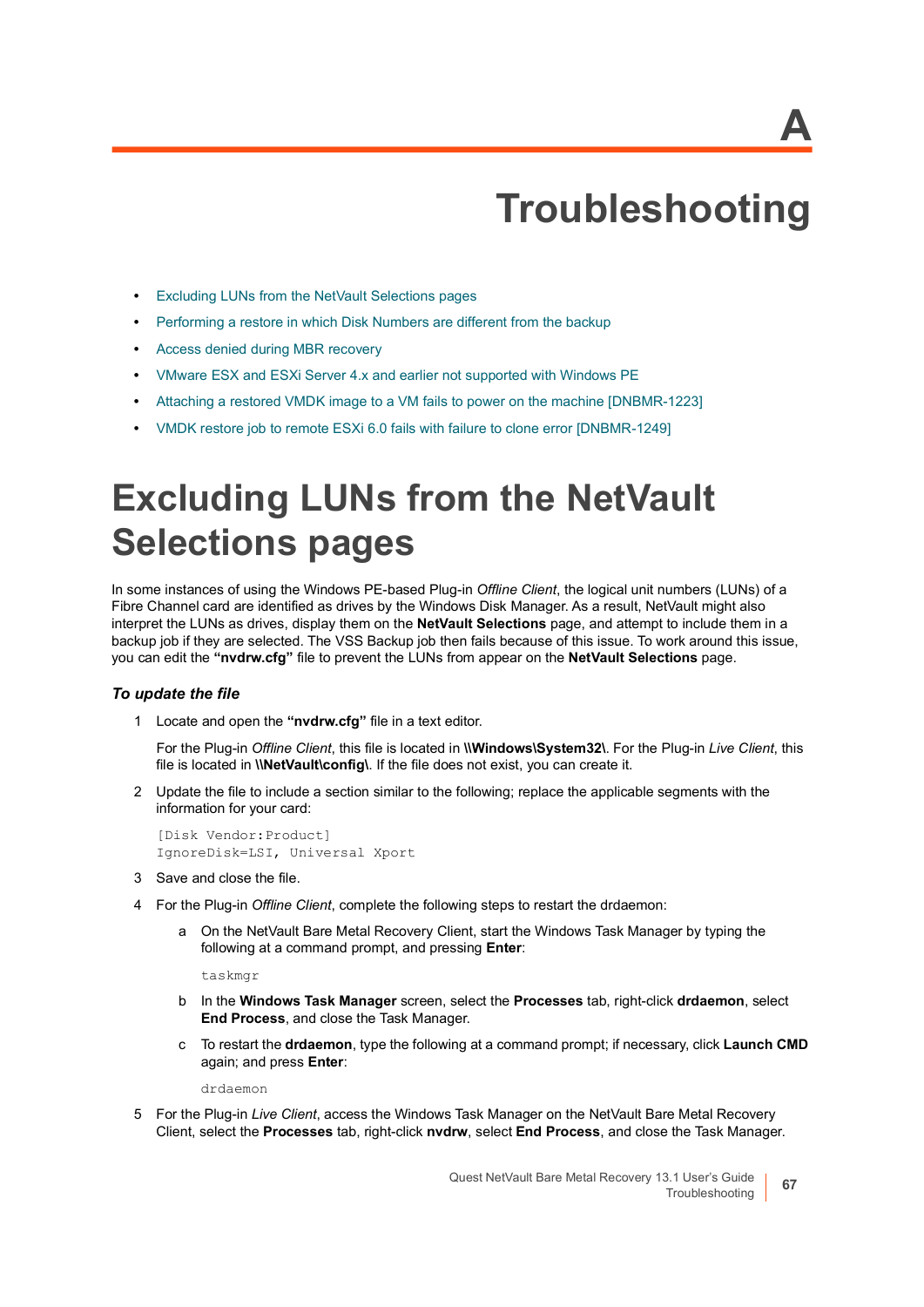# A

# Troubleshooting

- Excluding LUNs from the NetVault Selections pages
- Performing a restore in which Disk Numbers are different from the backup
- Access denied during MBR recovery
- VMware ESX and ESXi Server 4.x and earlier not supported with Windows PE
- Attaching a restored VMDK image to a VM fails to power on the machine [DNBMR-1223]
- VMDK restore job to remote ESXi 6.0 fails with failure to clone error [DNBMR-1249]

## Excluding LUNs from the NetVault Selections pages

In some instances of using the Windows PE-based Plug-in *Offline Client*, the logical unit numbers (LUNs) of a Fibre Channel card are identified as drives by the Windows Disk Manager. As a result, NetVault might also interpret the LUNs as drives, display them on the **NetVault Selections** page, and attempt to include them in a backup job if they are selected. The VSS Backup job then fails because of this issue. To work around this issue, you can edit the **"nvdrw.cfg"** file to prevent the LUNs from appear on the **NetVault Selections** page.

### *To update the file*

1. Locate and open the **"nvdrw.cfg"** file in a text editor.

   For the Plug-in *Offline Client*, this file is located in **\\Windows\System32\**. For the Plug-in *Live Client*, this file is located in **\\NetVault\config\**. If the file does not exist, you can create it.

2. Update the file to include a section similar to the following; replace the applicable segments with the information for your card:

   ```
   [Disk Vendor:Product]
   IgnoreDisk=LSI, Universal Xport
   ```

3. Save and close the file.

4. For the Plug-in *Offline Client*, complete the following steps to restart the drdaemon:

   a. On the NetVault Bare Metal Recovery Client, start the Windows Task Manager by typing the following at a command prompt, and pressing **Enter**:

      ```
      taskmgr
      ```

   b. In the **Windows Task Manager** screen, select the **Processes** tab, right-click **drdaemon**, select **End Process**, and close the Task Manager.

   c. To restart the **drdaemon**, type the following at a command prompt; if necessary, click **Launch CMD** again; and press **Enter**:

      ```
      drdaemon
      ```

5. For the Plug-in *Live Client*, access the Windows Task Manager on the NetVault Bare Metal Recovery Client, select the **Processes** tab, right-click **nvdrw**, select **End Process**, and close the Task Manager.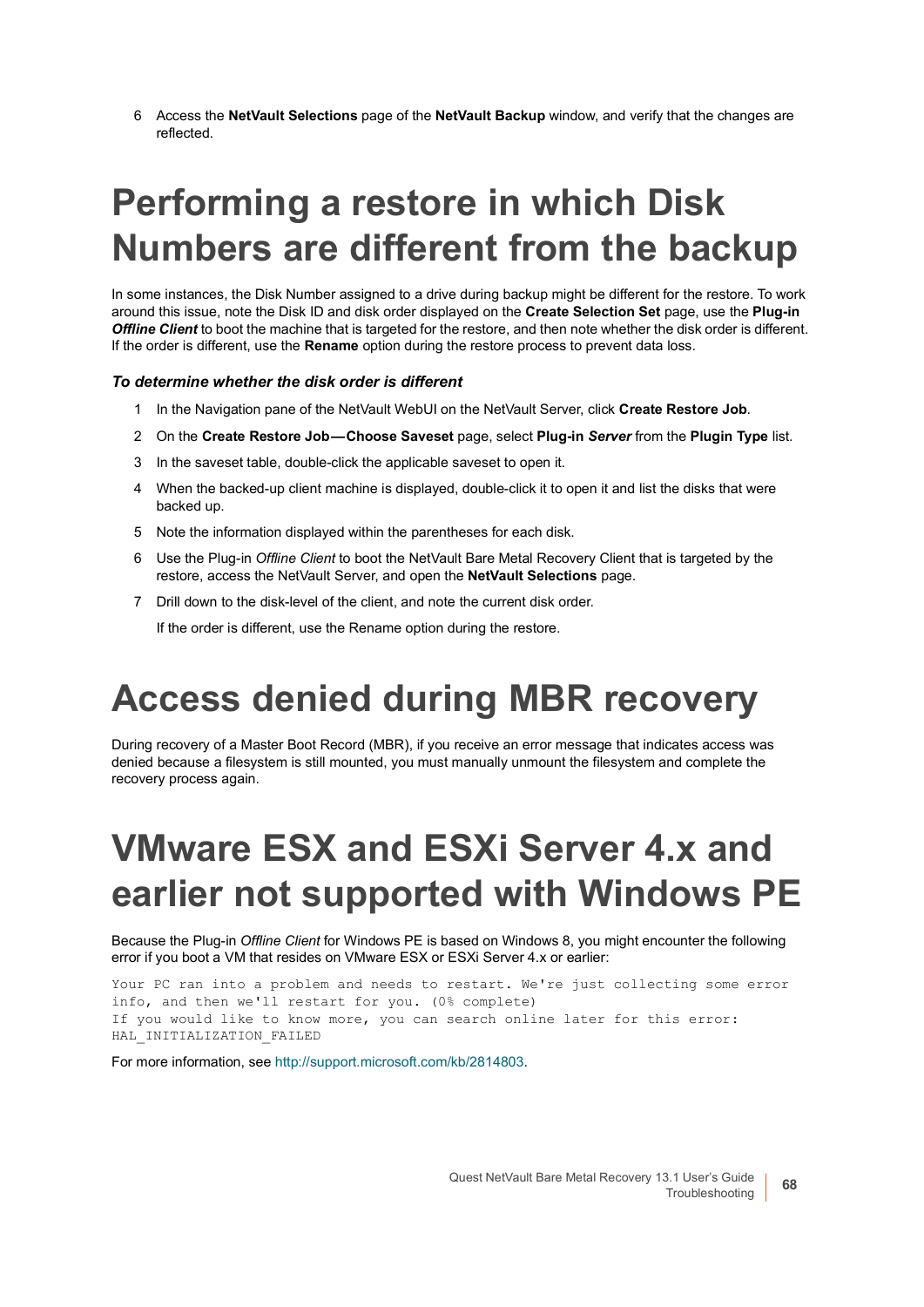6 Access the **NetVault Selections** page of the **NetVault Backup** window, and verify that the changes are reflected.

# Performing a restore in which Disk Numbers are different from the backup

In some instances, the Disk Number assigned to a drive during backup might be different for the restore. To work around this issue, note the Disk ID and disk order displayed on the **Create Selection Set** page, use the **Plug-in** ***Offline Client*** to boot the machine that is targeted for the restore, and then note whether the disk order is different. If the order is different, use the **Rename** option during the restore process to prevent data loss.

### *To determine whether the disk order is different*

1. In the Navigation pane of the NetVault WebUI on the NetVault Server, click **Create Restore Job**.
2. On the **Create Restore Job—Choose Saveset** page, select **Plug-in** ***Server*** from the **Plugin Type** list.
3. In the saveset table, double-click the applicable saveset to open it.
4. When the backed-up client machine is displayed, double-click it to open it and list the disks that were backed up.
5. Note the information displayed within the parentheses for each disk.
6. Use the Plug-in *Offline Client* to boot the NetVault Bare Metal Recovery Client that is targeted by the restore, access the NetVault Server, and open the **NetVault Selections** page.
7. Drill down to the disk-level of the client, and note the current disk order.

   If the order is different, use the Rename option during the restore.

# Access denied during MBR recovery

During recovery of a Master Boot Record (MBR), if you receive an error message that indicates access was denied because a filesystem is still mounted, you must manually unmount the filesystem and complete the recovery process again.

# VMware ESX and ESXi Server 4.x and earlier not supported with Windows PE

Because the Plug-in *Offline Client* for Windows PE is based on Windows 8, you might encounter the following error if you boot a VM that resides on VMware ESX or ESXi Server 4.x or earlier:

```
Your PC ran into a problem and needs to restart. We're just collecting some error
info, and then we'll restart for you. (0% complete)
If you would like to know more, you can search online later for this error:
HAL_INITIALIZATION_FAILED
```

For more information, see http://support.microsoft.com/kb/2814803.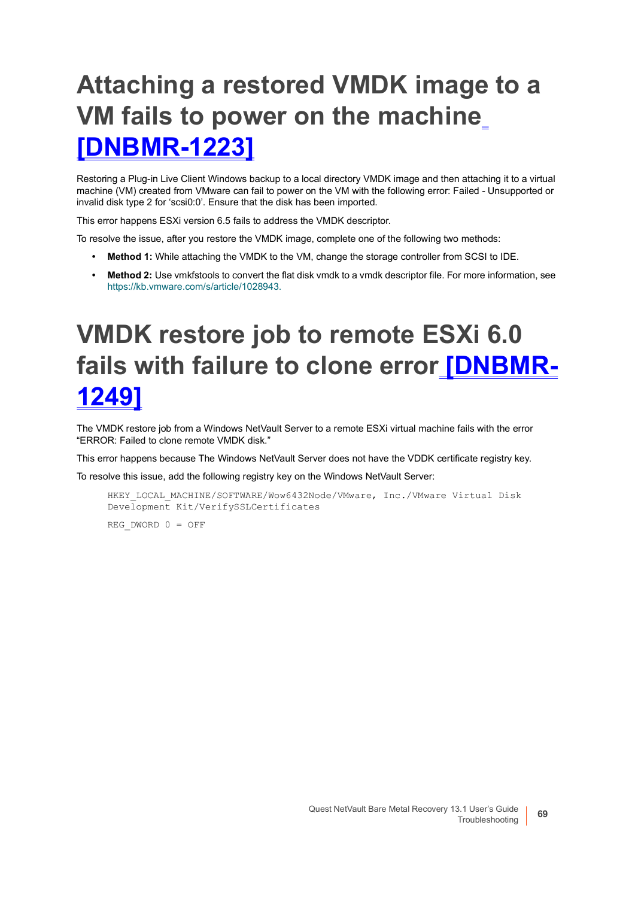# Attaching a restored VMDK image to a VM fails to power on the machine [DNBMR-1223]

Restoring a Plug-in Live Client Windows backup to a local directory VMDK image and then attaching it to a virtual machine (VM) created from VMware can fail to power on the VM with the following error: Failed - Unsupported or invalid disk type 2 for 'scsi0:0'. Ensure that the disk has been imported.

This error happens ESXi version 6.5 fails to address the VMDK descriptor.

To resolve the issue, after you restore the VMDK image, complete one of the following two methods:

- **Method 1:** While attaching the VMDK to the VM, change the storage controller from SCSI to IDE.
- **Method 2:** Use vmkfstools to convert the flat disk vmdk to a vmdk descriptor file. For more information, see https://kb.vmware.com/s/article/1028943.

# VMDK restore job to remote ESXi 6.0 fails with failure to clone error [DNBMR-1249]

The VMDK restore job from a Windows NetVault Server to a remote ESXi virtual machine fails with the error "ERROR: Failed to clone remote VMDK disk."

This error happens because The Windows NetVault Server does not have the VDDK certificate registry key.

To resolve this issue, add the following registry key on the Windows NetVault Server:

```
HKEY_LOCAL_MACHINE/SOFTWARE/Wow6432Node/VMware, Inc./VMware Virtual Disk
Development Kit/VerifySSLCertificates
```

```
REG_DWORD 0 = OFF
```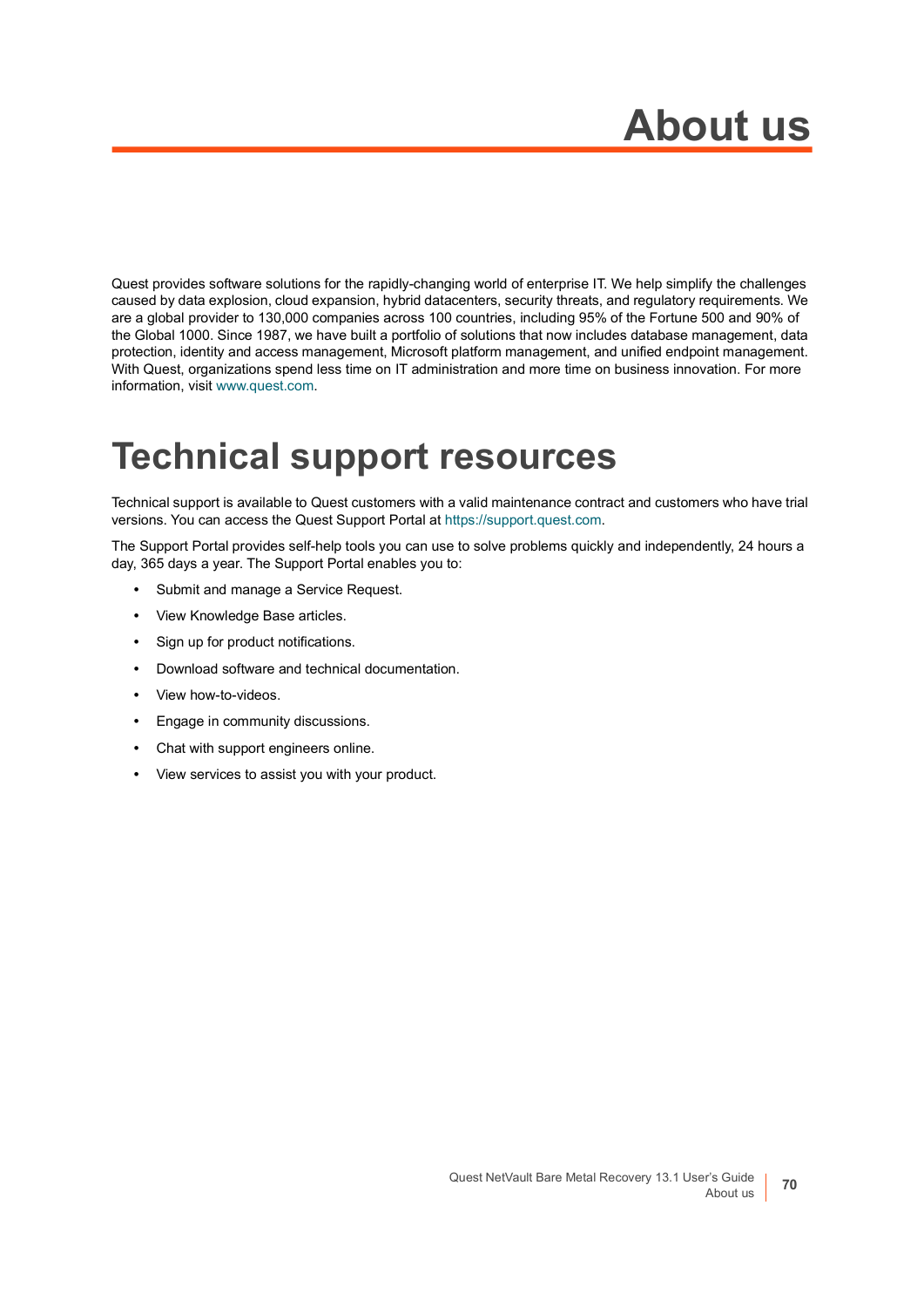# About us

Quest provides software solutions for the rapidly-changing world of enterprise IT. We help simplify the challenges caused by data explosion, cloud expansion, hybrid datacenters, security threats, and regulatory requirements. We are a global provider to 130,000 companies across 100 countries, including 95% of the Fortune 500 and 90% of the Global 1000. Since 1987, we have built a portfolio of solutions that now includes database management, data protection, identity and access management, Microsoft platform management, and unified endpoint management. With Quest, organizations spend less time on IT administration and more time on business innovation. For more information, visit www.quest.com.

# Technical support resources

Technical support is available to Quest customers with a valid maintenance contract and customers who have trial versions. You can access the Quest Support Portal at https://support.quest.com.

The Support Portal provides self-help tools you can use to solve problems quickly and independently, 24 hours a day, 365 days a year. The Support Portal enables you to:

- Submit and manage a Service Request.
- View Knowledge Base articles.
- Sign up for product notifications.
- Download software and technical documentation.
- View how-to-videos.
- Engage in community discussions.
- Chat with support engineers online.
- View services to assist you with your product.